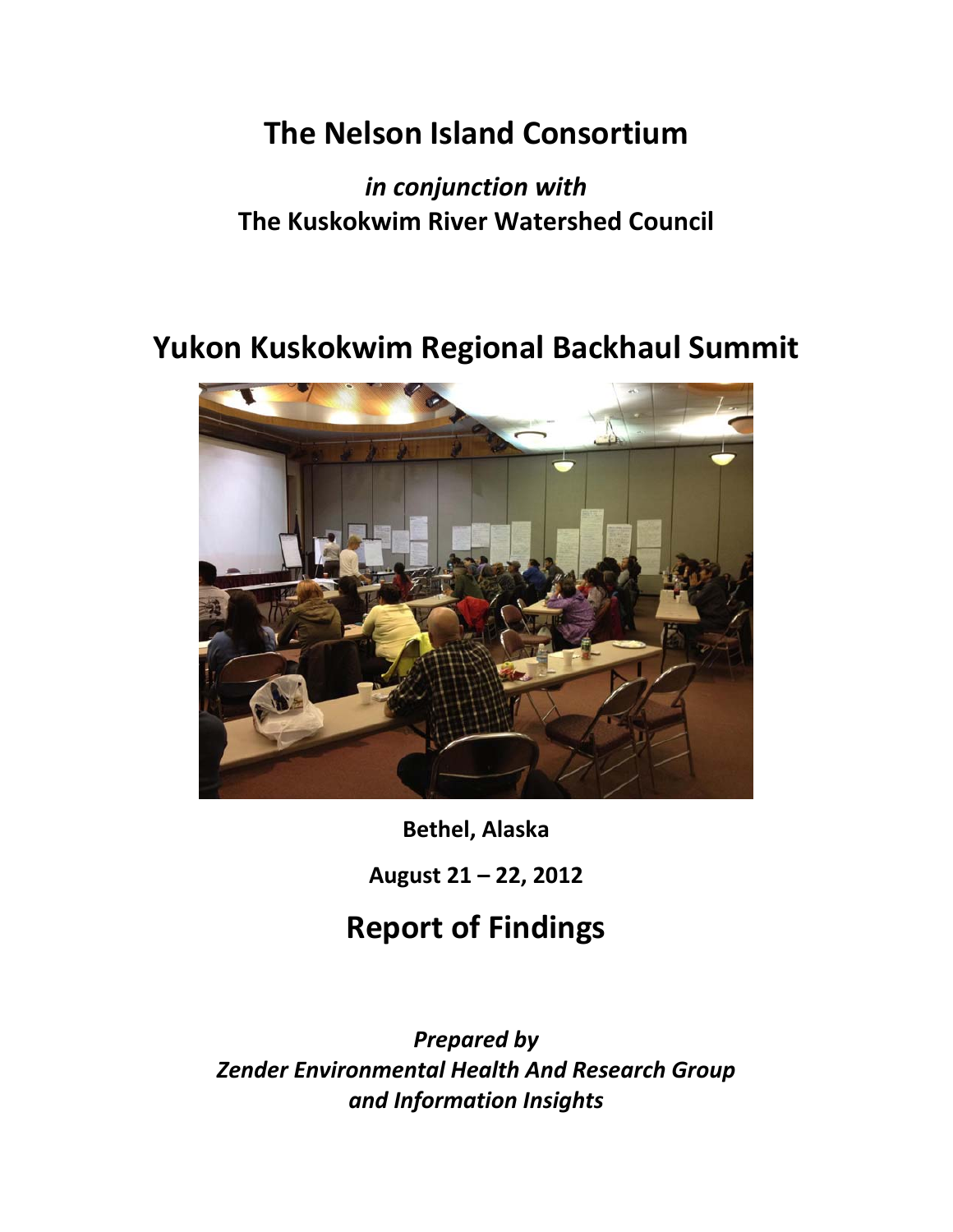# The Nelson Island Consortium

*in conjunction with*

**The Kuskokwim River Watershed Council**

# Yukon Kuskokwim Regional Backhaul Summit

**Bethel, Alaska**

**August 21 – 22, 2012**

## Report of Findings

***Prepared by***
***Zender Environmental Health And Research Group***
***and Information Insights***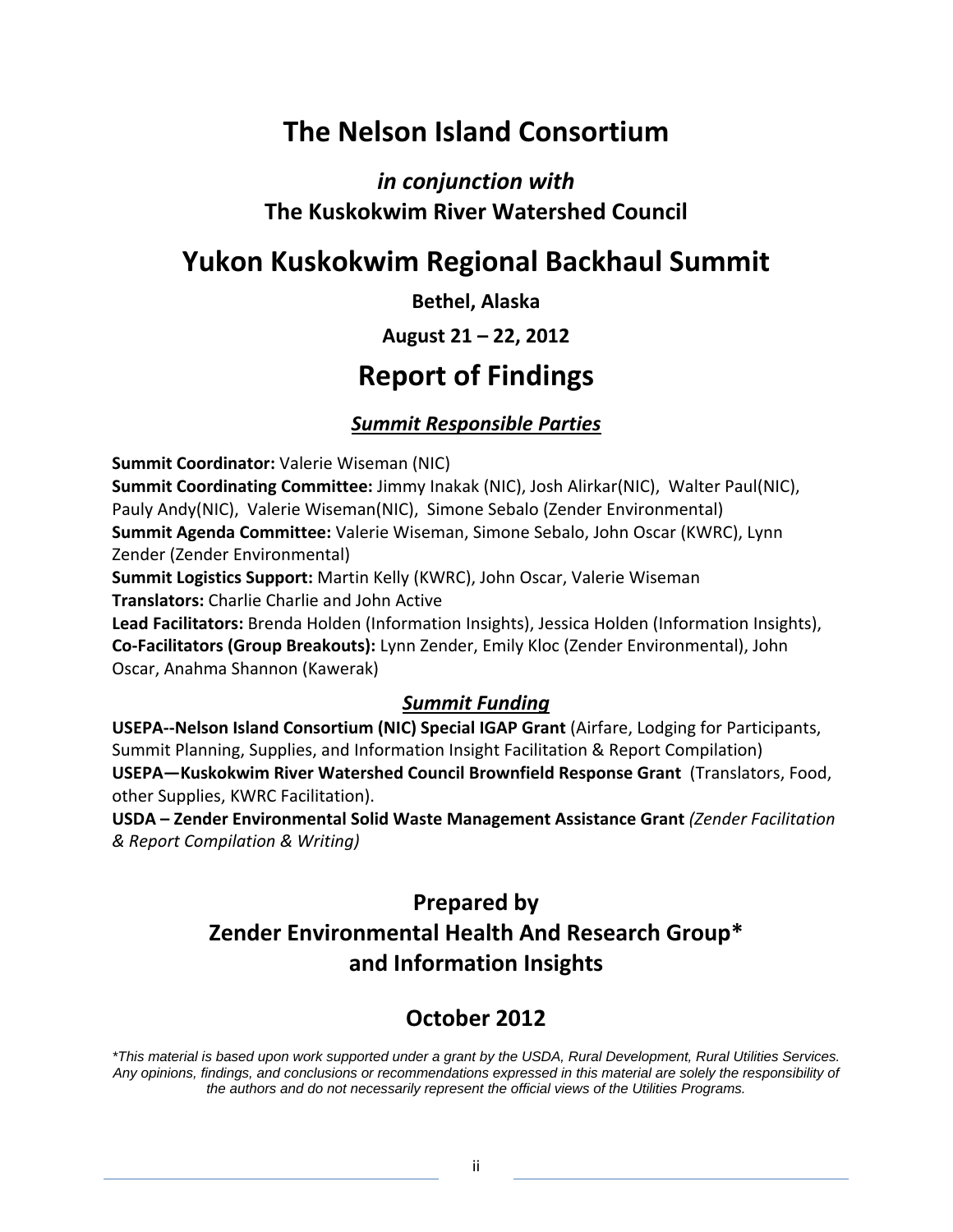# The Nelson Island Consortium

### *in conjunction with*

### The Kuskokwim River Watershed Council

# Yukon Kuskokwim Regional Backhaul Summit

**Bethel, Alaska**

**August 21 – 22, 2012**

# Report of Findings

### ***Summit Responsible Parties***

**Summit Coordinator:** Valerie Wiseman (NIC)
**Summit Coordinating Committee:** Jimmy Inakak (NIC), Josh Alirkar(NIC), Walter Paul(NIC), Pauly Andy(NIC), Valerie Wiseman(NIC), Simone Sebalo (Zender Environmental)
**Summit Agenda Committee:** Valerie Wiseman, Simone Sebalo, John Oscar (KWRC), Lynn Zender (Zender Environmental)
**Summit Logistics Support:** Martin Kelly (KWRC), John Oscar, Valerie Wiseman
**Translators:** Charlie Charlie and John Active
**Lead Facilitators:** Brenda Holden (Information Insights), Jessica Holden (Information Insights),
**Co-Facilitators (Group Breakouts):** Lynn Zender, Emily Kloc (Zender Environmental), John Oscar, Anahma Shannon (Kawerak)

### ***Summit Funding***

**USEPA--Nelson Island Consortium (NIC) Special IGAP Grant** (Airfare, Lodging for Participants, Summit Planning, Supplies, and Information Insight Facilitation & Report Compilation)
**USEPA—Kuskokwim River Watershed Council Brownfield Response Grant** (Translators, Food, other Supplies, KWRC Facilitation).
**USDA – Zender Environmental Solid Waste Management Assistance Grant** *(Zender Facilitation & Report Compilation & Writing)*

## Prepared by
## Zender Environmental Health And Research Group*
## and Information Insights

## October 2012

*\*This material is based upon work supported under a grant by the USDA, Rural Development, Rural Utilities Services. Any opinions, findings, and conclusions or recommendations expressed in this material are solely the responsibility of the authors and do not necessarily represent the official views of the Utilities Programs.*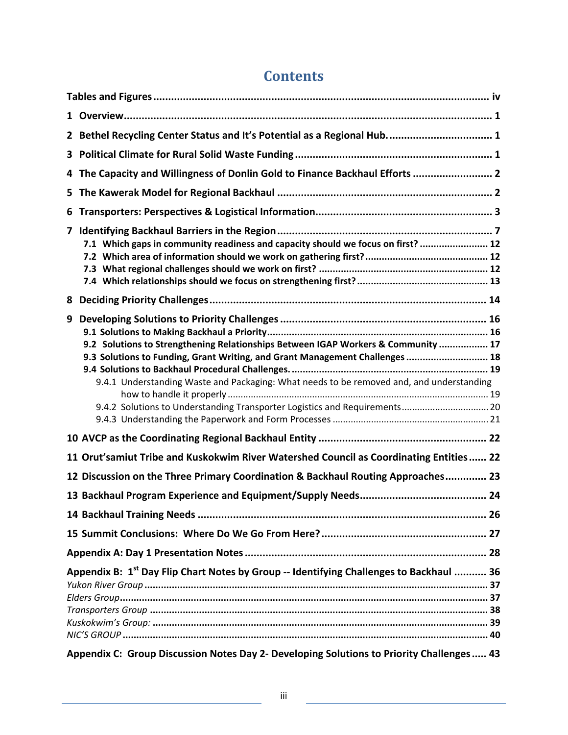# Contents

**Tables and Figures** ..... iv

**1 Overview** ..... 1

**2 Bethel Recycling Center Status and It's Potential as a Regional Hub.** ..... 1

**3 Political Climate for Rural Solid Waste Funding** ..... 1

**4 The Capacity and Willingness of Donlin Gold to Finance Backhaul Efforts** ..... 2

**5 The Kawerak Model for Regional Backhaul** ..... 2

**6 Transporters: Perspectives & Logistical Information** ..... 3

**7 Identifying Backhaul Barriers in the Region** ..... 7

- **7.1 Which gaps in community readiness and capacity should we focus on first?** ..... 12
- **7.2 Which area of information should we work on gathering first?** ..... 12
- **7.3 What regional challenges should we work on first?** ..... 12
- **7.4 Which relationships should we focus on strengthening first?** ..... 13

**8 Deciding Priority Challenges** ..... 14

**9 Developing Solutions to Priority Challenges** ..... 16

- **9.1 Solutions to Making Backhaul a Priority** ..... 16
- **9.2 Solutions to Strengthening Relationships Between IGAP Workers & Community** ..... 17
- **9.3 Solutions to Funding, Grant Writing, and Grant Management Challenges** ..... 18
- **9.4 Solutions to Backhaul Procedural Challenges.** ..... 19
  - 9.4.1 Understanding Waste and Packaging: What needs to be removed and, and understanding how to handle it properly ..... 19
  - 9.4.2 Solutions to Understanding Transporter Logistics and Requirements ..... 20
  - 9.4.3 Understanding the Paperwork and Form Processes ..... 21

**10 AVCP as the Coordinating Regional Backhaul Entity** ..... 22

**11 Orut'samiut Tribe and Kuskokwim River Watershed Council as Coordinating Entities** ..... 22

**12 Discussion on the Three Primary Coordination & Backhaul Routing Approaches** ..... 23

**13 Backhaul Program Experience and Equipment/Supply Needs** ..... 24

**14 Backhaul Training Needs** ..... 26

**15 Summit Conclusions: Where Do We Go From Here?** ..... 27

**Appendix A: Day 1 Presentation Notes** ..... 28

**Appendix B: 1st Day Flip Chart Notes by Group -- Identifying Challenges to Backhaul** ..... 36

- *Yukon River Group* ..... 37
- *Elders Group* ..... 37
- *Transporters Group* ..... 38
- *Kuskokwim's Group:* ..... 39
- *NIC'S GROUP* ..... 40

**Appendix C: Group Discussion Notes Day 2- Developing Solutions to Priority Challenges** ..... 43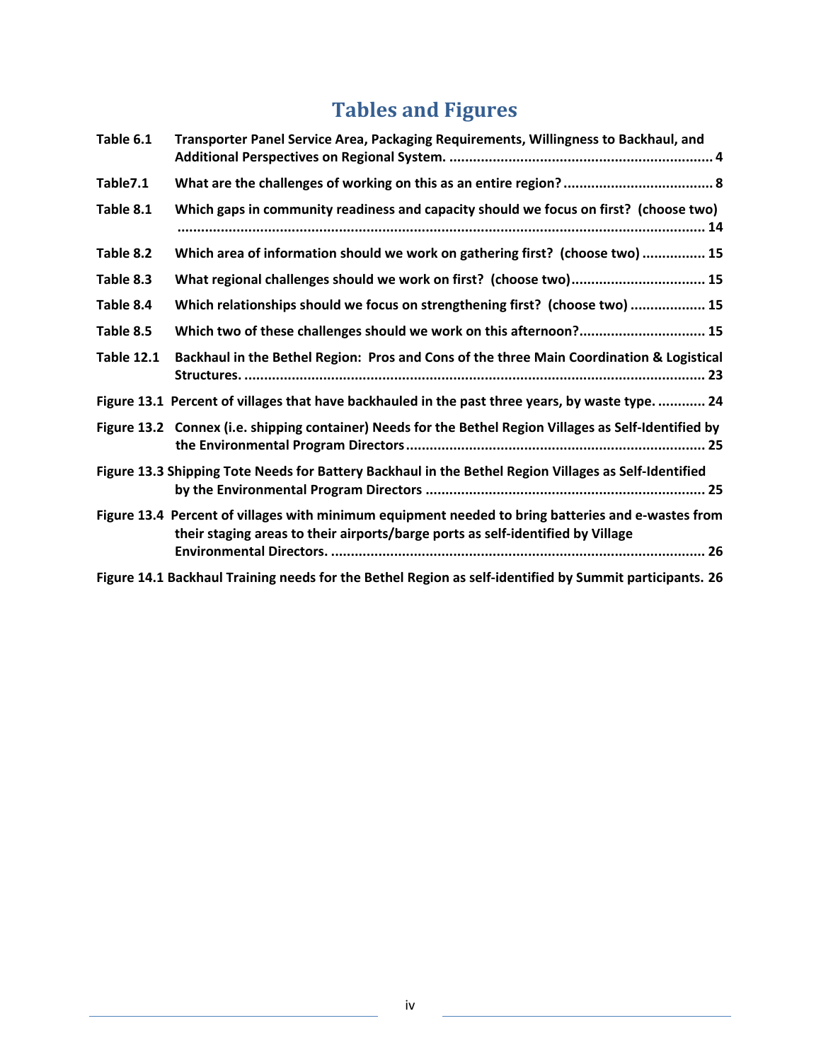# Tables and Figures

**Table 6.1** **Transporter Panel Service Area, Packaging Requirements, Willingness to Backhaul, and Additional Perspectives on Regional System. .................................................................. 4**

**Table7.1** **What are the challenges of working on this as an entire region? ..................................... 8**

**Table 8.1** **Which gaps in community readiness and capacity should we focus on first? (choose two) ..................................................................................................................................... 14**

**Table 8.2** **Which area of information should we work on gathering first? (choose two) ................ 15**

**Table 8.3** **What regional challenges should we work on first? (choose two)................................. 15**

**Table 8.4** **Which relationships should we focus on strengthening first? (choose two) ................... 15**

**Table 8.5** **Which two of these challenges should we work on this afternoon?................................ 15**

**Table 12.1** **Backhaul in the Bethel Region: Pros and Cons of the three Main Coordination & Logistical Structures. .................................................................................................................... 23**

**Figure 13.1** **Percent of villages that have backhauled in the past three years, by waste type. ............ 24**

**Figure 13.2** **Connex (i.e. shipping container) Needs for the Bethel Region Villages as Self-Identified by the Environmental Program Directors........................................................................... 25**

**Figure 13.3** **Shipping Tote Needs for Battery Backhaul in the Bethel Region Villages as Self-Identified by the Environmental Program Directors ...................................................................... 25**

**Figure 13.4** **Percent of villages with minimum equipment needed to bring batteries and e-wastes from their staging areas to their airports/barge ports as self-identified by Village Environmental Directors. ............................................................................................... 26**

**Figure 14.1** **Backhaul Training needs for the Bethel Region as self-identified by Summit participants. 26**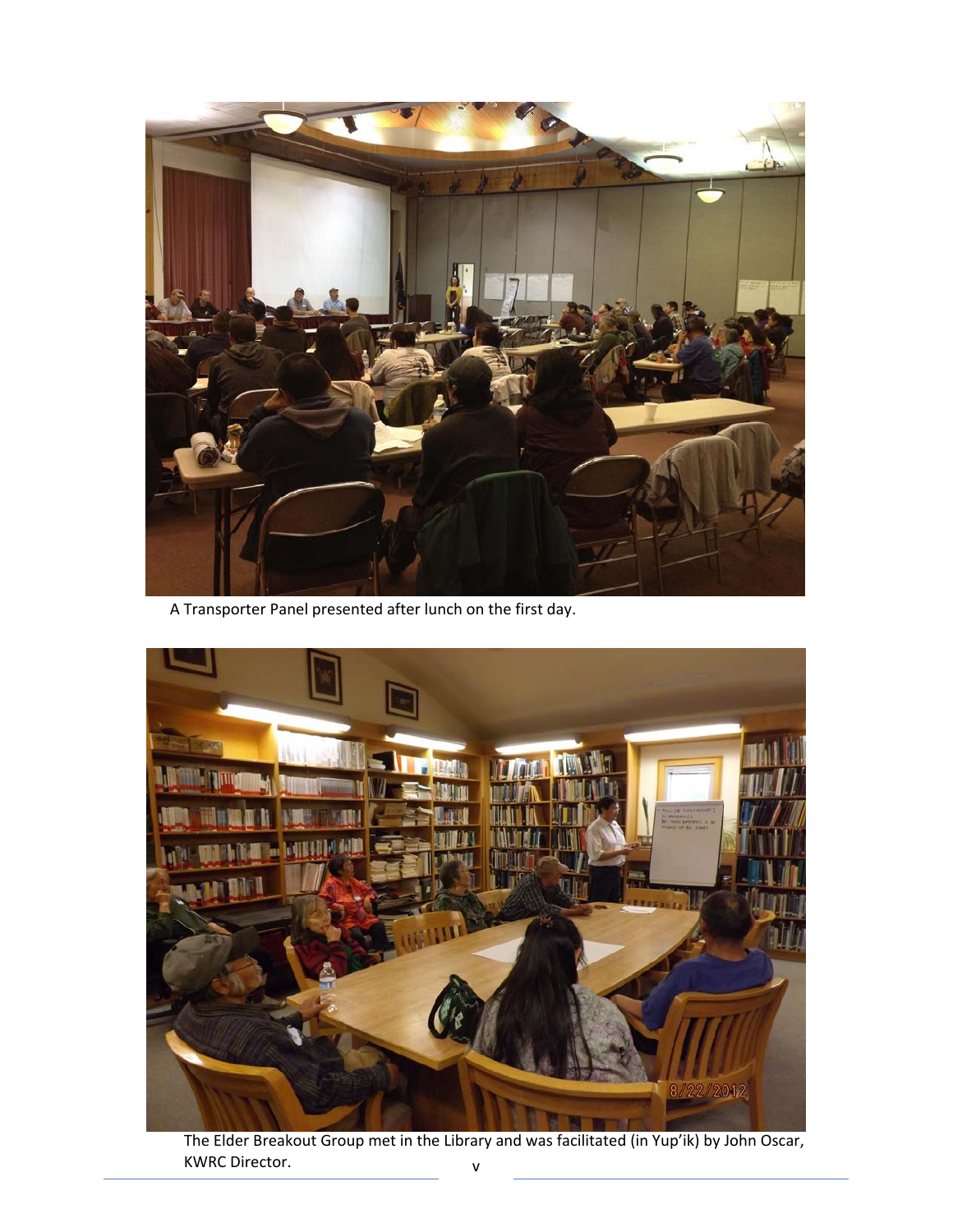A Transporter Panel presented after lunch on the first day.

The Elder Breakout Group met in the Library and was facilitated (in Yup'ik) by John Oscar, KWRC Director.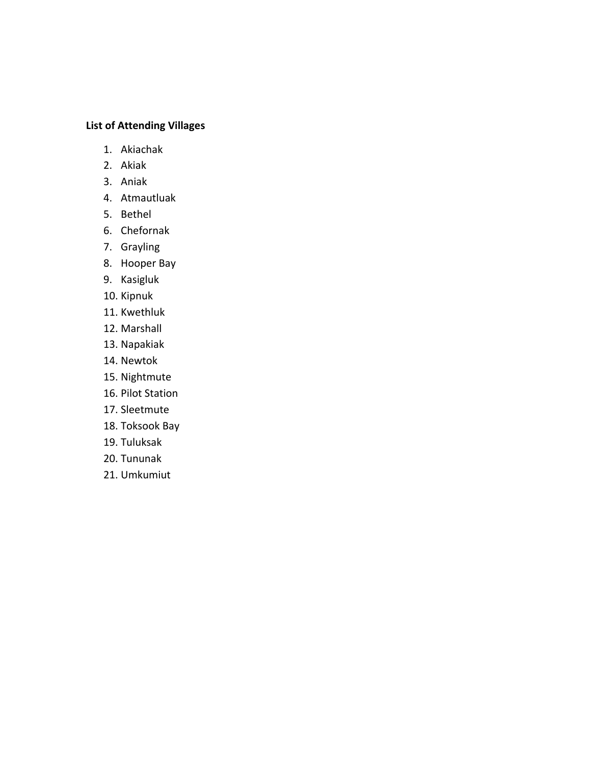**List of Attending Villages**

1. Akiachak
2. Akiak
3. Aniak
4. Atmautluak
5. Bethel
6. Chefornak
7. Grayling
8. Hooper Bay
9. Kasigluk
10. Kipnuk
11. Kwethluk
12. Marshall
13. Napakiak
14. Newtok
15. Nightmute
16. Pilot Station
17. Sleetmute
18. Toksook Bay
19. Tuluksak
20. Tununak
21. Umkumiut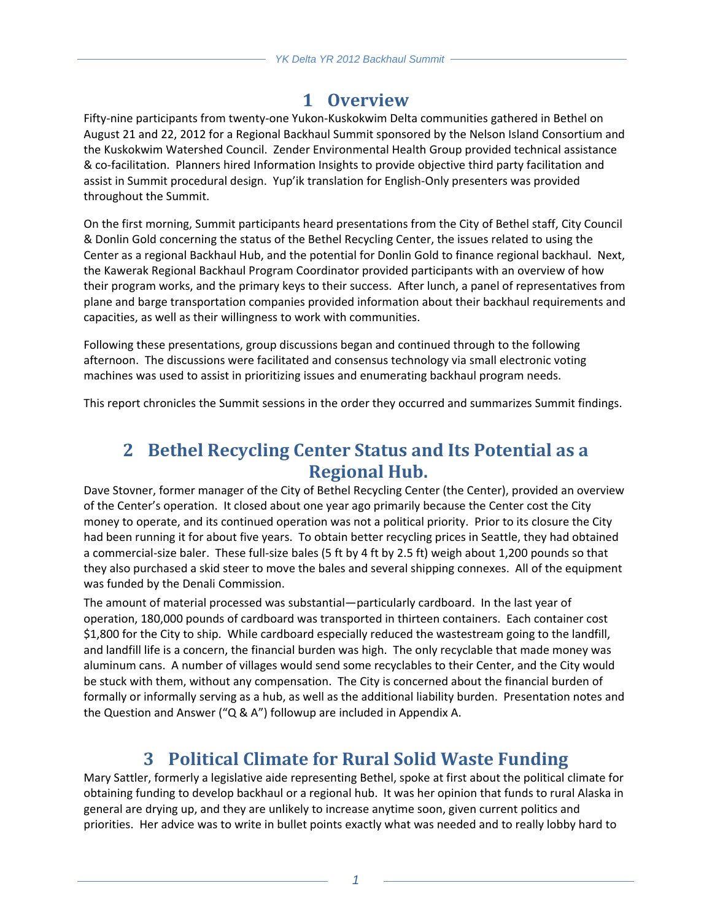# 1 Overview

Fifty-nine participants from twenty-one Yukon-Kuskokwim Delta communities gathered in Bethel on August 21 and 22, 2012 for a Regional Backhaul Summit sponsored by the Nelson Island Consortium and the Kuskokwim Watershed Council. Zender Environmental Health Group provided technical assistance & co-facilitation. Planners hired Information Insights to provide objective third party facilitation and assist in Summit procedural design. Yup'ik translation for English-Only presenters was provided throughout the Summit.

On the first morning, Summit participants heard presentations from the City of Bethel staff, City Council & Donlin Gold concerning the status of the Bethel Recycling Center, the issues related to using the Center as a regional Backhaul Hub, and the potential for Donlin Gold to finance regional backhaul. Next, the Kawerak Regional Backhaul Program Coordinator provided participants with an overview of how their program works, and the primary keys to their success. After lunch, a panel of representatives from plane and barge transportation companies provided information about their backhaul requirements and capacities, as well as their willingness to work with communities.

Following these presentations, group discussions began and continued through to the following afternoon. The discussions were facilitated and consensus technology via small electronic voting machines was used to assist in prioritizing issues and enumerating backhaul program needs.

This report chronicles the Summit sessions in the order they occurred and summarizes Summit findings.

# 2 Bethel Recycling Center Status and Its Potential as a Regional Hub.

Dave Stovner, former manager of the City of Bethel Recycling Center (the Center), provided an overview of the Center's operation. It closed about one year ago primarily because the Center cost the City money to operate, and its continued operation was not a political priority. Prior to its closure the City had been running it for about five years. To obtain better recycling prices in Seattle, they had obtained a commercial-size baler. These full-size bales (5 ft by 4 ft by 2.5 ft) weigh about 1,200 pounds so that they also purchased a skid steer to move the bales and several shipping connexes. All of the equipment was funded by the Denali Commission.

The amount of material processed was substantial—particularly cardboard. In the last year of operation, 180,000 pounds of cardboard was transported in thirteen containers. Each container cost $1,800 for the City to ship. While cardboard especially reduced the wastestream going to the landfill, and landfill life is a concern, the financial burden was high. The only recyclable that made money was aluminum cans. A number of villages would send some recyclables to their Center, and the City would be stuck with them, without any compensation. The City is concerned about the financial burden of formally or informally serving as a hub, as well as the additional liability burden. Presentation notes and the Question and Answer ("Q & A") followup are included in Appendix A.

# 3 Political Climate for Rural Solid Waste Funding

Mary Sattler, formerly a legislative aide representing Bethel, spoke at first about the political climate for obtaining funding to develop backhaul or a regional hub. It was her opinion that funds to rural Alaska in general are drying up, and they are unlikely to increase anytime soon, given current politics and priorities. Her advice was to write in bullet points exactly what was needed and to really lobby hard to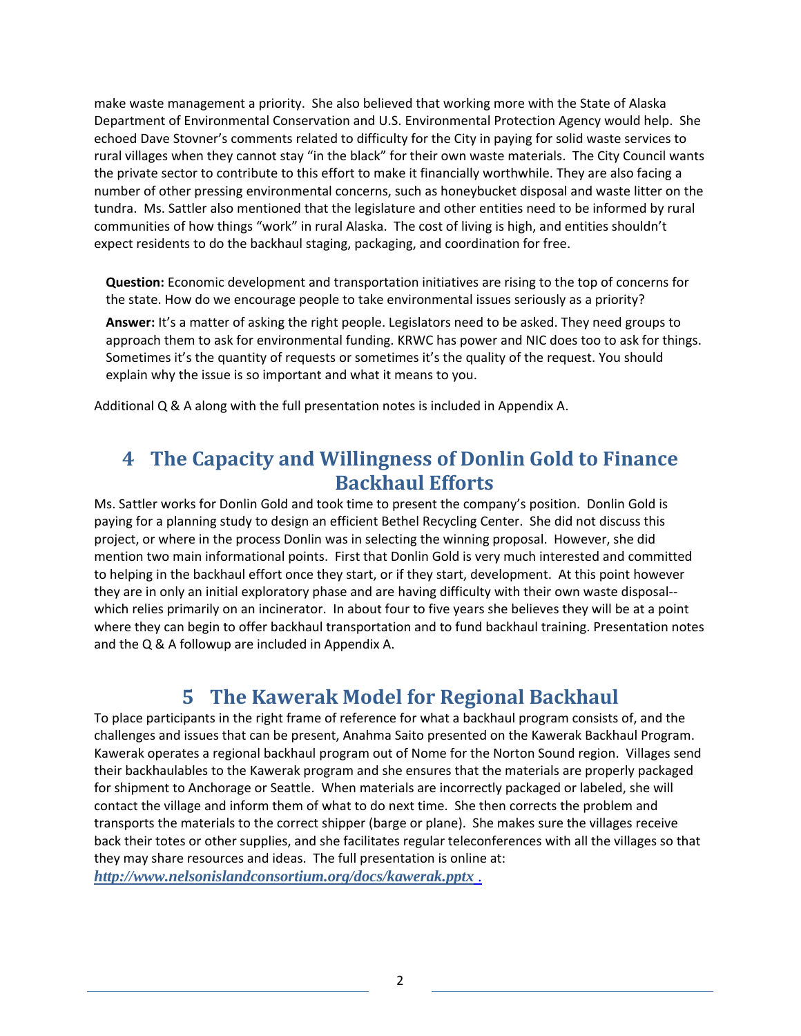make waste management a priority. She also believed that working more with the State of Alaska Department of Environmental Conservation and U.S. Environmental Protection Agency would help. She echoed Dave Stovner's comments related to difficulty for the City in paying for solid waste services to rural villages when they cannot stay "in the black" for their own waste materials. The City Council wants the private sector to contribute to this effort to make it financially worthwhile. They are also facing a number of other pressing environmental concerns, such as honeybucket disposal and waste litter on the tundra. Ms. Sattler also mentioned that the legislature and other entities need to be informed by rural communities of how things "work" in rural Alaska. The cost of living is high, and entities shouldn't expect residents to do the backhaul staging, packaging, and coordination for free.

**Question:** Economic development and transportation initiatives are rising to the top of concerns for the state. How do we encourage people to take environmental issues seriously as a priority?

**Answer:** It's a matter of asking the right people. Legislators need to be asked. They need groups to approach them to ask for environmental funding. KRWC has power and NIC does too to ask for things. Sometimes it's the quantity of requests or sometimes it's the quality of the request. You should explain why the issue is so important and what it means to you.

Additional Q & A along with the full presentation notes is included in Appendix A.

# 4 The Capacity and Willingness of Donlin Gold to Finance Backhaul Efforts

Ms. Sattler works for Donlin Gold and took time to present the company's position. Donlin Gold is paying for a planning study to design an efficient Bethel Recycling Center. She did not discuss this project, or where in the process Donlin was in selecting the winning proposal. However, she did mention two main informational points. First that Donlin Gold is very much interested and committed to helping in the backhaul effort once they start, or if they start, development. At this point however they are in only an initial exploratory phase and are having difficulty with their own waste disposal--which relies primarily on an incinerator. In about four to five years she believes they will be at a point where they can begin to offer backhaul transportation and to fund backhaul training. Presentation notes and the Q & A followup are included in Appendix A.

# 5 The Kawerak Model for Regional Backhaul

To place participants in the right frame of reference for what a backhaul program consists of, and the challenges and issues that can be present, Anahma Saito presented on the Kawerak Backhaul Program. Kawerak operates a regional backhaul program out of Nome for the Norton Sound region. Villages send their backhaulables to the Kawerak program and she ensures that the materials are properly packaged for shipment to Anchorage or Seattle. When materials are incorrectly packaged or labeled, she will contact the village and inform them of what to do next time. She then corrects the problem and transports the materials to the correct shipper (barge or plane). She makes sure the villages receive back their totes or other supplies, and she facilitates regular teleconferences with all the villages so that they may share resources and ideas. The full presentation is online at: ***http://www.nelsonislandconsortium.org/docs/kawerak.pptx .***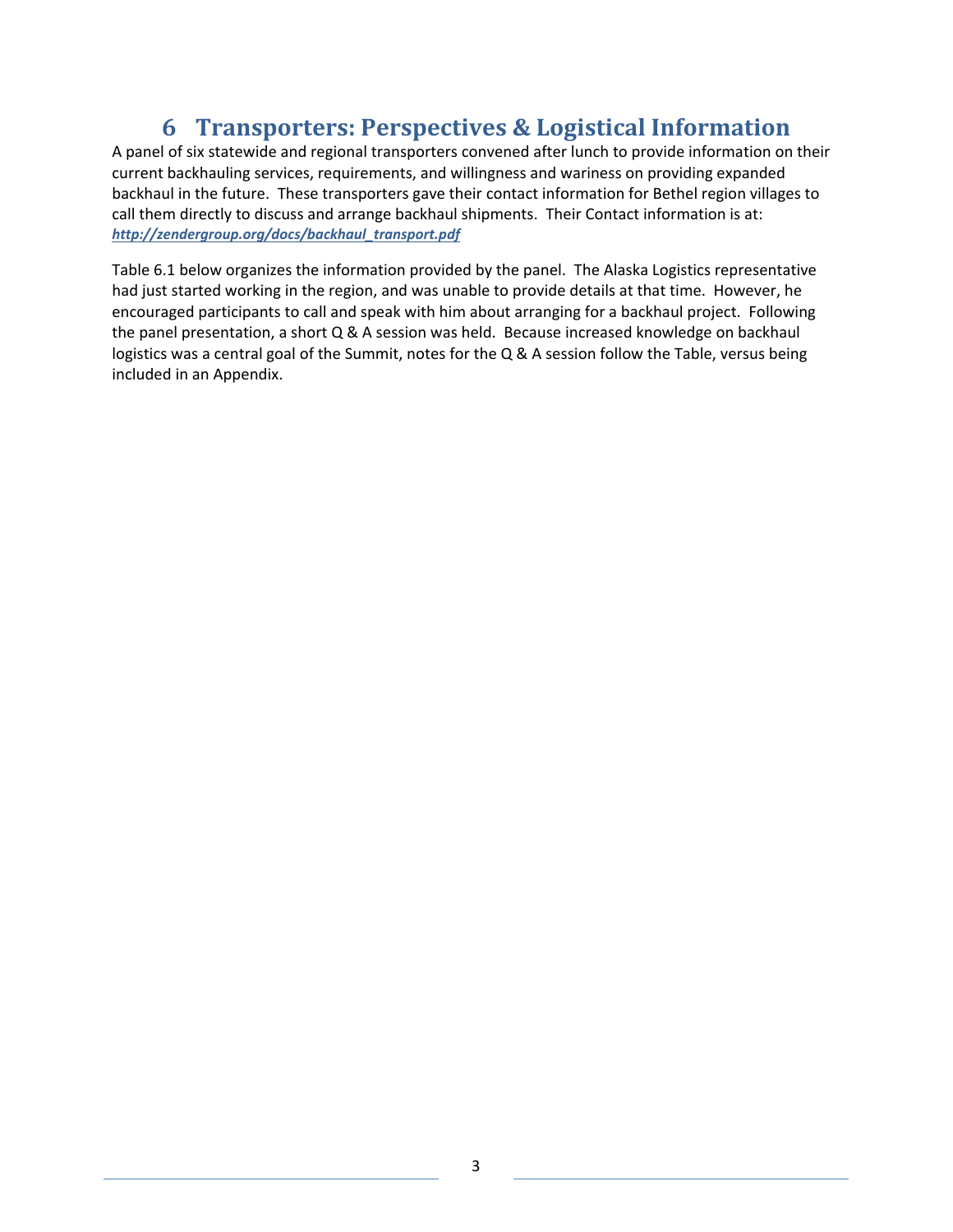# 6 Transporters: Perspectives & Logistical Information

A panel of six statewide and regional transporters convened after lunch to provide information on their current backhauling services, requirements, and willingness and wariness on providing expanded backhaul in the future. These transporters gave their contact information for Bethel region villages to call them directly to discuss and arrange backhaul shipments. Their Contact information is at: ***http://zendergroup.org/docs/backhaul_transport.pdf***

Table 6.1 below organizes the information provided by the panel. The Alaska Logistics representative had just started working in the region, and was unable to provide details at that time. However, he encouraged participants to call and speak with him about arranging for a backhaul project. Following the panel presentation, a short Q & A session was held. Because increased knowledge on backhaul logistics was a central goal of the Summit, notes for the Q & A session follow the Table, versus being included in an Appendix.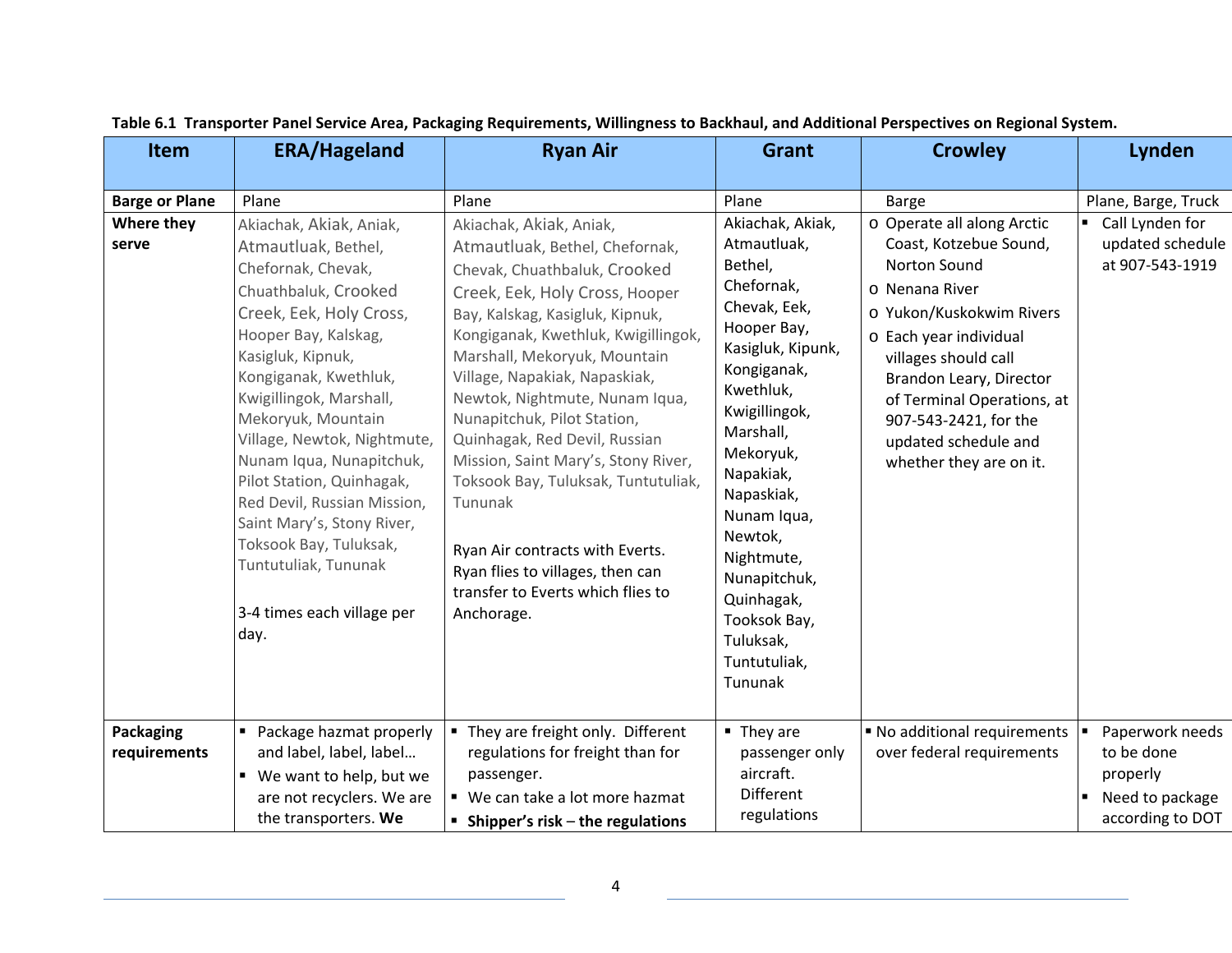**Table 6.1 Transporter Panel Service Area, Packaging Requirements, Willingness to Backhaul, and Additional Perspectives on Regional System.**

| Item | ERA/Hageland | Ryan Air | Grant | Crowley | Lynden |
|---|---|---|---|---|---|
| **Barge or Plane** | Plane | Plane | Plane | Barge | Plane, Barge, Truck |
| **Where they serve** | Akiachak, Akiak, Aniak, Atmautluak, Bethel, Chefornak, Chevak, Chuathbaluk, Crooked Creek, Eek, Holy Cross, Hooper Bay, Kalskag, Kasigluk, Kipnuk, Kongiganak, Kwethluk, Kwigillingok, Marshall, Mekoryuk, Mountain Village, Newtok, Nightmute, Nunam Iqua, Nunapitchuk, Pilot Station, Quinhagak, Red Devil, Russian Mission, Saint Mary's, Stony River, Toksook Bay, Tuluksak, Tuntutuliak, Tununak<br><br>3-4 times each village per day. | Akiachak, Akiak, Aniak, Atmautluak, Bethel, Chefornak, Chevak, Chuathbaluk, Crooked Creek, Eek, Holy Cross, Hooper Bay, Kalskag, Kasigluk, Kipnuk, Kongiganak, Kwethluk, Kwigillingok, Marshall, Mekoryuk, Mountain Village, Napakiak, Napaskiak, Newtok, Nightmute, Nunam Iqua, Nunapitchuk, Pilot Station, Quinhagak, Red Devil, Russian Mission, Saint Mary's, Stony River, Toksook Bay, Tuluksak, Tuntutuliak, Tununak<br><br>Ryan Air contracts with Everts. Ryan flies to villages, then can transfer to Everts which flies to Anchorage. | Akiachak, Akiak, Atmautluak, Bethel, Chefornak, Chevak, Eek, Hooper Bay, Kasigluk, Kipunk, Kongiganak, Kwethluk, Kwigillingok, Marshall, Mekoryuk, Napakiak, Napaskiak, Nunam Iqua, Newtok, Nightmute, Nunapitchuk, Quinhagak, Tooksok Bay, Tuluksak, Tuntutuliak, Tununak | o Operate all along Arctic Coast, Kotzebue Sound, Norton Sound<br>o Nenana River<br>o Yukon/Kuskokwim Rivers<br>o Each year individual villages should call Brandon Leary, Director of Terminal Operations, at 907-543-2421, for the updated schedule and whether they are on it. | ▪ Call Lynden for updated schedule at 907-543-1919 |
| **Packaging requirements** | ▪ Package hazmat properly and label, label, label…<br>▪ We want to help, but we are not recyclers. We are the transporters. **We** | ▪ They are freight only. Different regulations for freight than for passenger.<br>▪ We can take a lot more hazmat<br>▪ **Shipper's risk – the regulations** | ▪ They are passenger only aircraft. Different regulations | ▪ No additional requirements over federal requirements | ▪ Paperwork needs to be done properly<br>▪ Need to package according to DOT |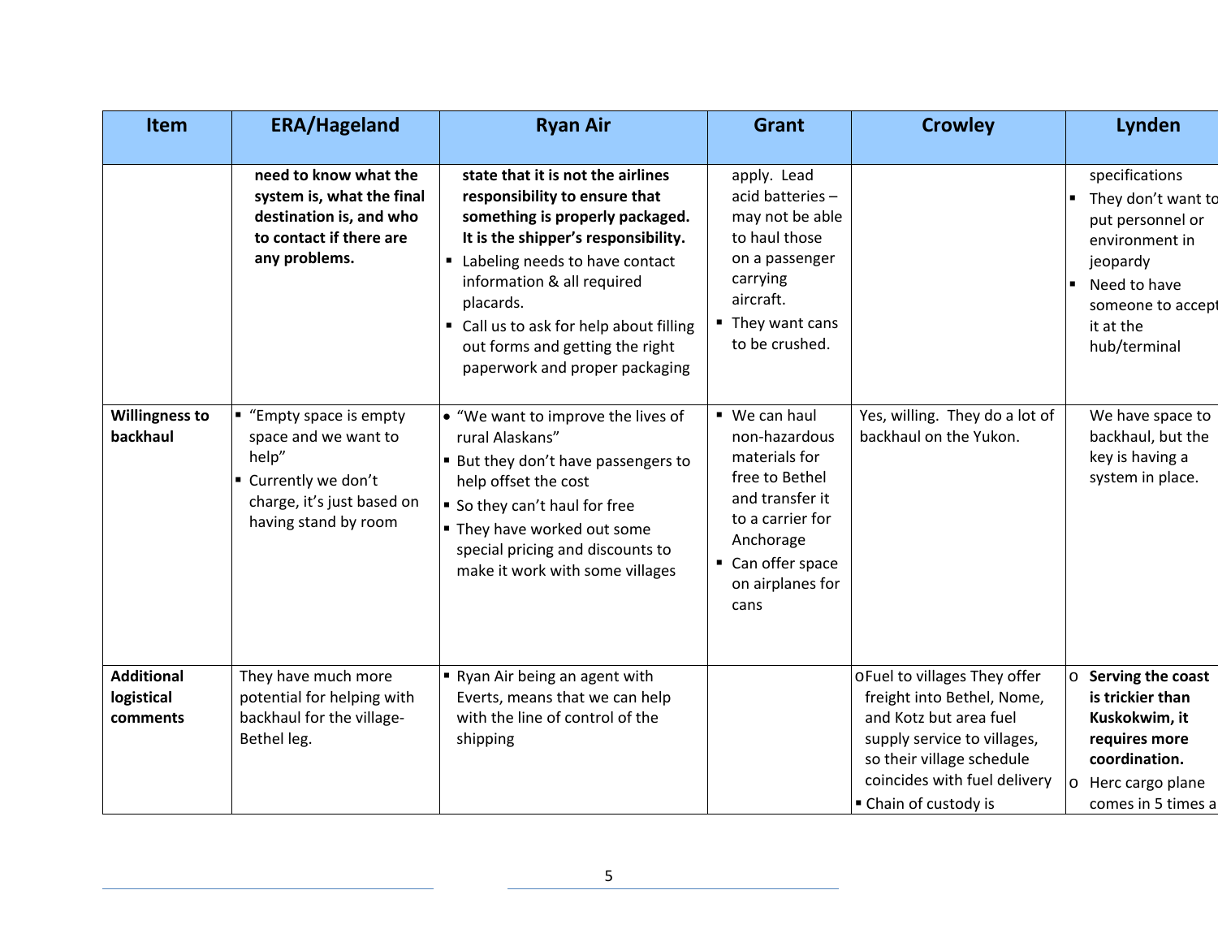| Item | ERA/Hageland | Ryan Air | Grant | Crowley | Lynden |
| --- | --- | --- | --- | --- | --- |
| | **need to know what the system is, what the final destination is, and who to contact if there are any problems.** | **state that it is not the airlines responsibility to ensure that something is properly packaged. It is the shipper's responsibility.**<br>▪ Labeling needs to have contact information & all required placards.<br>▪ Call us to ask for help about filling out forms and getting the right paperwork and proper packaging | apply. Lead acid batteries – may not be able to haul those on a passenger carrying aircraft.<br>▪ They want cans to be crushed. | | specifications<br>▪ They don't want to put personnel or environment in jeopardy<br>▪ Need to have someone to accept it at the hub/terminal |
| **Willingness to backhaul** | ▪ "Empty space is empty space and we want to help"<br>▪ Currently we don't charge, it's just based on having stand by room | • "We want to improve the lives of rural Alaskans"<br>▪ But they don't have passengers to help offset the cost<br>▪ So they can't haul for free<br>▪ They have worked out some special pricing and discounts to make it work with some villages | ▪ We can haul non-hazardous materials for free to Bethel and transfer it to a carrier for Anchorage<br>▪ Can offer space on airplanes for cans | Yes, willing. They do a lot of backhaul on the Yukon. | We have space to backhaul, but the key is having a system in place. |
| **Additional logistical comments** | They have much more potential for helping with backhaul for the village-Bethel leg. | ▪ Ryan Air being an agent with Everts, means that we can help with the line of control of the shipping | | o Fuel to villages They offer freight into Bethel, Nome, and Kotz but area fuel supply service to villages, so their village schedule coincides with fuel delivery<br>▪ Chain of custody is | o **Serving the coast is trickier than Kuskokwim, it requires more coordination.**<br>o Herc cargo plane comes in 5 times a |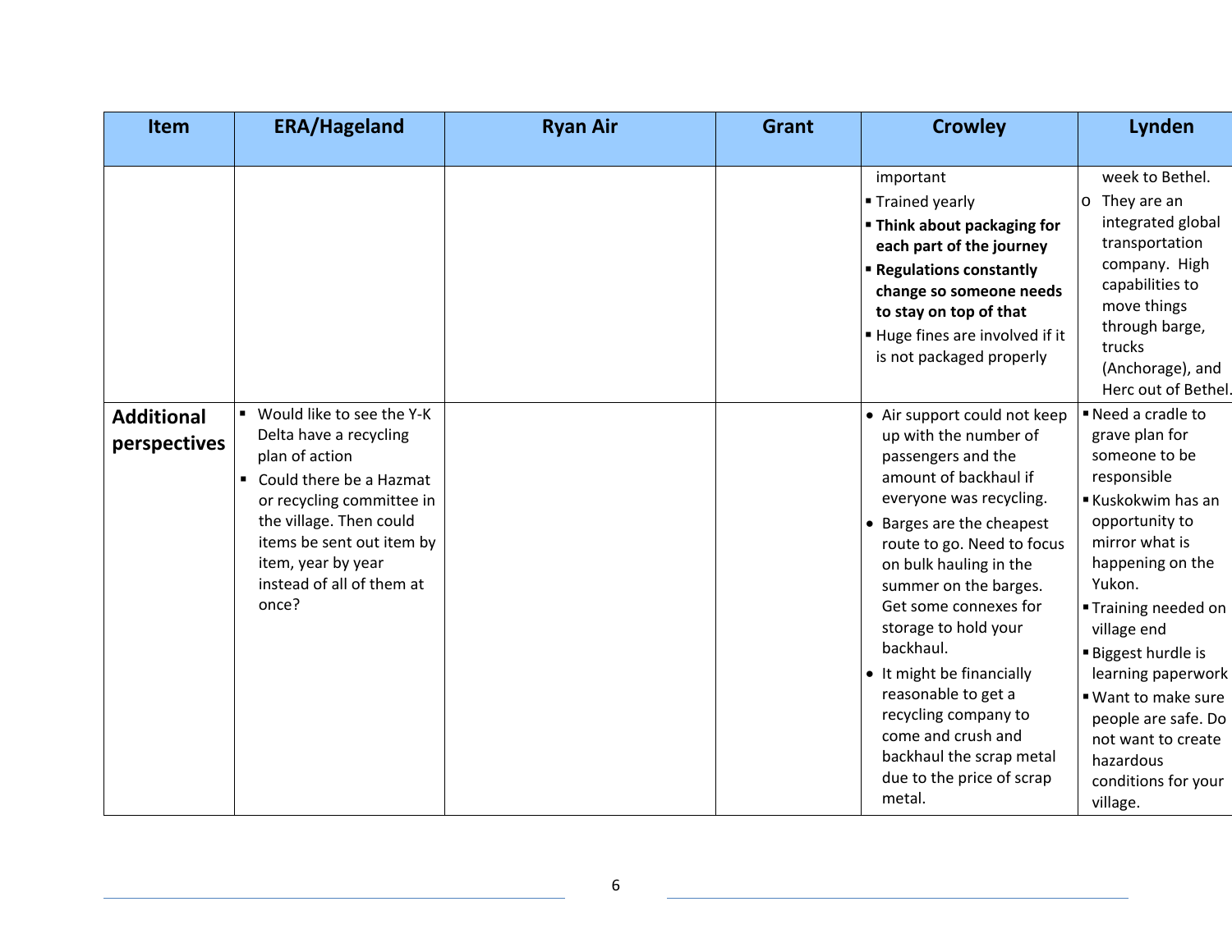| Item | ERA/Hageland | Ryan Air | Grant | Crowley | Lynden |
|---|---|---|---|---|---|
| | | | | important<br>▪ Trained yearly<br>▪ **Think about packaging for each part of the journey**<br>▪ **Regulations constantly change so someone needs to stay on top of that**<br>▪ Huge fines are involved if it is not packaged properly | week to Bethel.<br>o They are an integrated global transportation company. High capabilities to move things through barge, trucks (Anchorage), and Herc out of Bethel. |
| **Additional perspectives** | ▪ Would like to see the Y-K Delta have a recycling plan of action<br>▪ Could there be a Hazmat or recycling committee in the village. Then could items be sent out item by item, year by year instead of all of them at once? | | | • Air support could not keep up with the number of passengers and the amount of backhaul if everyone was recycling.<br>• Barges are the cheapest route to go. Need to focus on bulk hauling in the summer on the barges. Get some connexes for storage to hold your backhaul.<br>• It might be financially reasonable to get a recycling company to come and crush and backhaul the scrap metal due to the price of scrap metal. | ▪ Need a cradle to grave plan for someone to be responsible<br>▪ Kuskokwim has an opportunity to mirror what is happening on the Yukon.<br>▪ Training needed on village end<br>▪ Biggest hurdle is learning paperwork<br>▪ Want to make sure people are safe. Do not want to create hazardous conditions for your village. |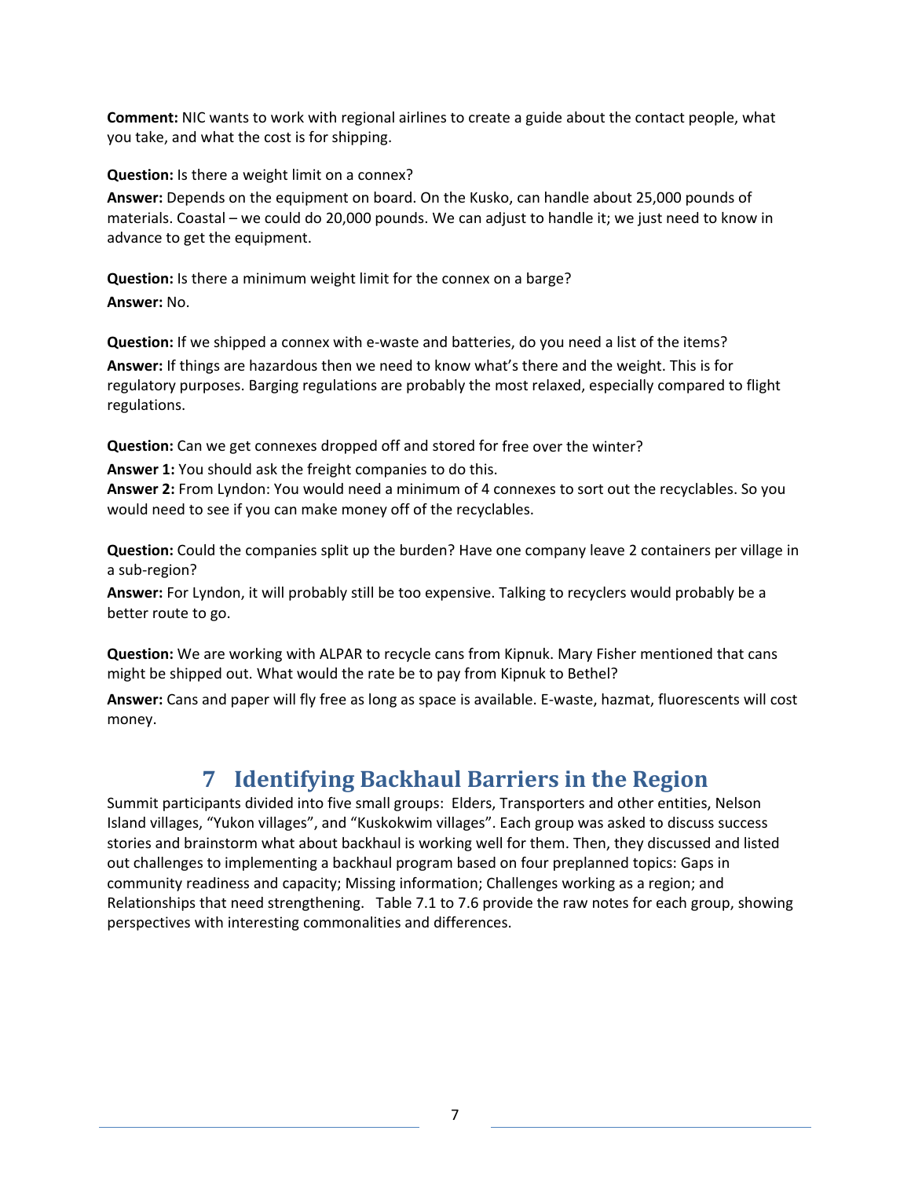**Comment:** NIC wants to work with regional airlines to create a guide about the contact people, what you take, and what the cost is for shipping.

**Question:** Is there a weight limit on a connex?

**Answer:** Depends on the equipment on board. On the Kusko, can handle about 25,000 pounds of materials. Coastal – we could do 20,000 pounds. We can adjust to handle it; we just need to know in advance to get the equipment.

**Question:** Is there a minimum weight limit for the connex on a barge?

**Answer:** No.

**Question:** If we shipped a connex with e-waste and batteries, do you need a list of the items?

**Answer:** If things are hazardous then we need to know what's there and the weight. This is for regulatory purposes. Barging regulations are probably the most relaxed, especially compared to flight regulations.

**Question:** Can we get connexes dropped off and stored for free over the winter?

**Answer 1:** You should ask the freight companies to do this.

**Answer 2:** From Lyndon: You would need a minimum of 4 connexes to sort out the recyclables. So you would need to see if you can make money off of the recyclables.

**Question:** Could the companies split up the burden? Have one company leave 2 containers per village in a sub-region?

**Answer:** For Lyndon, it will probably still be too expensive. Talking to recyclers would probably be a better route to go.

**Question:** We are working with ALPAR to recycle cans from Kipnuk. Mary Fisher mentioned that cans might be shipped out. What would the rate be to pay from Kipnuk to Bethel?

**Answer:** Cans and paper will fly free as long as space is available. E-waste, hazmat, fluorescents will cost money.

# 7 Identifying Backhaul Barriers in the Region

Summit participants divided into five small groups: Elders, Transporters and other entities, Nelson Island villages, "Yukon villages", and "Kuskokwim villages". Each group was asked to discuss success stories and brainstorm what about backhaul is working well for them. Then, they discussed and listed out challenges to implementing a backhaul program based on four preplanned topics: Gaps in community readiness and capacity; Missing information; Challenges working as a region; and Relationships that need strengthening. Table 7.1 to 7.6 provide the raw notes for each group, showing perspectives with interesting commonalities and differences.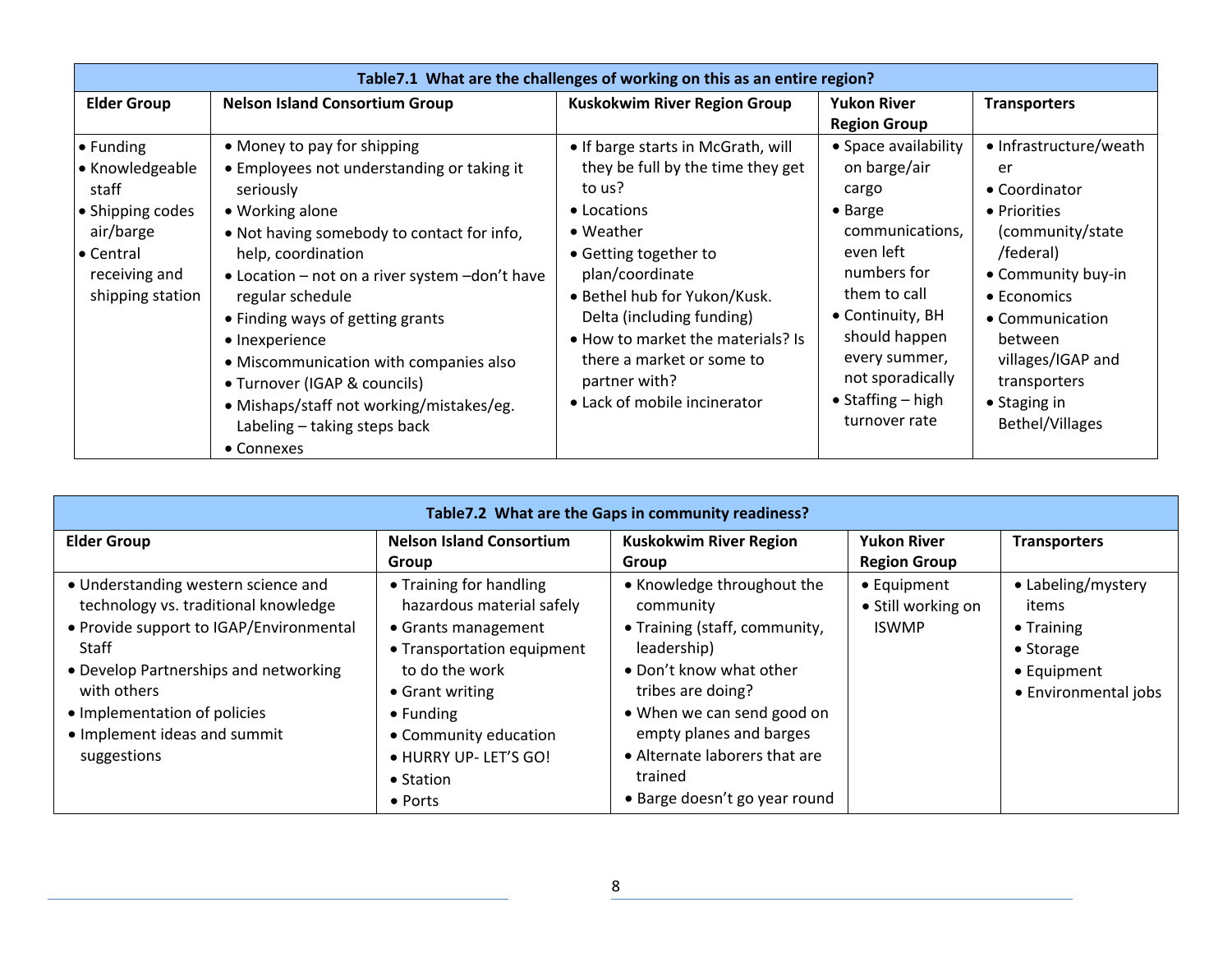| Table7.1 What are the challenges of working on this as an entire region? | | | | |
|---|---|---|---|---|
| **Elder Group** | **Nelson Island Consortium Group** | **Kuskokwim River Region Group** | **Yukon River Region Group** | **Transporters** |
| • Funding<br>• Knowledgeable staff<br>• Shipping codes air/barge<br>• Central receiving and shipping station | • Money to pay for shipping<br>• Employees not understanding or taking it seriously<br>• Working alone<br>• Not having somebody to contact for info, help, coordination<br>• Location – not on a river system –don't have regular schedule<br>• Finding ways of getting grants<br>• Inexperience<br>• Miscommunication with companies also<br>• Turnover (IGAP & councils)<br>• Mishaps/staff not working/mistakes/eg. Labeling – taking steps back<br>• Connexes | • If barge starts in McGrath, will they be full by the time they get to us?<br>• Locations<br>• Weather<br>• Getting together to plan/coordinate<br>• Bethel hub for Yukon/Kusk. Delta (including funding)<br>• How to market the materials? Is there a market or some to partner with?<br>• Lack of mobile incinerator | • Space availability on barge/air cargo<br>• Barge communications, even left numbers for them to call<br>• Continuity, BH should happen every summer, not sporadically<br>• Staffing – high turnover rate | • Infrastructure/weather<br>• Coordinator<br>• Priorities (community/state/federal)<br>• Community buy-in<br>• Economics<br>• Communication between villages/IGAP and transporters<br>• Staging in Bethel/Villages |

| Table7.2 What are the Gaps in community readiness? | | | | |
|---|---|---|---|---|
| **Elder Group** | **Nelson Island Consortium Group** | **Kuskokwim River Region Group** | **Yukon River Region Group** | **Transporters** |
| • Understanding western science and technology vs. traditional knowledge<br>• Provide support to IGAP/Environmental Staff<br>• Develop Partnerships and networking with others<br>• Implementation of policies<br>• Implement ideas and summit suggestions | • Training for handling hazardous material safely<br>• Grants management<br>• Transportation equipment to do the work<br>• Grant writing<br>• Funding<br>• Community education<br>• HURRY UP- LET'S GO!<br>• Station<br>• Ports | • Knowledge throughout the community<br>• Training (staff, community, leadership)<br>• Don't know what other tribes are doing?<br>• When we can send good on empty planes and barges<br>• Alternate laborers that are trained<br>• Barge doesn't go year round | • Equipment<br>• Still working on ISWMP | • Labeling/mystery items<br>• Training<br>• Storage<br>• Equipment<br>• Environmental jobs |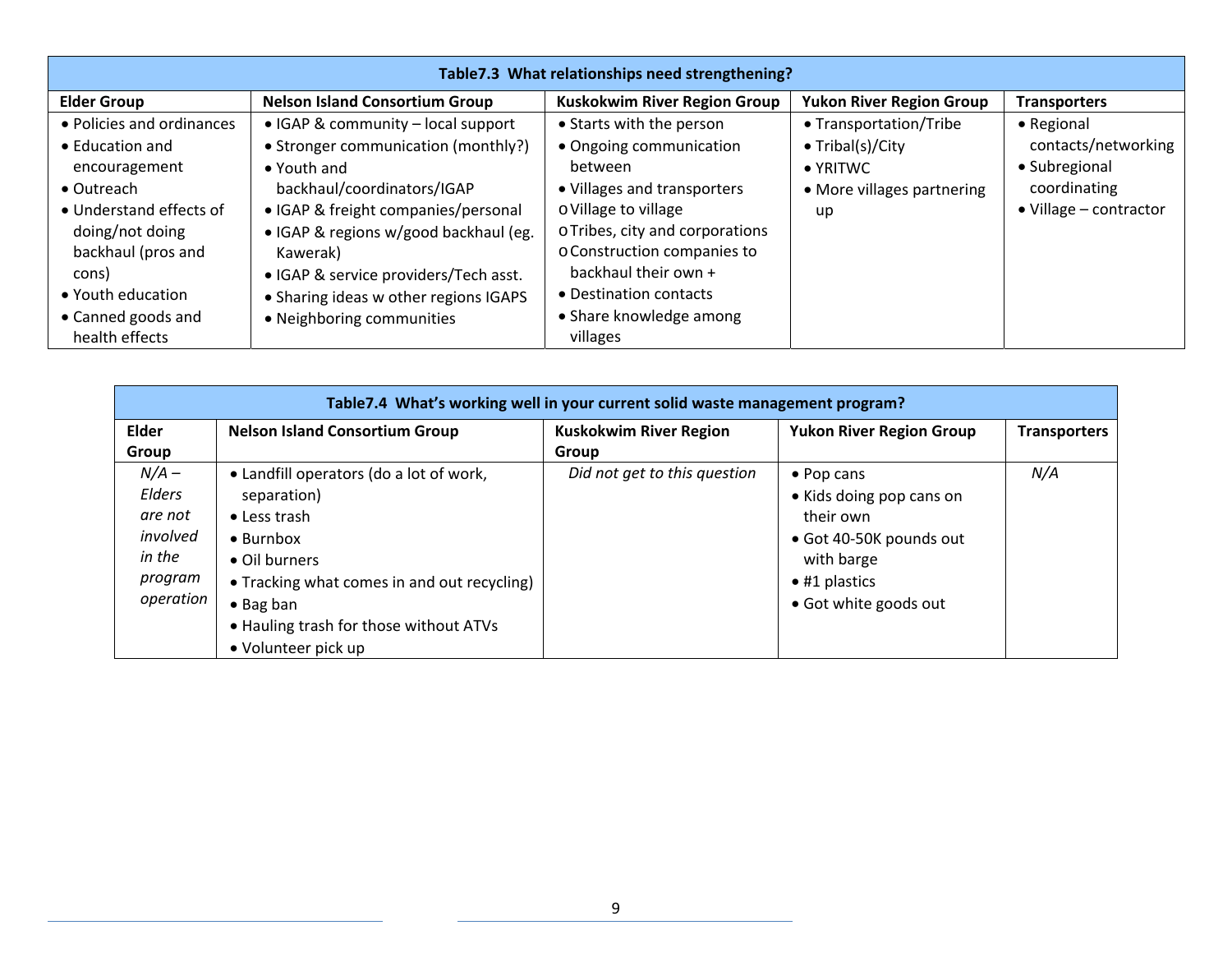| Table7.3 What relationships need strengthening? | | | | |
|---|---|---|---|---|
| **Elder Group** | **Nelson Island Consortium Group** | **Kuskokwim River Region Group** | **Yukon River Region Group** | **Transporters** |
| • Policies and ordinances<br>• Education and encouragement<br>• Outreach<br>• Understand effects of doing/not doing backhaul (pros and cons)<br>• Youth education<br>• Canned goods and health effects | • IGAP & community – local support<br>• Stronger communication (monthly?)<br>• Youth and backhaul/coordinators/IGAP<br>• IGAP & freight companies/personal<br>• IGAP & regions w/good backhaul (eg. Kawerak)<br>• IGAP & service providers/Tech asst.<br>• Sharing ideas w other regions IGAPS<br>• Neighboring communities | • Starts with the person<br>• Ongoing communication between<br>• Villages and transporters<br>o Village to village<br>o Tribes, city and corporations<br>o Construction companies to backhaul their own +<br>• Destination contacts<br>• Share knowledge among villages | • Transportation/Tribe<br>• Tribal(s)/City<br>• YRITWC<br>• More villages partnering up | • Regional contacts/networking<br>• Subregional coordinating<br>• Village – contractor |

| Table7.4 What's working well in your current solid waste management program? | | | | |
|---|---|---|---|---|
| **Elder Group** | **Nelson Island Consortium Group** | **Kuskokwim River Region Group** | **Yukon River Region Group** | **Transporters** |
| *N/A – Elders are not involved in the program operation* | • Landfill operators (do a lot of work, separation)<br>• Less trash<br>• Burnbox<br>• Oil burners<br>• Tracking what comes in and out recycling)<br>• Bag ban<br>• Hauling trash for those without ATVs<br>• Volunteer pick up | *Did not get to this question* | • Pop cans<br>• Kids doing pop cans on their own<br>• Got 40-50K pounds out with barge<br>• #1 plastics<br>• Got white goods out | *N/A* |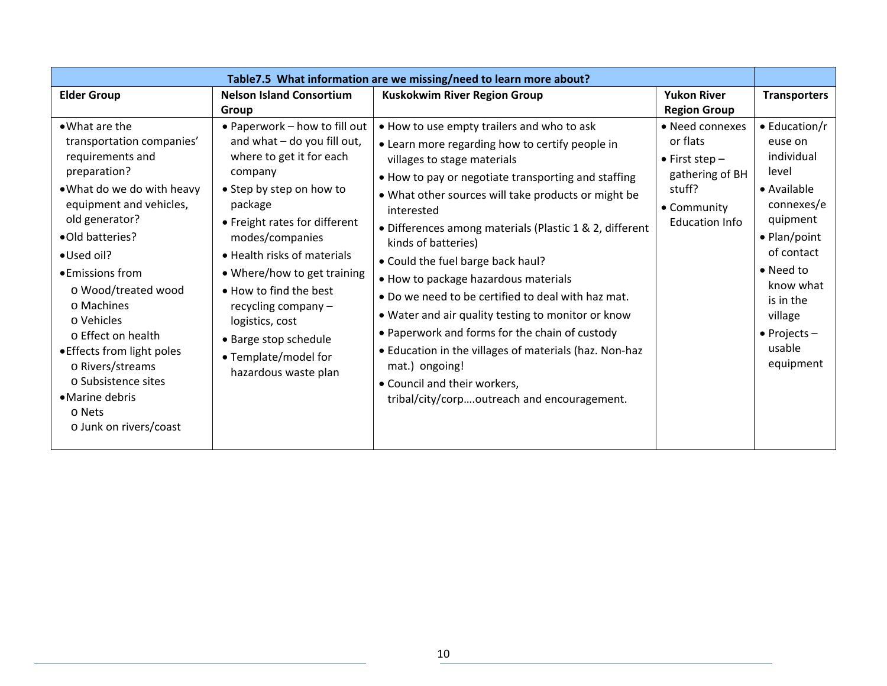**Table7.5 What information are we missing/need to learn more about?**

| Elder Group | Nelson Island Consortium Group | Kuskokwim River Region Group | Yukon River Region Group | Transporters |
|---|---|---|---|---|
| • What are the transportation companies' requirements and preparation?<br>• What do we do with heavy equipment and vehicles, old generator?<br>• Old batteries?<br>• Used oil?<br>• Emissions from<br>  o Wood/treated wood<br>  o Machines<br>  o Vehicles<br>  o Effect on health<br>• Effects from light poles<br>  o Rivers/streams<br>  o Subsistence sites<br>• Marine debris<br>  o Nets<br>  o Junk on rivers/coast | • Paperwork – how to fill out and what – do you fill out, where to get it for each company<br>• Step by step on how to package<br>• Freight rates for different modes/companies<br>• Health risks of materials<br>• Where/how to get training<br>• How to find the best recycling company – logistics, cost<br>• Barge stop schedule<br>• Template/model for hazardous waste plan | • How to use empty trailers and who to ask<br>• Learn more regarding how to certify people in villages to stage materials<br>• How to pay or negotiate transporting and staffing<br>• What other sources will take products or might be interested<br>• Differences among materials (Plastic 1 & 2, different kinds of batteries)<br>• Could the fuel barge back haul?<br>• How to package hazardous materials<br>• Do we need to be certified to deal with haz mat.<br>• Water and air quality testing to monitor or know<br>• Paperwork and forms for the chain of custody<br>• Education in the villages of materials (haz. Non-haz mat.) ongoing!<br>• Council and their workers, tribal/city/corp….outreach and encouragement. | • Need connexes or flats<br>• First step – gathering of BH stuff?<br>• Community Education Info | • Education/reuse on individual level<br>• Available connexes/equipment<br>• Plan/point of contact<br>• Need to know what is in the village<br>• Projects – usable equipment |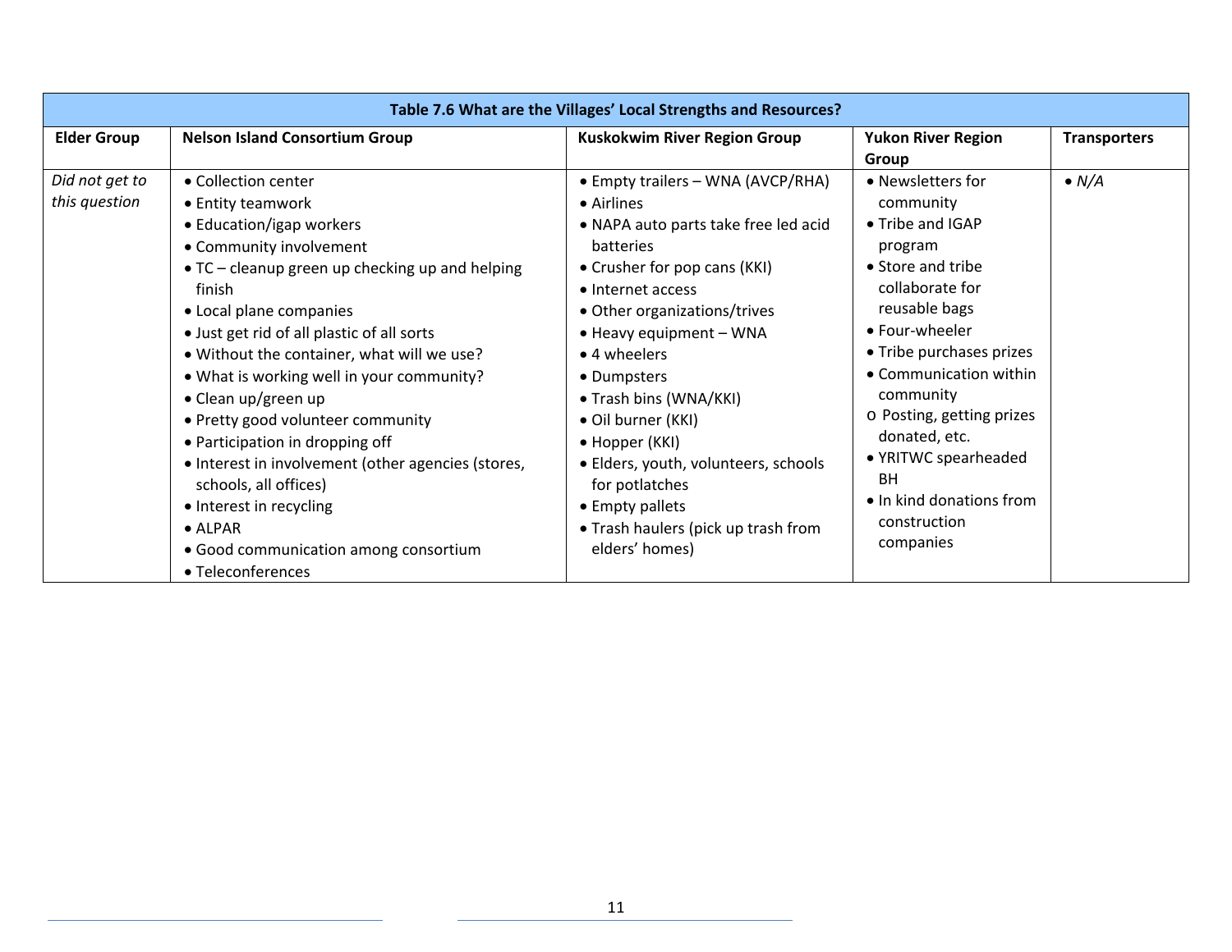| Table 7.6 What are the Villages' Local Strengths and Resources? | | | | |
|---|---|---|---|---|
| **Elder Group** | **Nelson Island Consortium Group** | **Kuskokwim River Region Group** | **Yukon River Region Group** | **Transporters** |
| *Did not get to this question* | • Collection center<br>• Entity teamwork<br>• Education/igap workers<br>• Community involvement<br>• TC – cleanup green up checking up and helping finish<br>• Local plane companies<br>• Just get rid of all plastic of all sorts<br>• Without the container, what will we use?<br>• What is working well in your community?<br>• Clean up/green up<br>• Pretty good volunteer community<br>• Participation in dropping off<br>• Interest in involvement (other agencies (stores, schools, all offices)<br>• Interest in recycling<br>• ALPAR<br>• Good communication among consortium<br>• Teleconferences | • Empty trailers – WNA (AVCP/RHA)<br>• Airlines<br>• NAPA auto parts take free led acid batteries<br>• Crusher for pop cans (KKI)<br>• Internet access<br>• Other organizations/trives<br>• Heavy equipment – WNA<br>• 4 wheelers<br>• Dumpsters<br>• Trash bins (WNA/KKI)<br>• Oil burner (KKI)<br>• Hopper (KKI)<br>• Elders, youth, volunteers, schools for potlatches<br>• Empty pallets<br>• Trash haulers (pick up trash from elders' homes) | • Newsletters for community<br>• Tribe and IGAP program<br>• Store and tribe collaborate for reusable bags<br>• Four-wheeler<br>• Tribe purchases prizes<br>• Communication within community<br>o Posting, getting prizes donated, etc.<br>• YRITWC spearheaded BH<br>• In kind donations from construction companies | • *N/A* |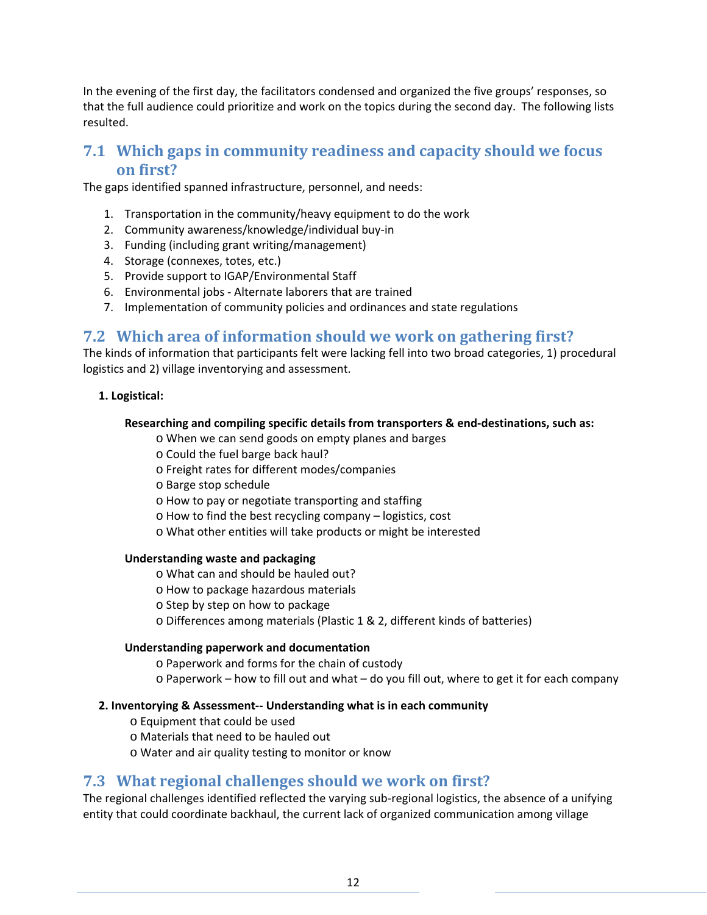In the evening of the first day, the facilitators condensed and organized the five groups' responses, so that the full audience could prioritize and work on the topics during the second day. The following lists resulted.

## 7.1 Which gaps in community readiness and capacity should we focus on first?

The gaps identified spanned infrastructure, personnel, and needs:

1. Transportation in the community/heavy equipment to do the work
2. Community awareness/knowledge/individual buy-in
3. Funding (including grant writing/management)
4. Storage (connexes, totes, etc.)
5. Provide support to IGAP/Environmental Staff
6. Environmental jobs - Alternate laborers that are trained
7. Implementation of community policies and ordinances and state regulations

## 7.2 Which area of information should we work on gathering first?

The kinds of information that participants felt were lacking fell into two broad categories, 1) procedural logistics and 2) village inventorying and assessment.

**1. Logistical:**

**Researching and compiling specific details from transporters & end-destinations, such as:**

- When we can send goods on empty planes and barges
- Could the fuel barge back haul?
- Freight rates for different modes/companies
- Barge stop schedule
- How to pay or negotiate transporting and staffing
- How to find the best recycling company – logistics, cost
- What other entities will take products or might be interested

**Understanding waste and packaging**

- What can and should be hauled out?
- How to package hazardous materials
- Step by step on how to package
- Differences among materials (Plastic 1 & 2, different kinds of batteries)

**Understanding paperwork and documentation**

- Paperwork and forms for the chain of custody
- Paperwork – how to fill out and what – do you fill out, where to get it for each company

**2. Inventorying & Assessment-- Understanding what is in each community**

- Equipment that could be used
- Materials that need to be hauled out
- Water and air quality testing to monitor or know

## 7.3 What regional challenges should we work on first?

The regional challenges identified reflected the varying sub-regional logistics, the absence of a unifying entity that could coordinate backhaul, the current lack of organized communication among village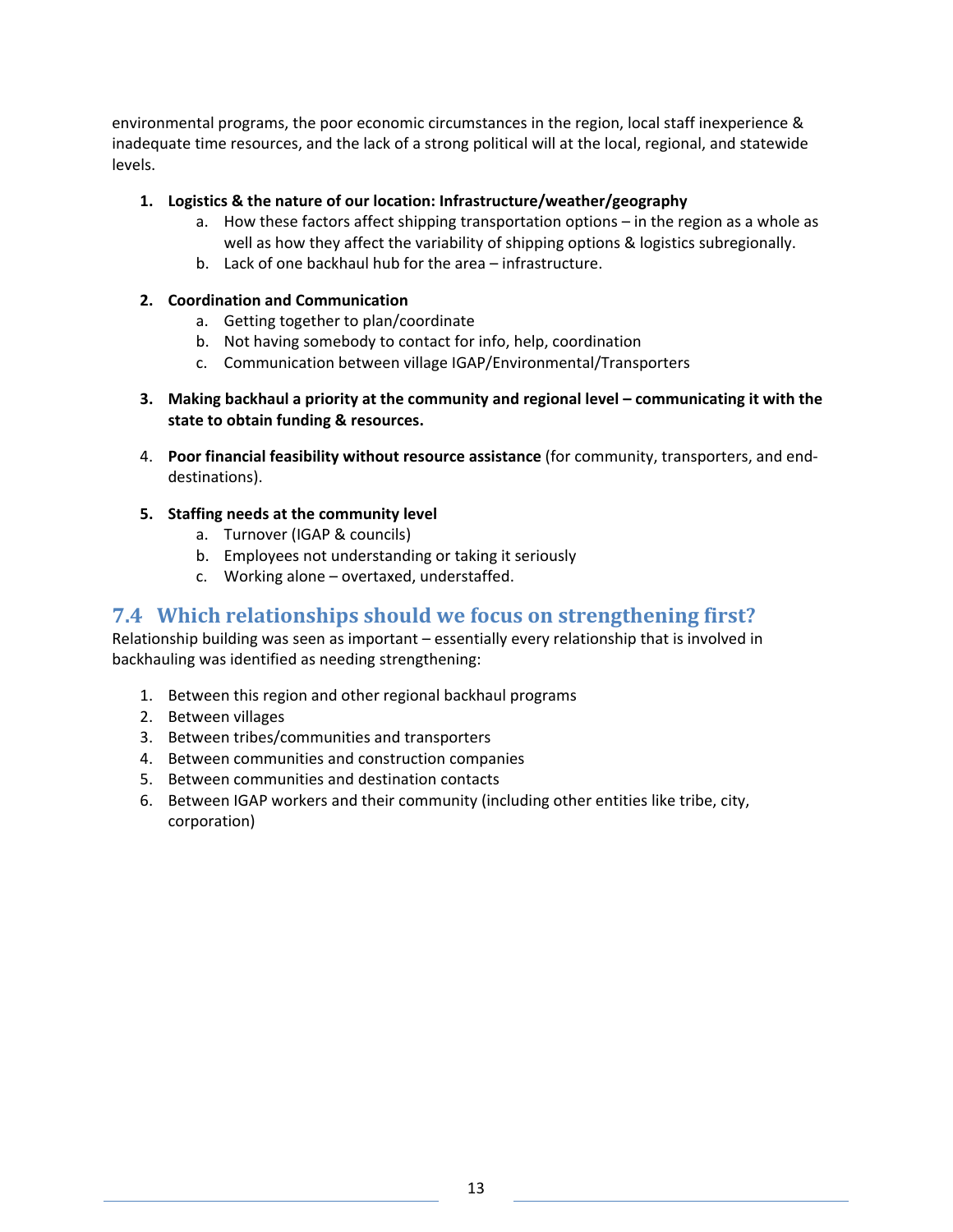environmental programs, the poor economic circumstances in the region, local staff inexperience & inadequate time resources, and the lack of a strong political will at the local, regional, and statewide levels.

1. **Logistics & the nature of our location: Infrastructure/weather/geography**
    a. How these factors affect shipping transportation options – in the region as a whole as well as how they affect the variability of shipping options & logistics subregionally.
    b. Lack of one backhaul hub for the area – infrastructure.

2. **Coordination and Communication**
    a. Getting together to plan/coordinate
    b. Not having somebody to contact for info, help, coordination
    c. Communication between village IGAP/Environmental/Transporters

3. **Making backhaul a priority at the community and regional level – communicating it with the state to obtain funding & resources.**

4. **Poor financial feasibility without resource assistance** (for community, transporters, and end-destinations).

5. **Staffing needs at the community level**
    a. Turnover (IGAP & councils)
    b. Employees not understanding or taking it seriously
    c. Working alone – overtaxed, understaffed.

## 7.4 Which relationships should we focus on strengthening first?

Relationship building was seen as important – essentially every relationship that is involved in backhauling was identified as needing strengthening:

1. Between this region and other regional backhaul programs
2. Between villages
3. Between tribes/communities and transporters
4. Between communities and construction companies
5. Between communities and destination contacts
6. Between IGAP workers and their community (including other entities like tribe, city, corporation)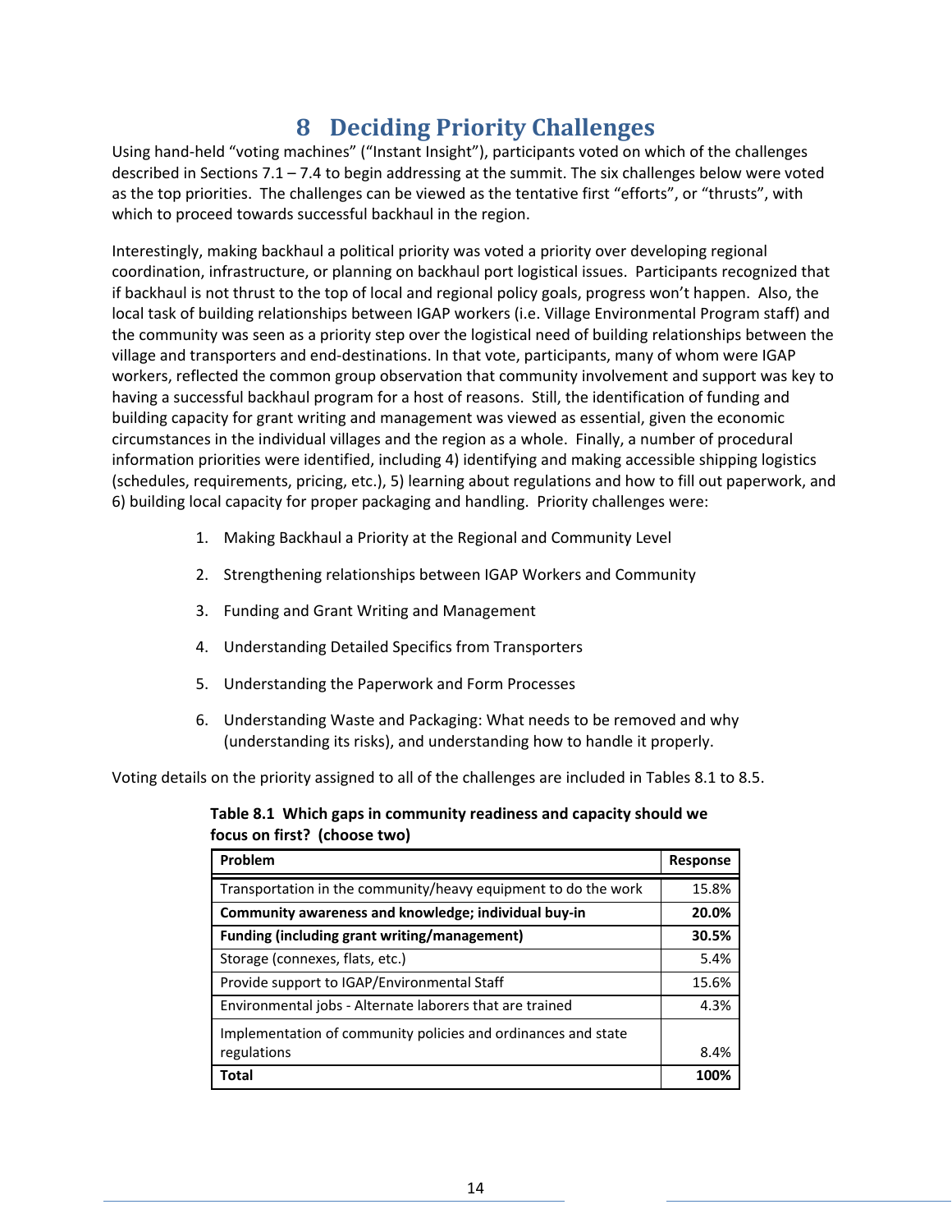# 8 Deciding Priority Challenges

Using hand-held "voting machines" ("Instant Insight"), participants voted on which of the challenges described in Sections 7.1 – 7.4 to begin addressing at the summit. The six challenges below were voted as the top priorities. The challenges can be viewed as the tentative first "efforts", or "thrusts", with which to proceed towards successful backhaul in the region.

Interestingly, making backhaul a political priority was voted a priority over developing regional coordination, infrastructure, or planning on backhaul port logistical issues. Participants recognized that if backhaul is not thrust to the top of local and regional policy goals, progress won't happen. Also, the local task of building relationships between IGAP workers (i.e. Village Environmental Program staff) and the community was seen as a priority step over the logistical need of building relationships between the village and transporters and end-destinations. In that vote, participants, many of whom were IGAP workers, reflected the common group observation that community involvement and support was key to having a successful backhaul program for a host of reasons. Still, the identification of funding and building capacity for grant writing and management was viewed as essential, given the economic circumstances in the individual villages and the region as a whole. Finally, a number of procedural information priorities were identified, including 4) identifying and making accessible shipping logistics (schedules, requirements, pricing, etc.), 5) learning about regulations and how to fill out paperwork, and 6) building local capacity for proper packaging and handling. Priority challenges were:

1. Making Backhaul a Priority at the Regional and Community Level
2. Strengthening relationships between IGAP Workers and Community
3. Funding and Grant Writing and Management
4. Understanding Detailed Specifics from Transporters
5. Understanding the Paperwork and Form Processes
6. Understanding Waste and Packaging: What needs to be removed and why (understanding its risks), and understanding how to handle it properly.

Voting details on the priority assigned to all of the challenges are included in Tables 8.1 to 8.5.

**Table 8.1 Which gaps in community readiness and capacity should we focus on first? (choose two)**

| Problem | Response |
|---|---|
| Transportation in the community/heavy equipment to do the work | 15.8% |
| **Community awareness and knowledge; individual buy-in** | **20.0%** |
| **Funding (including grant writing/management)** | **30.5%** |
| Storage (connexes, flats, etc.) | 5.4% |
| Provide support to IGAP/Environmental Staff | 15.6% |
| Environmental jobs - Alternate laborers that are trained | 4.3% |
| Implementation of community policies and ordinances and state regulations | 8.4% |
| **Total** | **100%** |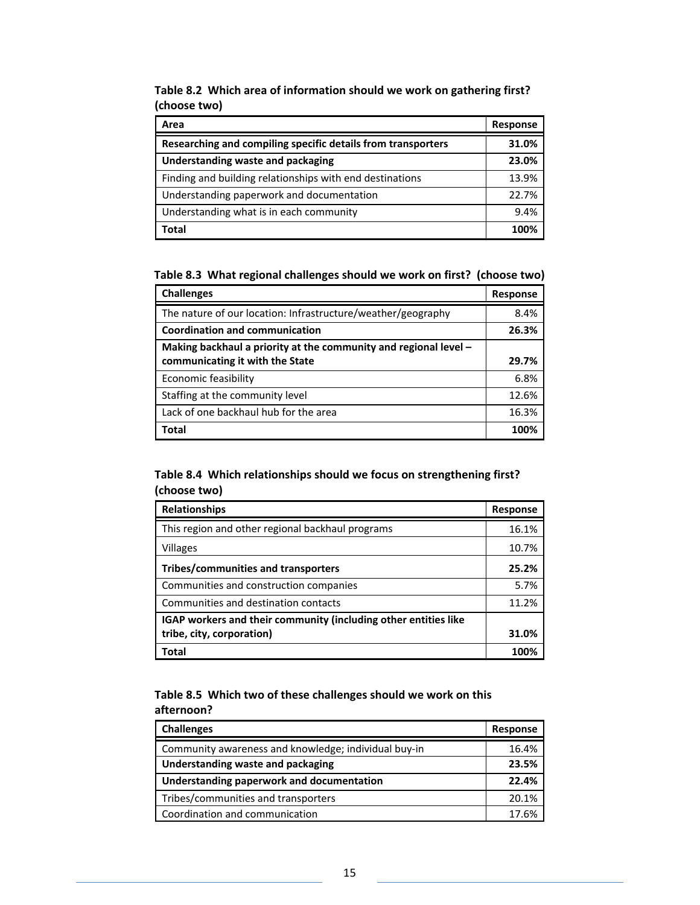**Table 8.2 Which area of information should we work on gathering first? (choose two)**

| Area | Response |
|---|---|
| **Researching and compiling specific details from transporters** | **31.0%** |
| **Understanding waste and packaging** | **23.0%** |
| Finding and building relationships with end destinations | 13.9% |
| Understanding paperwork and documentation | 22.7% |
| Understanding what is in each community | 9.4% |
| **Total** | **100%** |

**Table 8.3 What regional challenges should we work on first? (choose two)**

| Challenges | Response |
|---|---|
| The nature of our location: Infrastructure/weather/geography | 8.4% |
| **Coordination and communication** | **26.3%** |
| **Making backhaul a priority at the community and regional level – communicating it with the State** | **29.7%** |
| Economic feasibility | 6.8% |
| Staffing at the community level | 12.6% |
| Lack of one backhaul hub for the area | 16.3% |
| **Total** | **100%** |

**Table 8.4 Which relationships should we focus on strengthening first? (choose two)**

| Relationships | Response |
|---|---|
| This region and other regional backhaul programs | 16.1% |
| Villages | 10.7% |
| **Tribes/communities and transporters** | **25.2%** |
| Communities and construction companies | 5.7% |
| Communities and destination contacts | 11.2% |
| **IGAP workers and their community (including other entities like tribe, city, corporation)** | **31.0%** |
| **Total** | **100%** |

**Table 8.5 Which two of these challenges should we work on this afternoon?**

| Challenges | Response |
|---|---|
| Community awareness and knowledge; individual buy-in | 16.4% |
| **Understanding waste and packaging** | **23.5%** |
| **Understanding paperwork and documentation** | **22.4%** |
| Tribes/communities and transporters | 20.1% |
| Coordination and communication | 17.6% |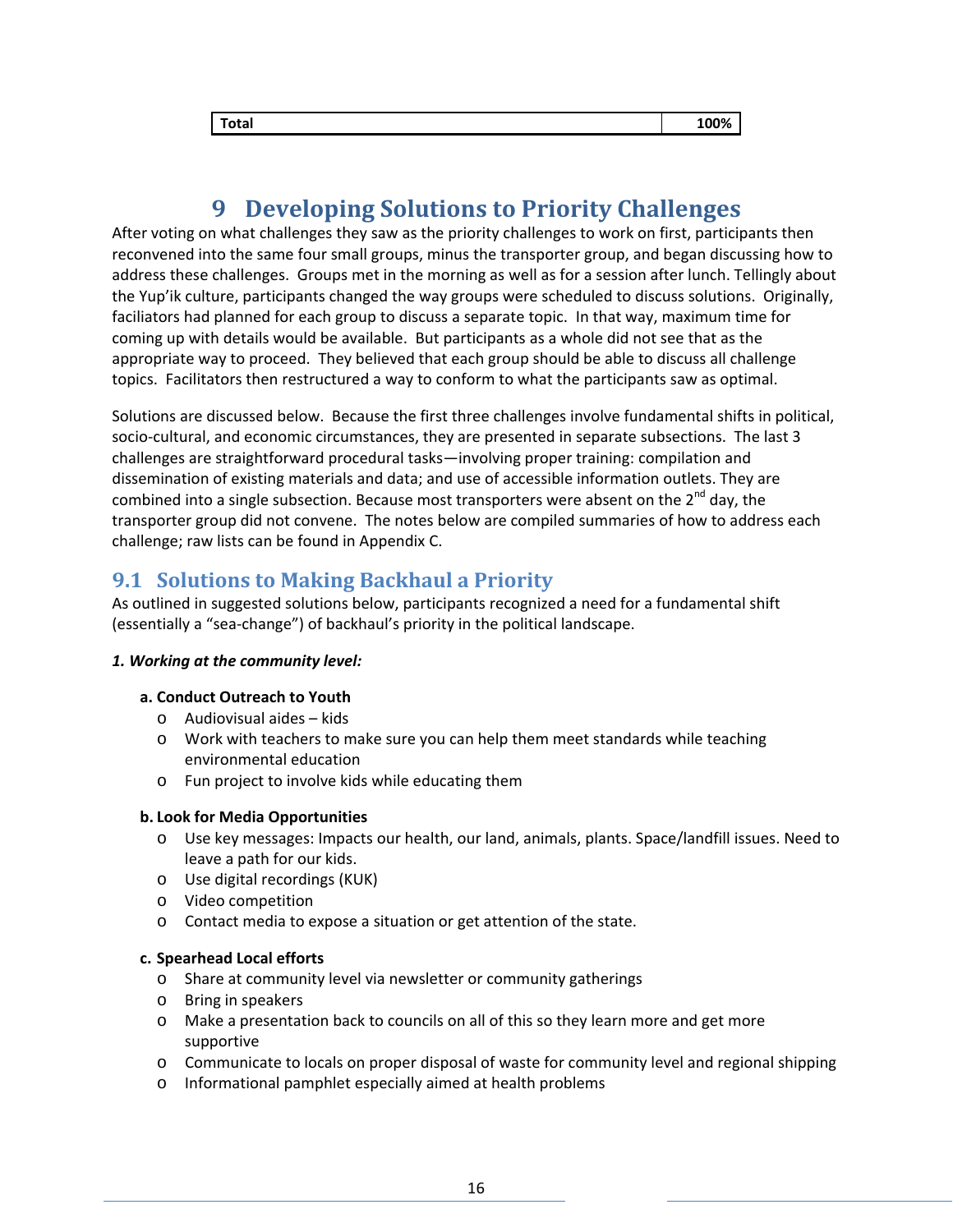| Total | 100% |
|---|---|

# 9 Developing Solutions to Priority Challenges

After voting on what challenges they saw as the priority challenges to work on first, participants then reconvened into the same four small groups, minus the transporter group, and began discussing how to address these challenges. Groups met in the morning as well as for a session after lunch. Tellingly about the Yup'ik culture, participants changed the way groups were scheduled to discuss solutions. Originally, faciliators had planned for each group to discuss a separate topic. In that way, maximum time for coming up with details would be available. But participants as a whole did not see that as the appropriate way to proceed. They believed that each group should be able to discuss all challenge topics. Facilitators then restructured a way to conform to what the participants saw as optimal.

Solutions are discussed below. Because the first three challenges involve fundamental shifts in political, socio-cultural, and economic circumstances, they are presented in separate subsections. The last 3 challenges are straightforward procedural tasks—involving proper training: compilation and dissemination of existing materials and data; and use of accessible information outlets. They are combined into a single subsection. Because most transporters were absent on the 2nd day, the transporter group did not convene. The notes below are compiled summaries of how to address each challenge; raw lists can be found in Appendix C.

## 9.1 Solutions to Making Backhaul a Priority

As outlined in suggested solutions below, participants recognized a need for a fundamental shift (essentially a "sea-change") of backhaul's priority in the political landscape.

***1. Working at the community level:***

**a. Conduct Outreach to Youth**

- Audiovisual aides – kids
- Work with teachers to make sure you can help them meet standards while teaching environmental education
- Fun project to involve kids while educating them

**b. Look for Media Opportunities**

- Use key messages: Impacts our health, our land, animals, plants. Space/landfill issues. Need to leave a path for our kids.
- Use digital recordings (KUK)
- Video competition
- Contact media to expose a situation or get attention of the state.

**c. Spearhead Local efforts**

- Share at community level via newsletter or community gatherings
- Bring in speakers
- Make a presentation back to councils on all of this so they learn more and get more supportive
- Communicate to locals on proper disposal of waste for community level and regional shipping
- Informational pamphlet especially aimed at health problems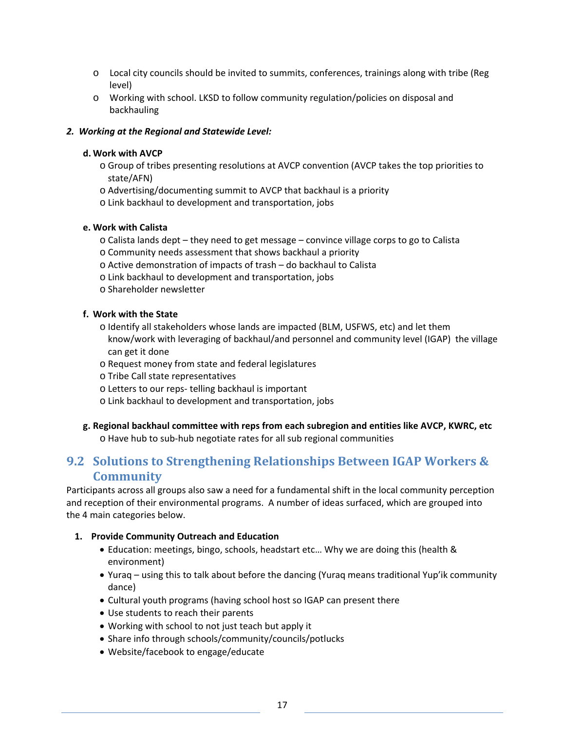- Local city councils should be invited to summits, conferences, trainings along with tribe (Reg level)
- Working with school. LKSD to follow community regulation/policies on disposal and backhauling

**2. *Working at the Regional and Statewide Level:***

**d. Work with AVCP**

- Group of tribes presenting resolutions at AVCP convention (AVCP takes the top priorities to state/AFN)
- Advertising/documenting summit to AVCP that backhaul is a priority
- Link backhaul to development and transportation, jobs

**e. Work with Calista**

- Calista lands dept – they need to get message – convince village corps to go to Calista
- Community needs assessment that shows backhaul a priority
- Active demonstration of impacts of trash – do backhaul to Calista
- Link backhaul to development and transportation, jobs
- Shareholder newsletter

**f. Work with the State**

- Identify all stakeholders whose lands are impacted (BLM, USFWS, etc) and let them know/work with leveraging of backhaul/and personnel and community level (IGAP) the village can get it done
- Request money from state and federal legislatures
- Tribe Call state representatives
- Letters to our reps- telling backhaul is important
- Link backhaul to development and transportation, jobs

**g. Regional backhaul committee with reps from each subregion and entities like AVCP, KWRC, etc**

- Have hub to sub-hub negotiate rates for all sub regional communities

## 9.2 Solutions to Strengthening Relationships Between IGAP Workers & Community

Participants across all groups also saw a need for a fundamental shift in the local community perception and reception of their environmental programs. A number of ideas surfaced, which are grouped into the 4 main categories below.

**1. Provide Community Outreach and Education**

- Education: meetings, bingo, schools, headstart etc… Why we are doing this (health & environment)
- Yuraq – using this to talk about before the dancing (Yuraq means traditional Yup'ik community dance)
- Cultural youth programs (having school host so IGAP can present there
- Use students to reach their parents
- Working with school to not just teach but apply it
- Share info through schools/community/councils/potlucks
- Website/facebook to engage/educate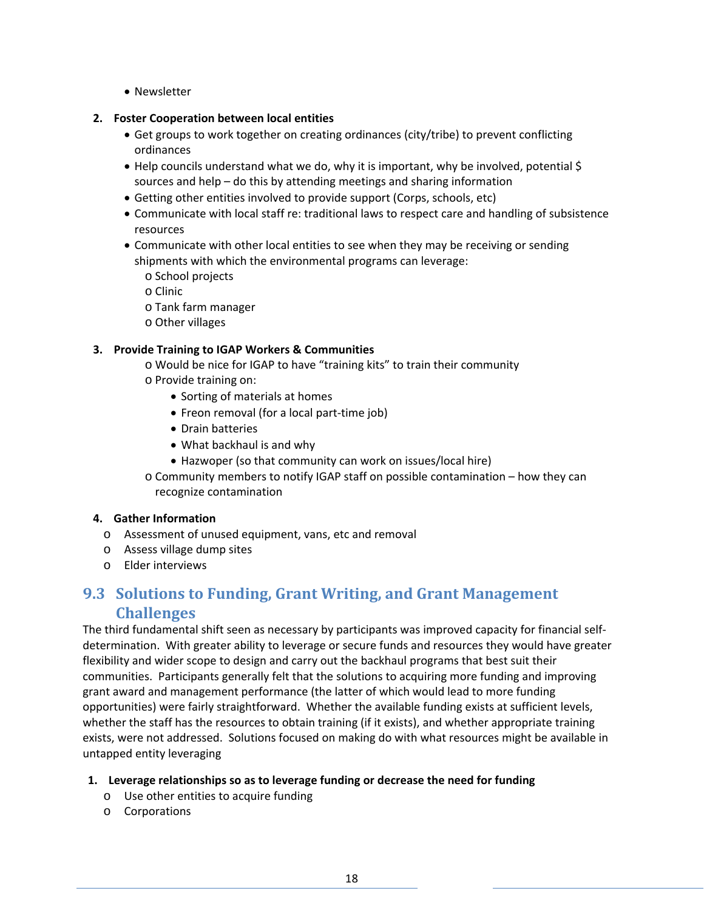- Newsletter

**2. Foster Cooperation between local entities**

- Get groups to work together on creating ordinances (city/tribe) to prevent conflicting ordinances
- Help councils understand what we do, why it is important, why be involved, potential $ sources and help – do this by attending meetings and sharing information
- Getting other entities involved to provide support (Corps, schools, etc)
- Communicate with local staff re: traditional laws to respect care and handling of subsistence resources
- Communicate with other local entities to see when they may be receiving or sending shipments with which the environmental programs can leverage:
  - School projects
  - Clinic
  - Tank farm manager
  - Other villages

**3. Provide Training to IGAP Workers & Communities**

- Would be nice for IGAP to have "training kits" to train their community
- Provide training on:
  - Sorting of materials at homes
  - Freon removal (for a local part-time job)
  - Drain batteries
  - What backhaul is and why
  - Hazwoper (so that community can work on issues/local hire)
- Community members to notify IGAP staff on possible contamination – how they can recognize contamination

**4. Gather Information**

- Assessment of unused equipment, vans, etc and removal
- Assess village dump sites
- Elder interviews

## 9.3 Solutions to Funding, Grant Writing, and Grant Management Challenges

The third fundamental shift seen as necessary by participants was improved capacity for financial self-determination. With greater ability to leverage or secure funds and resources they would have greater flexibility and wider scope to design and carry out the backhaul programs that best suit their communities. Participants generally felt that the solutions to acquiring more funding and improving grant award and management performance (the latter of which would lead to more funding opportunities) were fairly straightforward. Whether the available funding exists at sufficient levels, whether the staff has the resources to obtain training (if it exists), and whether appropriate training exists, were not addressed. Solutions focused on making do with what resources might be available in untapped entity leveraging

**1. Leverage relationships so as to leverage funding or decrease the need for funding**

- Use other entities to acquire funding
- Corporations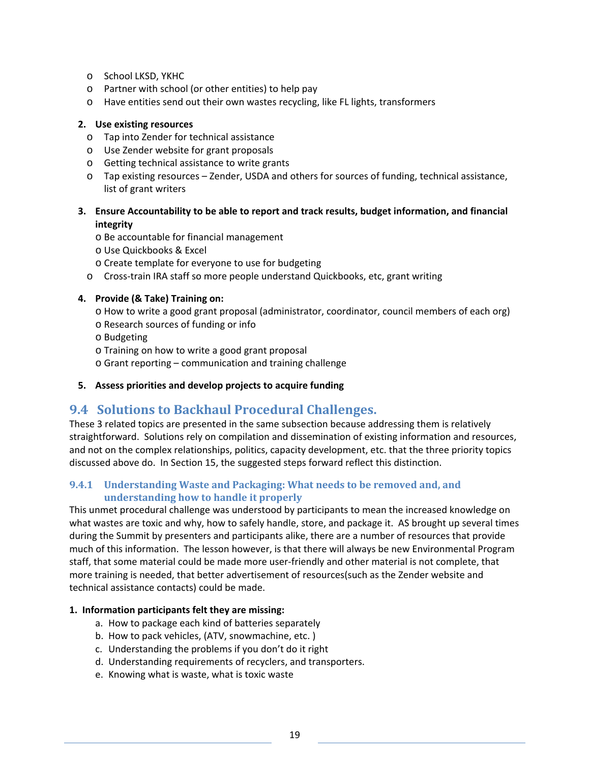- School LKSD, YKHC
- Partner with school (or other entities) to help pay
- Have entities send out their own wastes recycling, like FL lights, transformers

2. **Use existing resources**
   - Tap into Zender for technical assistance
   - Use Zender website for grant proposals
   - Getting technical assistance to write grants
   - Tap existing resources – Zender, USDA and others for sources of funding, technical assistance, list of grant writers

3. **Ensure Accountability to be able to report and track results, budget information, and financial integrity**
   - Be accountable for financial management
   - Use Quickbooks & Excel
   - Create template for everyone to use for budgeting
   - Cross-train IRA staff so more people understand Quickbooks, etc, grant writing

4. **Provide (& Take) Training on:**
   - How to write a good grant proposal (administrator, coordinator, council members of each org)
   - Research sources of funding or info
   - Budgeting
   - Training on how to write a good grant proposal
   - Grant reporting – communication and training challenge

5. **Assess priorities and develop projects to acquire funding**

## 9.4 Solutions to Backhaul Procedural Challenges.

These 3 related topics are presented in the same subsection because addressing them is relatively straightforward. Solutions rely on compilation and dissemination of existing information and resources, and not on the complex relationships, politics, capacity development, etc. that the three priority topics discussed above do. In Section 15, the suggested steps forward reflect this distinction.

### 9.4.1 Understanding Waste and Packaging: What needs to be removed and, and understanding how to handle it properly

This unmet procedural challenge was understood by participants to mean the increased knowledge on what wastes are toxic and why, how to safely handle, store, and package it. AS brought up several times during the Summit by presenters and participants alike, there are a number of resources that provide much of this information. The lesson however, is that there will always be new Environmental Program staff, that some material could be made more user-friendly and other material is not complete, that more training is needed, that better advertisement of resources(such as the Zender website and technical assistance contacts) could be made.

**1. Information participants felt they are missing:**

a. How to package each kind of batteries separately
b. How to pack vehicles, (ATV, snowmachine, etc. )
c. Understanding the problems if you don't do it right
d. Understanding requirements of recyclers, and transporters.
e. Knowing what is waste, what is toxic waste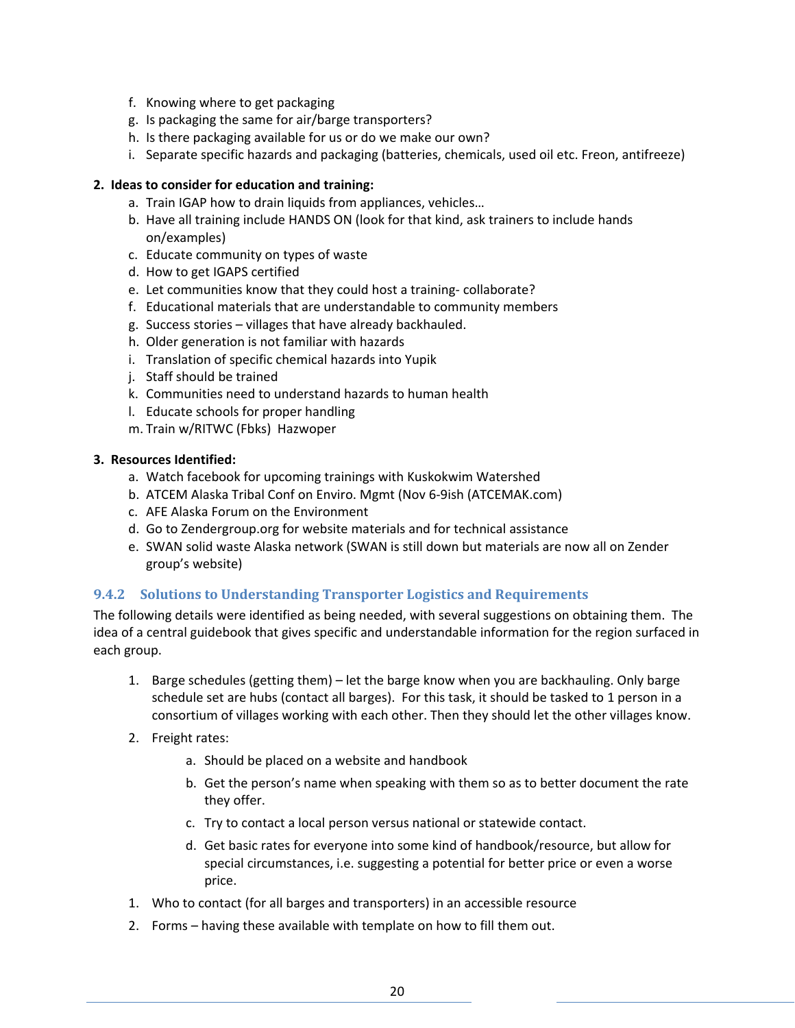f. Knowing where to get packaging
g. Is packaging the same for air/barge transporters?
h. Is there packaging available for us or do we make our own?
i. Separate specific hazards and packaging (batteries, chemicals, used oil etc. Freon, antifreeze)

**2. Ideas to consider for education and training:**

a. Train IGAP how to drain liquids from appliances, vehicles…
b. Have all training include HANDS ON (look for that kind, ask trainers to include hands on/examples)
c. Educate community on types of waste
d. How to get IGAPS certified
e. Let communities know that they could host a training- collaborate?
f. Educational materials that are understandable to community members
g. Success stories – villages that have already backhauled.
h. Older generation is not familiar with hazards
i. Translation of specific chemical hazards into Yupik
j. Staff should be trained
k. Communities need to understand hazards to human health
l. Educate schools for proper handling
m. Train w/RITWC (Fbks) Hazwoper

**3. Resources Identified:**

a. Watch facebook for upcoming trainings with Kuskokwim Watershed
b. ATCEM Alaska Tribal Conf on Enviro. Mgmt (Nov 6-9ish (ATCEMAK.com)
c. AFE Alaska Forum on the Environment
d. Go to Zendergroup.org for website materials and for technical assistance
e. SWAN solid waste Alaska network (SWAN is still down but materials are now all on Zender group's website)

### 9.4.2 Solutions to Understanding Transporter Logistics and Requirements

The following details were identified as being needed, with several suggestions on obtaining them. The idea of a central guidebook that gives specific and understandable information for the region surfaced in each group.

1. Barge schedules (getting them) – let the barge know when you are backhauling. Only barge schedule set are hubs (contact all barges). For this task, it should be tasked to 1 person in a consortium of villages working with each other. Then they should let the other villages know.
2. Freight rates:
   a. Should be placed on a website and handbook
   b. Get the person's name when speaking with them so as to better document the rate they offer.
   c. Try to contact a local person versus national or statewide contact.
   d. Get basic rates for everyone into some kind of handbook/resource, but allow for special circumstances, i.e. suggesting a potential for better price or even a worse price.
1. Who to contact (for all barges and transporters) in an accessible resource
2. Forms – having these available with template on how to fill them out.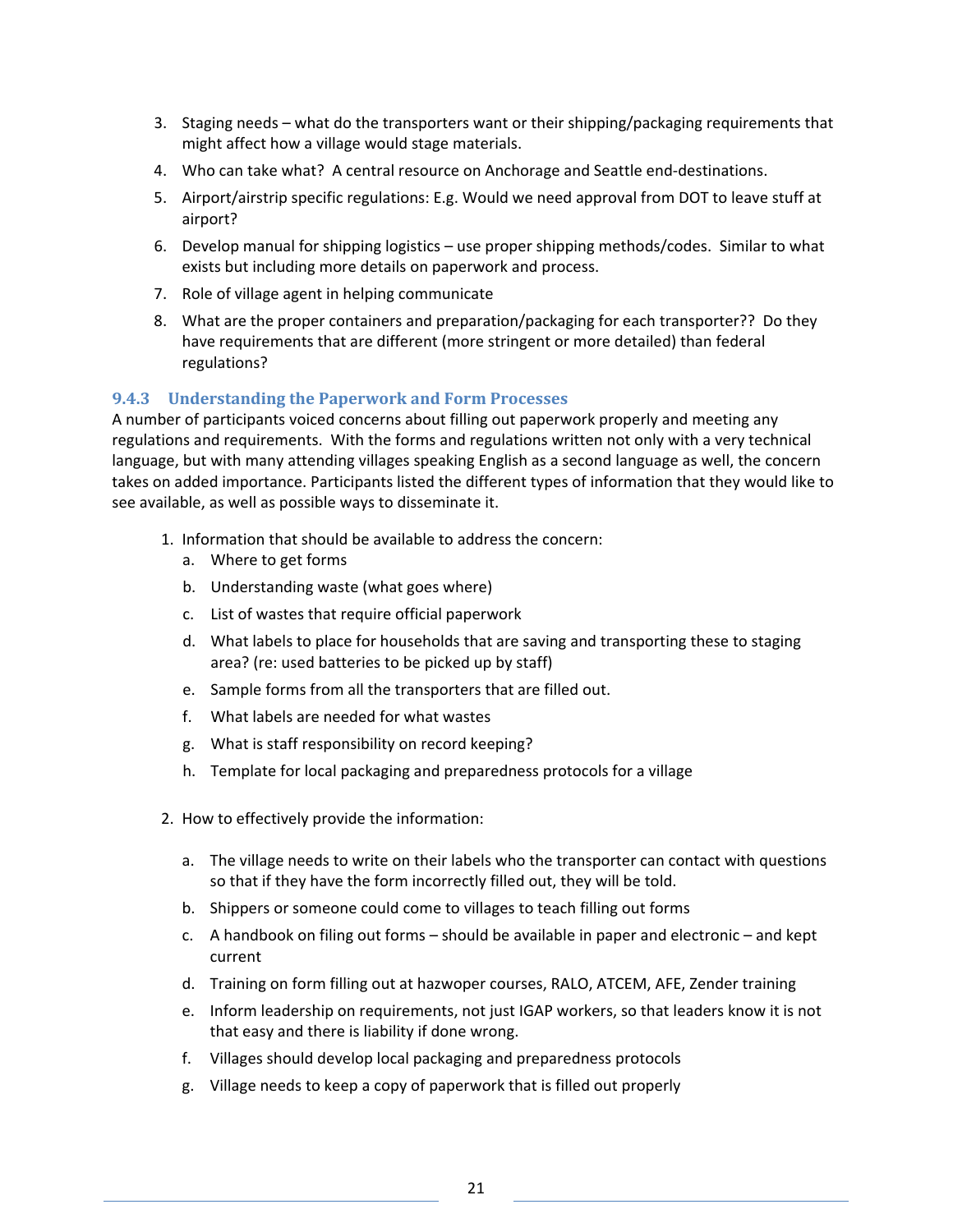3. Staging needs – what do the transporters want or their shipping/packaging requirements that might affect how a village would stage materials.
4. Who can take what? A central resource on Anchorage and Seattle end-destinations.
5. Airport/airstrip specific regulations: E.g. Would we need approval from DOT to leave stuff at airport?
6. Develop manual for shipping logistics – use proper shipping methods/codes. Similar to what exists but including more details on paperwork and process.
7. Role of village agent in helping communicate
8. What are the proper containers and preparation/packaging for each transporter?? Do they have requirements that are different (more stringent or more detailed) than federal regulations?

### 9.4.3 Understanding the Paperwork and Form Processes

A number of participants voiced concerns about filling out paperwork properly and meeting any regulations and requirements. With the forms and regulations written not only with a very technical language, but with many attending villages speaking English as a second language as well, the concern takes on added importance. Participants listed the different types of information that they would like to see available, as well as possible ways to disseminate it.

1. Information that should be available to address the concern:
   a. Where to get forms
   b. Understanding waste (what goes where)
   c. List of wastes that require official paperwork
   d. What labels to place for households that are saving and transporting these to staging area? (re: used batteries to be picked up by staff)
   e. Sample forms from all the transporters that are filled out.
   f. What labels are needed for what wastes
   g. What is staff responsibility on record keeping?
   h. Template for local packaging and preparedness protocols for a village

2. How to effectively provide the information:
   a. The village needs to write on their labels who the transporter can contact with questions so that if they have the form incorrectly filled out, they will be told.
   b. Shippers or someone could come to villages to teach filling out forms
   c. A handbook on filing out forms – should be available in paper and electronic – and kept current
   d. Training on form filling out at hazwoper courses, RALO, ATCEM, AFE, Zender training
   e. Inform leadership on requirements, not just IGAP workers, so that leaders know it is not that easy and there is liability if done wrong.
   f. Villages should develop local packaging and preparedness protocols
   g. Village needs to keep a copy of paperwork that is filled out properly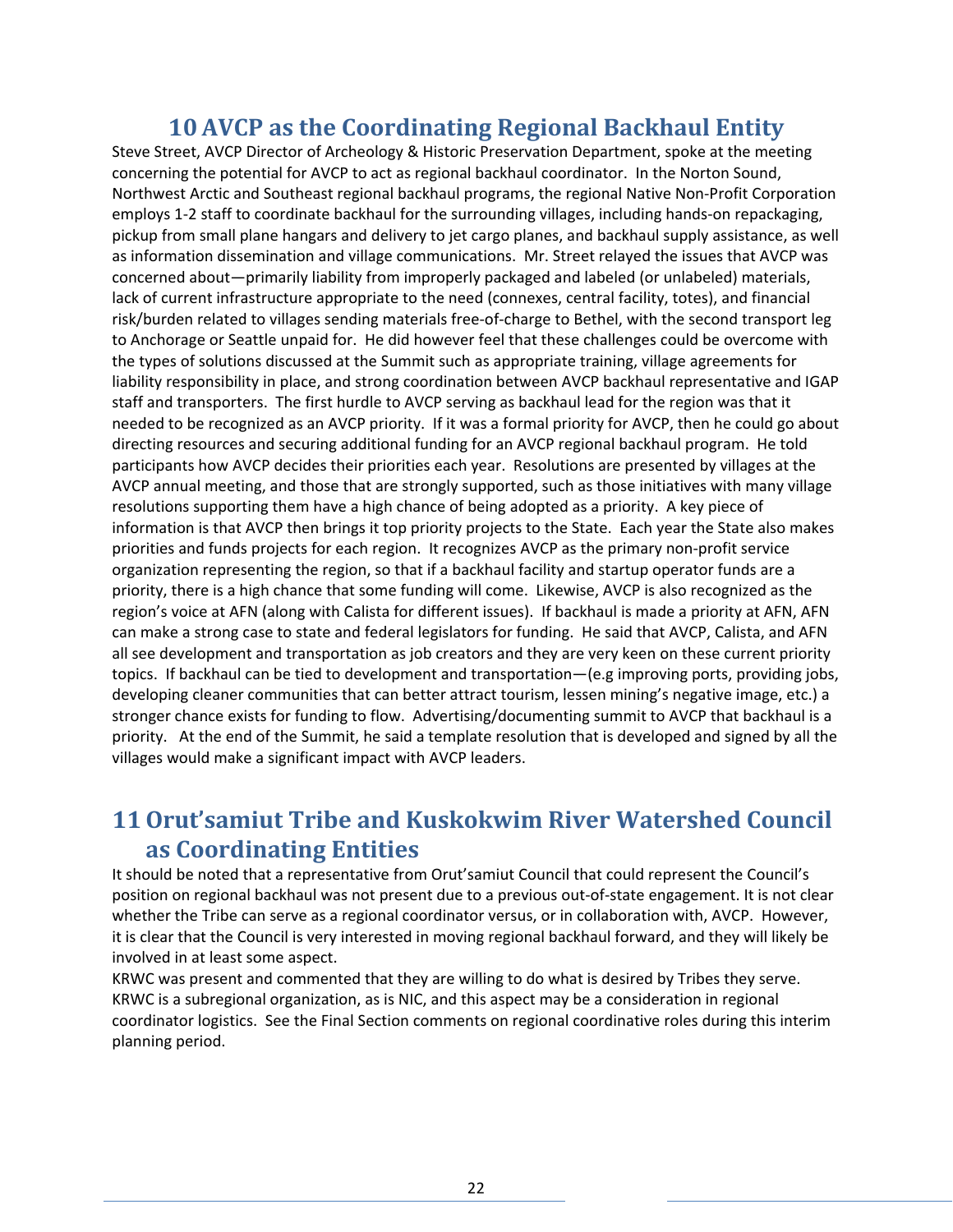# 10 AVCP as the Coordinating Regional Backhaul Entity

Steve Street, AVCP Director of Archeology & Historic Preservation Department, spoke at the meeting concerning the potential for AVCP to act as regional backhaul coordinator. In the Norton Sound, Northwest Arctic and Southeast regional backhaul programs, the regional Native Non-Profit Corporation employs 1-2 staff to coordinate backhaul for the surrounding villages, including hands-on repackaging, pickup from small plane hangars and delivery to jet cargo planes, and backhaul supply assistance, as well as information dissemination and village communications. Mr. Street relayed the issues that AVCP was concerned about—primarily liability from improperly packaged and labeled (or unlabeled) materials, lack of current infrastructure appropriate to the need (connexes, central facility, totes), and financial risk/burden related to villages sending materials free-of-charge to Bethel, with the second transport leg to Anchorage or Seattle unpaid for. He did however feel that these challenges could be overcome with the types of solutions discussed at the Summit such as appropriate training, village agreements for liability responsibility in place, and strong coordination between AVCP backhaul representative and IGAP staff and transporters. The first hurdle to AVCP serving as backhaul lead for the region was that it needed to be recognized as an AVCP priority. If it was a formal priority for AVCP, then he could go about directing resources and securing additional funding for an AVCP regional backhaul program. He told participants how AVCP decides their priorities each year. Resolutions are presented by villages at the AVCP annual meeting, and those that are strongly supported, such as those initiatives with many village resolutions supporting them have a high chance of being adopted as a priority. A key piece of information is that AVCP then brings it top priority projects to the State. Each year the State also makes priorities and funds projects for each region. It recognizes AVCP as the primary non-profit service organization representing the region, so that if a backhaul facility and startup operator funds are a priority, there is a high chance that some funding will come. Likewise, AVCP is also recognized as the region's voice at AFN (along with Calista for different issues). If backhaul is made a priority at AFN, AFN can make a strong case to state and federal legislators for funding. He said that AVCP, Calista, and AFN all see development and transportation as job creators and they are very keen on these current priority topics. If backhaul can be tied to development and transportation—(e.g improving ports, providing jobs, developing cleaner communities that can better attract tourism, lessen mining's negative image, etc.) a stronger chance exists for funding to flow. Advertising/documenting summit to AVCP that backhaul is a priority. At the end of the Summit, he said a template resolution that is developed and signed by all the villages would make a significant impact with AVCP leaders.

# 11 Orut'samiut Tribe and Kuskokwim River Watershed Council as Coordinating Entities

It should be noted that a representative from Orut'samiut Council that could represent the Council's position on regional backhaul was not present due to a previous out-of-state engagement. It is not clear whether the Tribe can serve as a regional coordinator versus, or in collaboration with, AVCP. However, it is clear that the Council is very interested in moving regional backhaul forward, and they will likely be involved in at least some aspect.

KRWC was present and commented that they are willing to do what is desired by Tribes they serve. KRWC is a subregional organization, as is NIC, and this aspect may be a consideration in regional coordinator logistics. See the Final Section comments on regional coordinative roles during this interim planning period.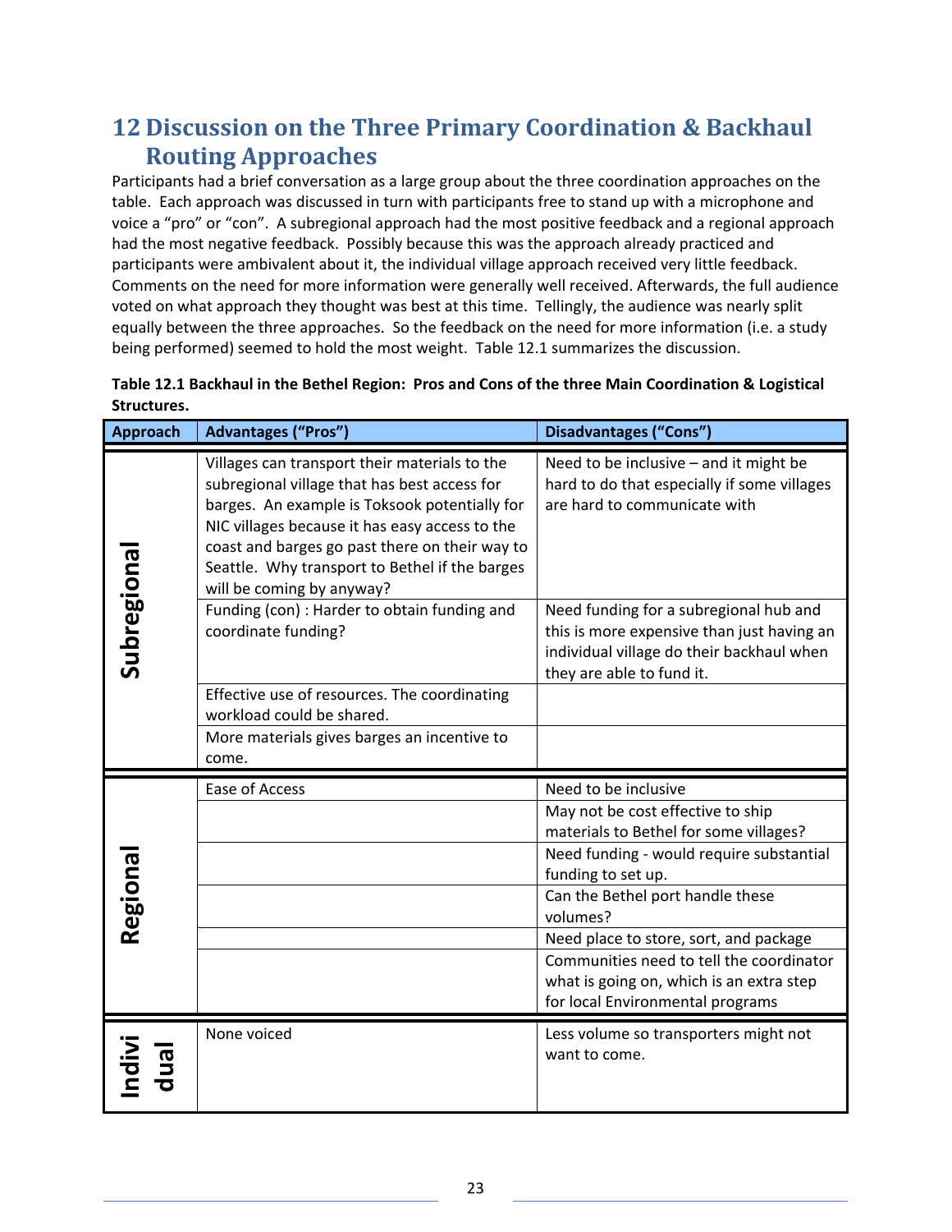# 12 Discussion on the Three Primary Coordination & Backhaul Routing Approaches

Participants had a brief conversation as a large group about the three coordination approaches on the table. Each approach was discussed in turn with participants free to stand up with a microphone and voice a "pro" or "con". A subregional approach had the most positive feedback and a regional approach had the most negative feedback. Possibly because this was the approach already practiced and participants were ambivalent about it, the individual village approach received very little feedback. Comments on the need for more information were generally well received. Afterwards, the full audience voted on what approach they thought was best at this time. Tellingly, the audience was nearly split equally between the three approaches. So the feedback on the need for more information (i.e. a study being performed) seemed to hold the most weight. Table 12.1 summarizes the discussion.

**Table 12.1 Backhaul in the Bethel Region: Pros and Cons of the three Main Coordination & Logistical Structures.**

| Approach | Advantages ("Pros") | Disadvantages ("Cons") |
|---|---|---|
| Subregional | Villages can transport their materials to the subregional village that has best access for barges. An example is Toksook potentially for NIC villages because it has easy access to the coast and barges go past there on their way to Seattle. Why transport to Bethel if the barges will be coming by anyway? | Need to be inclusive – and it might be hard to do that especially if some villages are hard to communicate with |
| | Funding (con) : Harder to obtain funding and coordinate funding? | Need funding for a subregional hub and this is more expensive than just having an individual village do their backhaul when they are able to fund it. |
| | Effective use of resources. The coordinating workload could be shared. | |
| | More materials gives barges an incentive to come. | |
| Regional | Ease of Access | Need to be inclusive |
| | | May not be cost effective to ship materials to Bethel for some villages? |
| | | Need funding - would require substantial funding to set up. |
| | | Can the Bethel port handle these volumes? |
| | | Need place to store, sort, and package |
| | | Communities need to tell the coordinator what is going on, which is an extra step for local Environmental programs |
| Individual | None voiced | Less volume so transporters might not want to come. |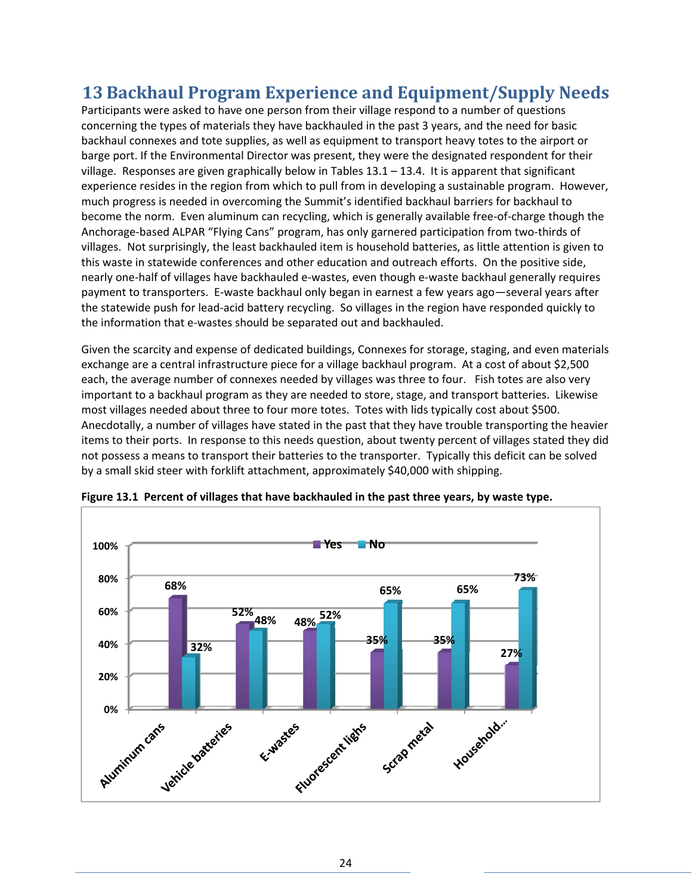# 13 Backhaul Program Experience and Equipment/Supply Needs

Participants were asked to have one person from their village respond to a number of questions concerning the types of materials they have backhauled in the past 3 years, and the need for basic backhaul connexes and tote supplies, as well as equipment to transport heavy totes to the airport or barge port. If the Environmental Director was present, they were the designated respondent for their village. Responses are given graphically below in Tables 13.1 – 13.4. It is apparent that significant experience resides in the region from which to pull from in developing a sustainable program. However, much progress is needed in overcoming the Summit's identified backhaul barriers for backhaul to become the norm. Even aluminum can recycling, which is generally available free-of-charge though the Anchorage-based ALPAR "Flying Cans" program, has only garnered participation from two-thirds of villages. Not surprisingly, the least backhauled item is household batteries, as little attention is given to this waste in statewide conferences and other education and outreach efforts. On the positive side, nearly one-half of villages have backhauled e-wastes, even though e-waste backhaul generally requires payment to transporters. E-waste backhaul only began in earnest a few years ago—several years after the statewide push for lead-acid battery recycling. So villages in the region have responded quickly to the information that e-wastes should be separated out and backhauled.

Given the scarcity and expense of dedicated buildings, Connexes for storage, staging, and even materials exchange are a central infrastructure piece for a village backhaul program. At a cost of about $2,500 each, the average number of connexes needed by villages was three to four. Fish totes are also very important to a backhaul program as they are needed to store, stage, and transport batteries. Likewise most villages needed about three to four more totes. Totes with lids typically cost about $500. Anecdotally, a number of villages have stated in the past that they have trouble transporting the heavier items to their ports. In response to this needs question, about twenty percent of villages stated they did not possess a means to transport their batteries to the transporter. Typically this deficit can be solved by a small skid steer with forklift attachment, approximately $40,000 with shipping.

**Figure 13.1 Percent of villages that have backhauled in the past three years, by waste type.**

| Waste type | Yes | No |
|---|---|---|
| Aluminum cans | 68% | 32% |
| Vehicle batteries | 52% | 48% |
| E-wastes | 48% | 52% |
| Fluorescent lighs | 35% | 65% |
| Scrap metal | 35% | 65% |
| Household... | 27% | 73% |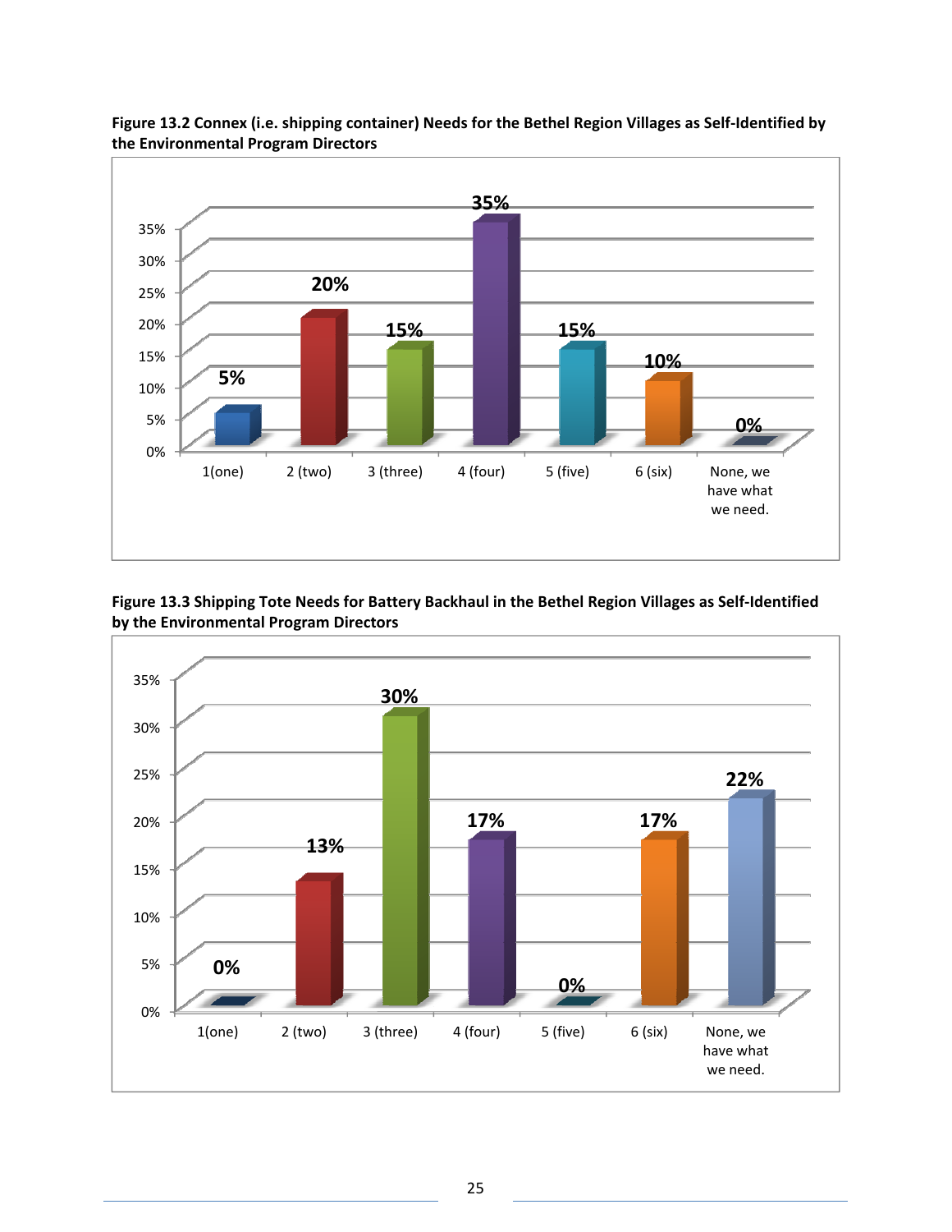**Figure 13.2 Connex (i.e. shipping container) Needs for the Bethel Region Villages as Self-Identified by the Environmental Program Directors**

| Number needed | Percent |
|---|---|
| 1(one) | 5% |
| 2 (two) | 20% |
| 3 (three) | 15% |
| 4 (four) | 35% |
| 5 (five) | 15% |
| 6 (six) | 10% |
| None, we have what we need. | 0% |

**Figure 13.3 Shipping Tote Needs for Battery Backhaul in the Bethel Region Villages as Self-Identified by the Environmental Program Directors**

| Number needed | Percent |
|---|---|
| 1(one) | 0% |
| 2 (two) | 13% |
| 3 (three) | 30% |
| 4 (four) | 17% |
| 5 (five) | 0% |
| 6 (six) | 17% |
| None, we have what we need. | 22% |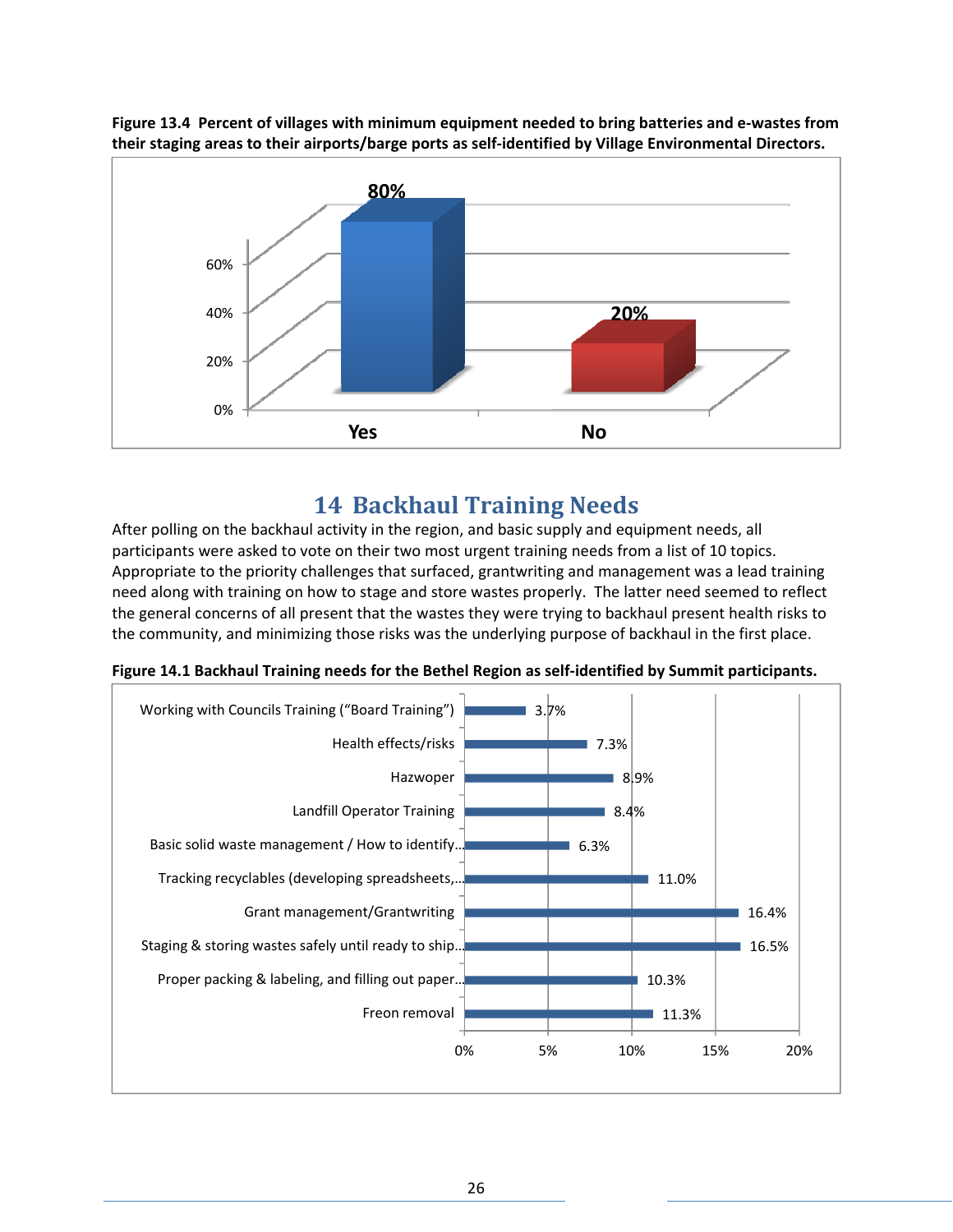**Figure 13.4 Percent of villages with minimum equipment needed to bring batteries and e-wastes from their staging areas to their airports/barge ports as self-identified by Village Environmental Directors.**

| Response | Percent |
|---|---|
| Yes | 80% |
| No | 20% |

## 14 Backhaul Training Needs

After polling on the backhaul activity in the region, and basic supply and equipment needs, all participants were asked to vote on their two most urgent training needs from a list of 10 topics. Appropriate to the priority challenges that surfaced, grantwriting and management was a lead training need along with training on how to stage and store wastes properly. The latter need seemed to reflect the general concerns of all present that the wastes they were trying to backhaul present health risks to the community, and minimizing those risks was the underlying purpose of backhaul in the first place.

**Figure 14.1 Backhaul Training needs for the Bethel Region as self-identified by Summit participants.**

| Training need | Percent |
|---|---|
| Working with Councils Training ("Board Training") | 3.7% |
| Health effects/risks | 7.3% |
| Hazwoper | 8.9% |
| Landfill Operator Training | 8.4% |
| Basic solid waste management / How to identify... | 6.3% |
| Tracking recyclables (developing spreadsheets,... | 11.0% |
| Grant management/Grantwriting | 16.4% |
| Staging & storing wastes safely until ready to ship... | 16.5% |
| Proper packing & labeling, and filling out paper... | 10.3% |
| Freon removal | 11.3% |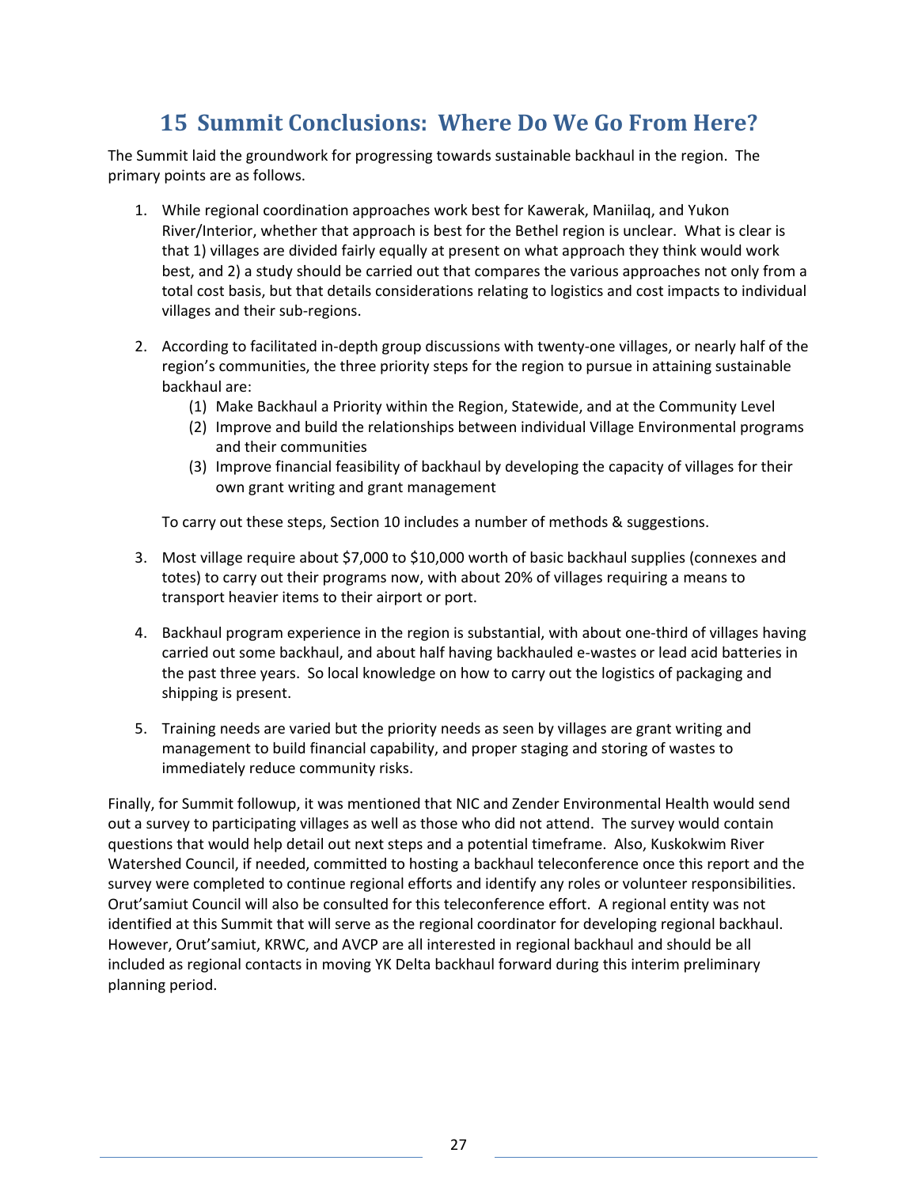# 15 Summit Conclusions: Where Do We Go From Here?

The Summit laid the groundwork for progressing towards sustainable backhaul in the region. The primary points are as follows.

1. While regional coordination approaches work best for Kawerak, Maniilaq, and Yukon River/Interior, whether that approach is best for the Bethel region is unclear. What is clear is that 1) villages are divided fairly equally at present on what approach they think would work best, and 2) a study should be carried out that compares the various approaches not only from a total cost basis, but that details considerations relating to logistics and cost impacts to individual villages and their sub-regions.

2. According to facilitated in-depth group discussions with twenty-one villages, or nearly half of the region's communities, the three priority steps for the region to pursue in attaining sustainable backhaul are:
   (1) Make Backhaul a Priority within the Region, Statewide, and at the Community Level
   (2) Improve and build the relationships between individual Village Environmental programs and their communities
   (3) Improve financial feasibility of backhaul by developing the capacity of villages for their own grant writing and grant management

   To carry out these steps, Section 10 includes a number of methods & suggestions.

3. Most village require about $7,000 to $10,000 worth of basic backhaul supplies (connexes and totes) to carry out their programs now, with about 20% of villages requiring a means to transport heavier items to their airport or port.

4. Backhaul program experience in the region is substantial, with about one-third of villages having carried out some backhaul, and about half having backhauled e-wastes or lead acid batteries in the past three years. So local knowledge on how to carry out the logistics of packaging and shipping is present.

5. Training needs are varied but the priority needs as seen by villages are grant writing and management to build financial capability, and proper staging and storing of wastes to immediately reduce community risks.

Finally, for Summit followup, it was mentioned that NIC and Zender Environmental Health would send out a survey to participating villages as well as those who did not attend. The survey would contain questions that would help detail out next steps and a potential timeframe. Also, Kuskokwim River Watershed Council, if needed, committed to hosting a backhaul teleconference once this report and the survey were completed to continue regional efforts and identify any roles or volunteer responsibilities. Orut'samiut Council will also be consulted for this teleconference effort. A regional entity was not identified at this Summit that will serve as the regional coordinator for developing regional backhaul. However, Orut'samiut, KRWC, and AVCP are all interested in regional backhaul and should be all included as regional contacts in moving YK Delta backhaul forward during this interim preliminary planning period.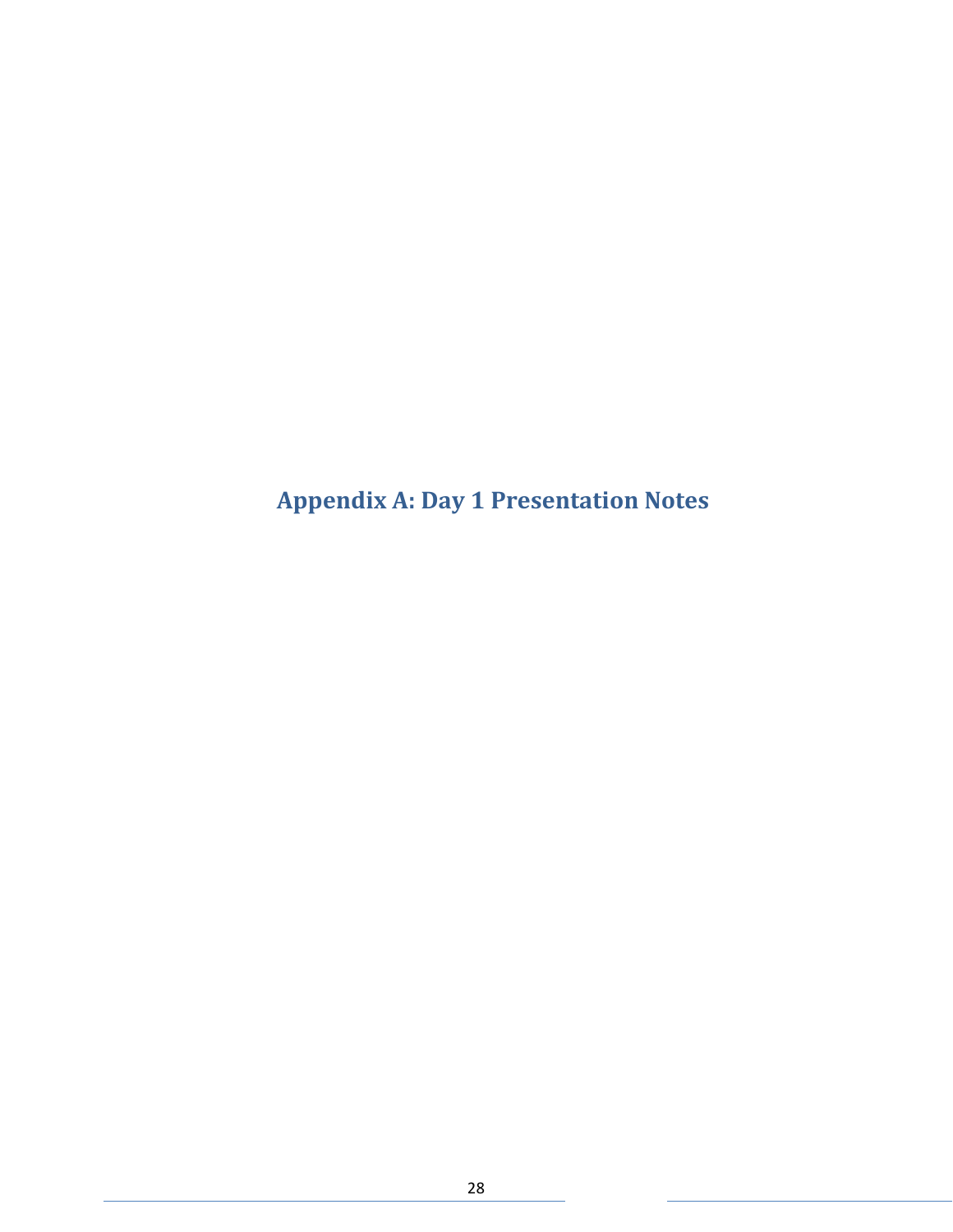# Appendix A: Day 1 Presentation Notes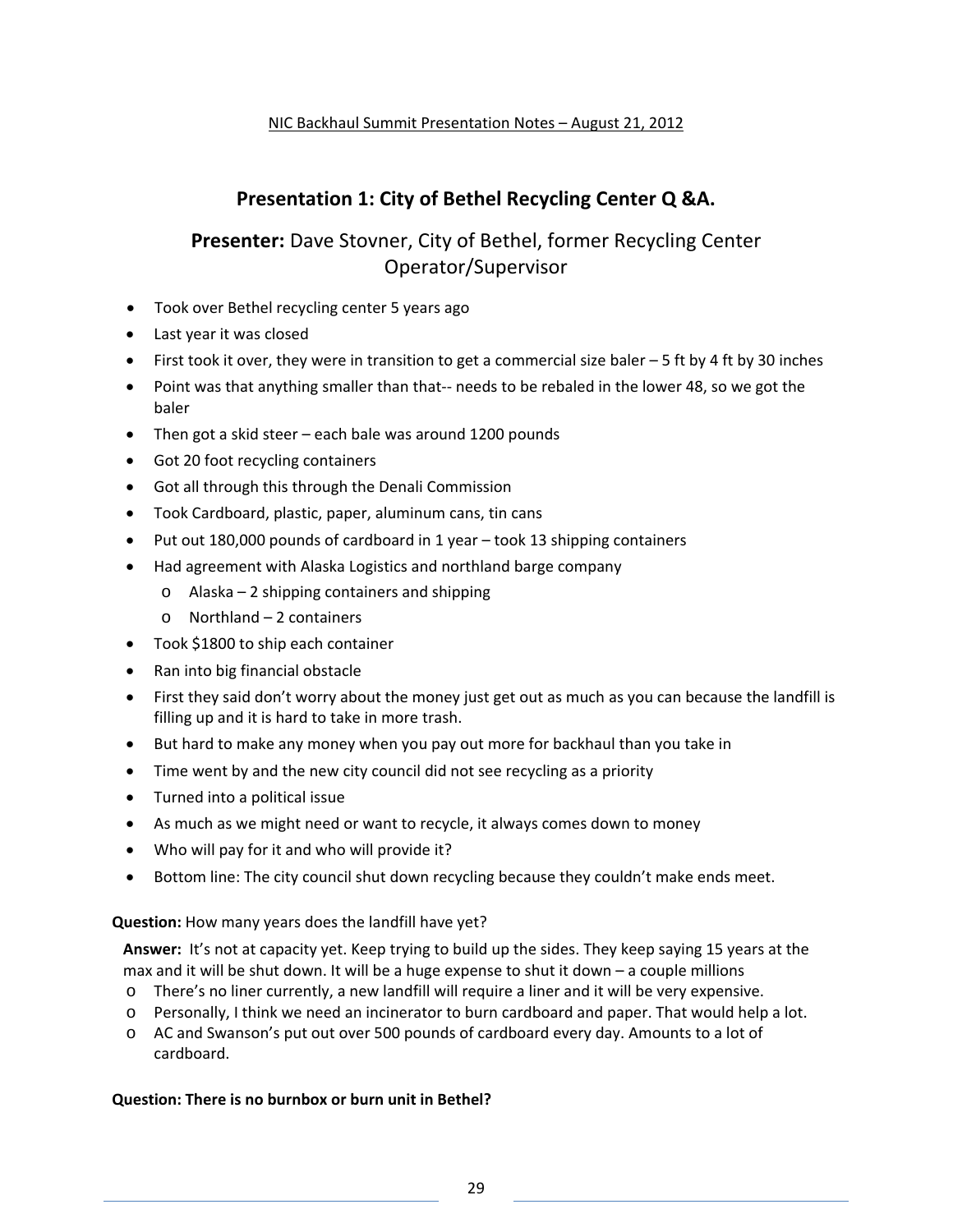NIC Backhaul Summit Presentation Notes – August 21, 2012

## Presentation 1: City of Bethel Recycling Center Q &A.

### **Presenter:** Dave Stovner, City of Bethel, former Recycling Center Operator/Supervisor

- Took over Bethel recycling center 5 years ago
- Last year it was closed
- First took it over, they were in transition to get a commercial size baler – 5 ft by 4 ft by 30 inches
- Point was that anything smaller than that-- needs to be rebaled in the lower 48, so we got the baler
- Then got a skid steer – each bale was around 1200 pounds
- Got 20 foot recycling containers
- Got all through this through the Denali Commission
- Took Cardboard, plastic, paper, aluminum cans, tin cans
- Put out 180,000 pounds of cardboard in 1 year – took 13 shipping containers
- Had agreement with Alaska Logistics and northland barge company
  - Alaska – 2 shipping containers and shipping
  - Northland – 2 containers
- Took $1800 to ship each container
- Ran into big financial obstacle
- First they said don't worry about the money just get out as much as you can because the landfill is filling up and it is hard to take in more trash.
- But hard to make any money when you pay out more for backhaul than you take in
- Time went by and the new city council did not see recycling as a priority
- Turned into a political issue
- As much as we might need or want to recycle, it always comes down to money
- Who will pay for it and who will provide it?
- Bottom line: The city council shut down recycling because they couldn't make ends meet.

**Question:** How many years does the landfill have yet?

**Answer:** It's not at capacity yet. Keep trying to build up the sides. They keep saying 15 years at the max and it will be shut down. It will be a huge expense to shut it down – a couple millions

- There's no liner currently, a new landfill will require a liner and it will be very expensive.
- Personally, I think we need an incinerator to burn cardboard and paper. That would help a lot.
- AC and Swanson's put out over 500 pounds of cardboard every day. Amounts to a lot of cardboard.

**Question: There is no burnbox or burn unit in Bethel?**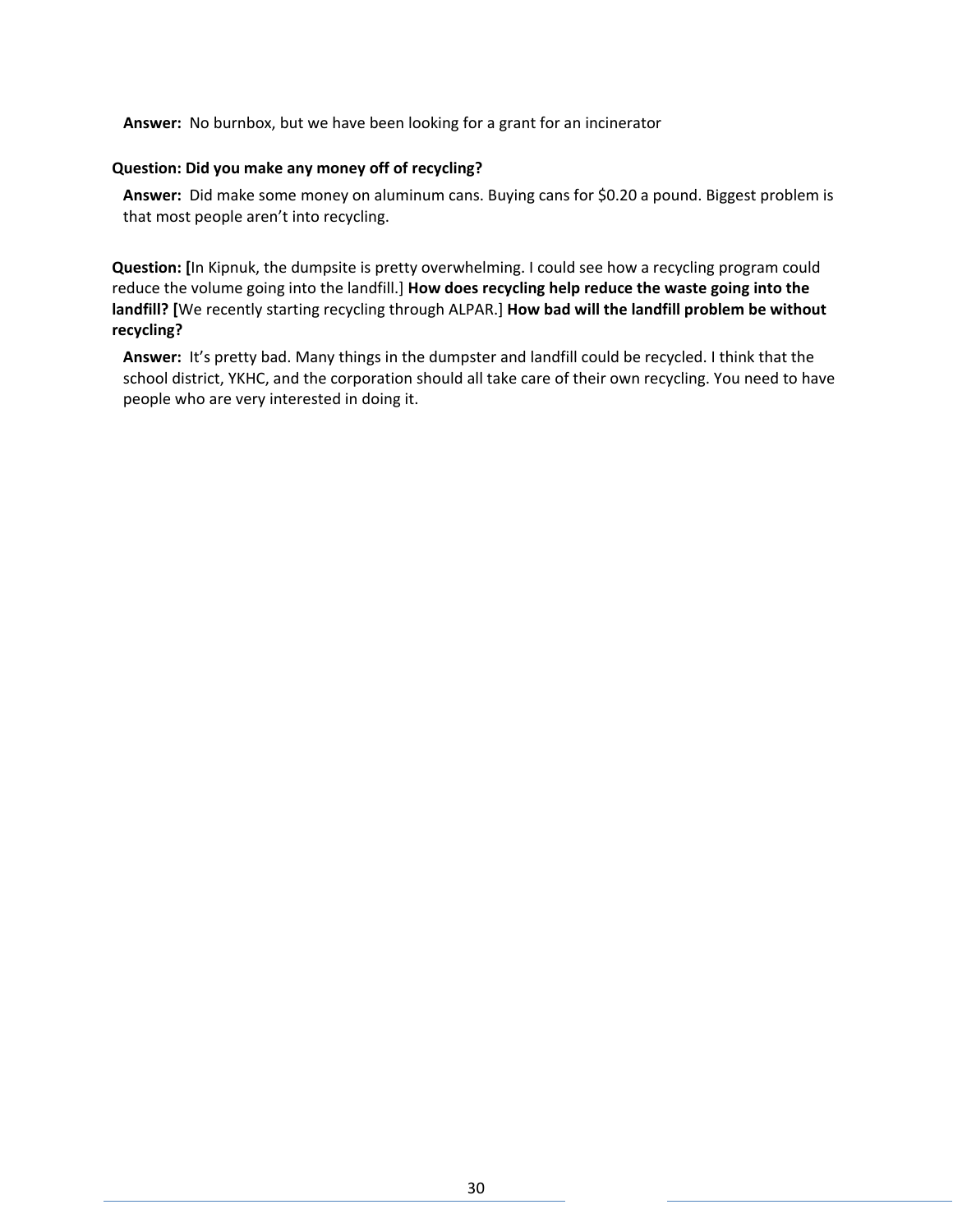**Answer:** No burnbox, but we have been looking for a grant for an incinerator

**Question: Did you make any money off of recycling?**

**Answer:** Did make some money on aluminum cans. Buying cans for $0.20 a pound. Biggest problem is that most people aren't into recycling.

**Question: [**In Kipnuk, the dumpsite is pretty overwhelming. I could see how a recycling program could reduce the volume going into the landfill.] **How does recycling help reduce the waste going into the landfill? [**We recently starting recycling through ALPAR.] **How bad will the landfill problem be without recycling?**

**Answer:** It's pretty bad. Many things in the dumpster and landfill could be recycled. I think that the school district, YKHC, and the corporation should all take care of their own recycling. You need to have people who are very interested in doing it.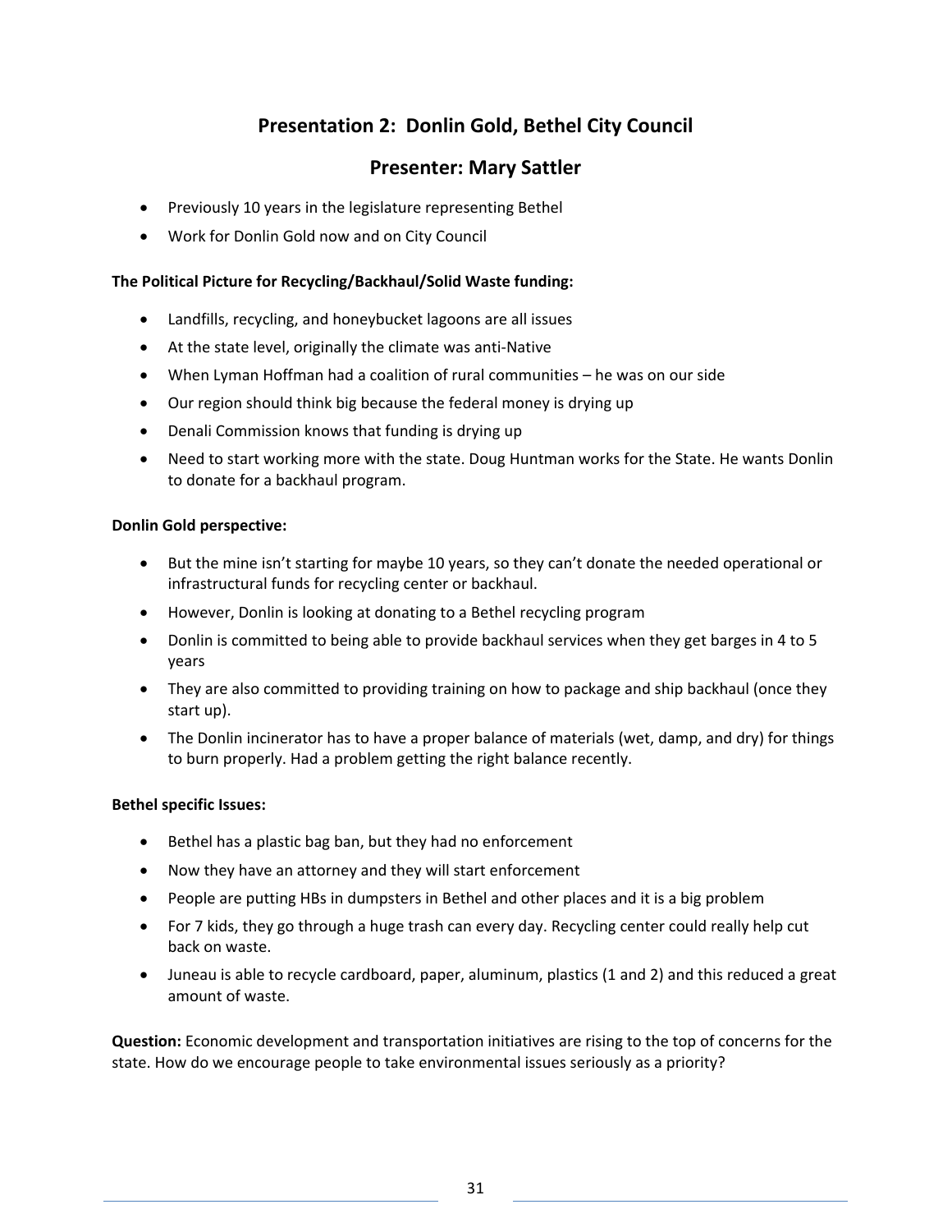## Presentation 2: Donlin Gold, Bethel City Council

## Presenter: Mary Sattler

- Previously 10 years in the legislature representing Bethel
- Work for Donlin Gold now and on City Council

**The Political Picture for Recycling/Backhaul/Solid Waste funding:**

- Landfills, recycling, and honeybucket lagoons are all issues
- At the state level, originally the climate was anti-Native
- When Lyman Hoffman had a coalition of rural communities – he was on our side
- Our region should think big because the federal money is drying up
- Denali Commission knows that funding is drying up
- Need to start working more with the state. Doug Huntman works for the State. He wants Donlin to donate for a backhaul program.

**Donlin Gold perspective:**

- But the mine isn't starting for maybe 10 years, so they can't donate the needed operational or infrastructural funds for recycling center or backhaul.
- However, Donlin is looking at donating to a Bethel recycling program
- Donlin is committed to being able to provide backhaul services when they get barges in 4 to 5 years
- They are also committed to providing training on how to package and ship backhaul (once they start up).
- The Donlin incinerator has to have a proper balance of materials (wet, damp, and dry) for things to burn properly. Had a problem getting the right balance recently.

**Bethel specific Issues:**

- Bethel has a plastic bag ban, but they had no enforcement
- Now they have an attorney and they will start enforcement
- People are putting HBs in dumpsters in Bethel and other places and it is a big problem
- For 7 kids, they go through a huge trash can every day. Recycling center could really help cut back on waste.
- Juneau is able to recycle cardboard, paper, aluminum, plastics (1 and 2) and this reduced a great amount of waste.

**Question:** Economic development and transportation initiatives are rising to the top of concerns for the state. How do we encourage people to take environmental issues seriously as a priority?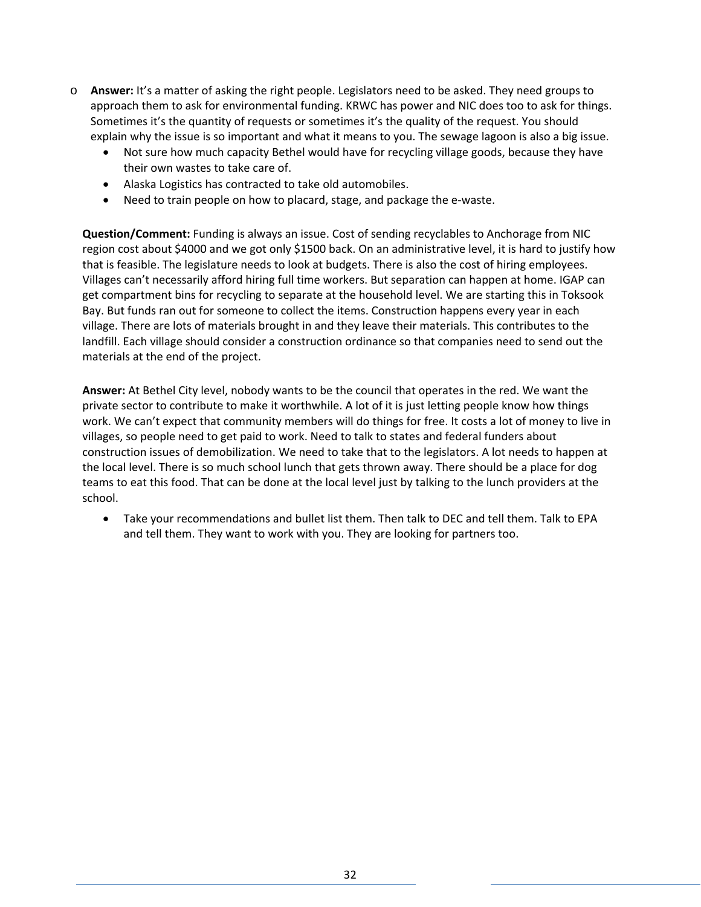- **Answer:** It's a matter of asking the right people. Legislators need to be asked. They need groups to approach them to ask for environmental funding. KRWC has power and NIC does too to ask for things. Sometimes it's the quantity of requests or sometimes it's the quality of the request. You should explain why the issue is so important and what it means to you. The sewage lagoon is also a big issue.
    - Not sure how much capacity Bethel would have for recycling village goods, because they have their own wastes to take care of.
    - Alaska Logistics has contracted to take old automobiles.
    - Need to train people on how to placard, stage, and package the e-waste.

**Question/Comment:** Funding is always an issue. Cost of sending recyclables to Anchorage from NIC region cost about $4000 and we got only $1500 back. On an administrative level, it is hard to justify how that is feasible. The legislature needs to look at budgets. There is also the cost of hiring employees. Villages can't necessarily afford hiring full time workers. But separation can happen at home. IGAP can get compartment bins for recycling to separate at the household level. We are starting this in Toksook Bay. But funds ran out for someone to collect the items. Construction happens every year in each village. There are lots of materials brought in and they leave their materials. This contributes to the landfill. Each village should consider a construction ordinance so that companies need to send out the materials at the end of the project.

**Answer:** At Bethel City level, nobody wants to be the council that operates in the red. We want the private sector to contribute to make it worthwhile. A lot of it is just letting people know how things work. We can't expect that community members will do things for free. It costs a lot of money to live in villages, so people need to get paid to work. Need to talk to states and federal funders about construction issues of demobilization. We need to take that to the legislators. A lot needs to happen at the local level. There is so much school lunch that gets thrown away. There should be a place for dog teams to eat this food. That can be done at the local level just by talking to the lunch providers at the school.

- Take your recommendations and bullet list them. Then talk to DEC and tell them. Talk to EPA and tell them. They want to work with you. They are looking for partners too.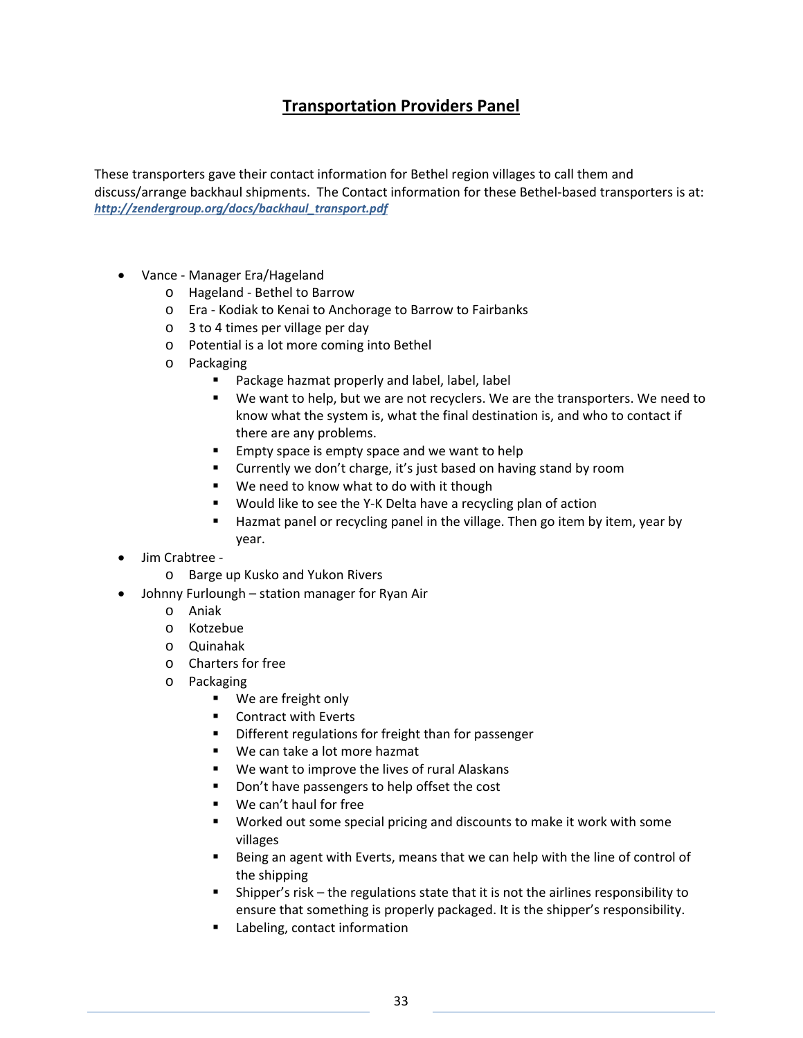## Transportation Providers Panel

These transporters gave their contact information for Bethel region villages to call them and discuss/arrange backhaul shipments. The Contact information for these Bethel-based transporters is at: ***http://zendergroup.org/docs/backhaul_transport.pdf***

- Vance - Manager Era/Hageland
  - Hageland - Bethel to Barrow
  - Era - Kodiak to Kenai to Anchorage to Barrow to Fairbanks
  - 3 to 4 times per village per day
  - Potential is a lot more coming into Bethel
  - Packaging
    - Package hazmat properly and label, label, label
    - We want to help, but we are not recyclers. We are the transporters. We need to know what the system is, what the final destination is, and who to contact if there are any problems.
    - Empty space is empty space and we want to help
    - Currently we don't charge, it's just based on having stand by room
    - We need to know what to do with it though
    - Would like to see the Y-K Delta have a recycling plan of action
    - Hazmat panel or recycling panel in the village. Then go item by item, year by year.
- Jim Crabtree -
  - Barge up Kusko and Yukon Rivers
- Johnny Furloungh – station manager for Ryan Air
  - Aniak
  - Kotzebue
  - Quinahak
  - Charters for free
  - Packaging
    - We are freight only
    - Contract with Everts
    - Different regulations for freight than for passenger
    - We can take a lot more hazmat
    - We want to improve the lives of rural Alaskans
    - Don't have passengers to help offset the cost
    - We can't haul for free
    - Worked out some special pricing and discounts to make it work with some villages
    - Being an agent with Everts, means that we can help with the line of control of the shipping
    - Shipper's risk – the regulations state that it is not the airlines responsibility to ensure that something is properly packaged. It is the shipper's responsibility.
    - Labeling, contact information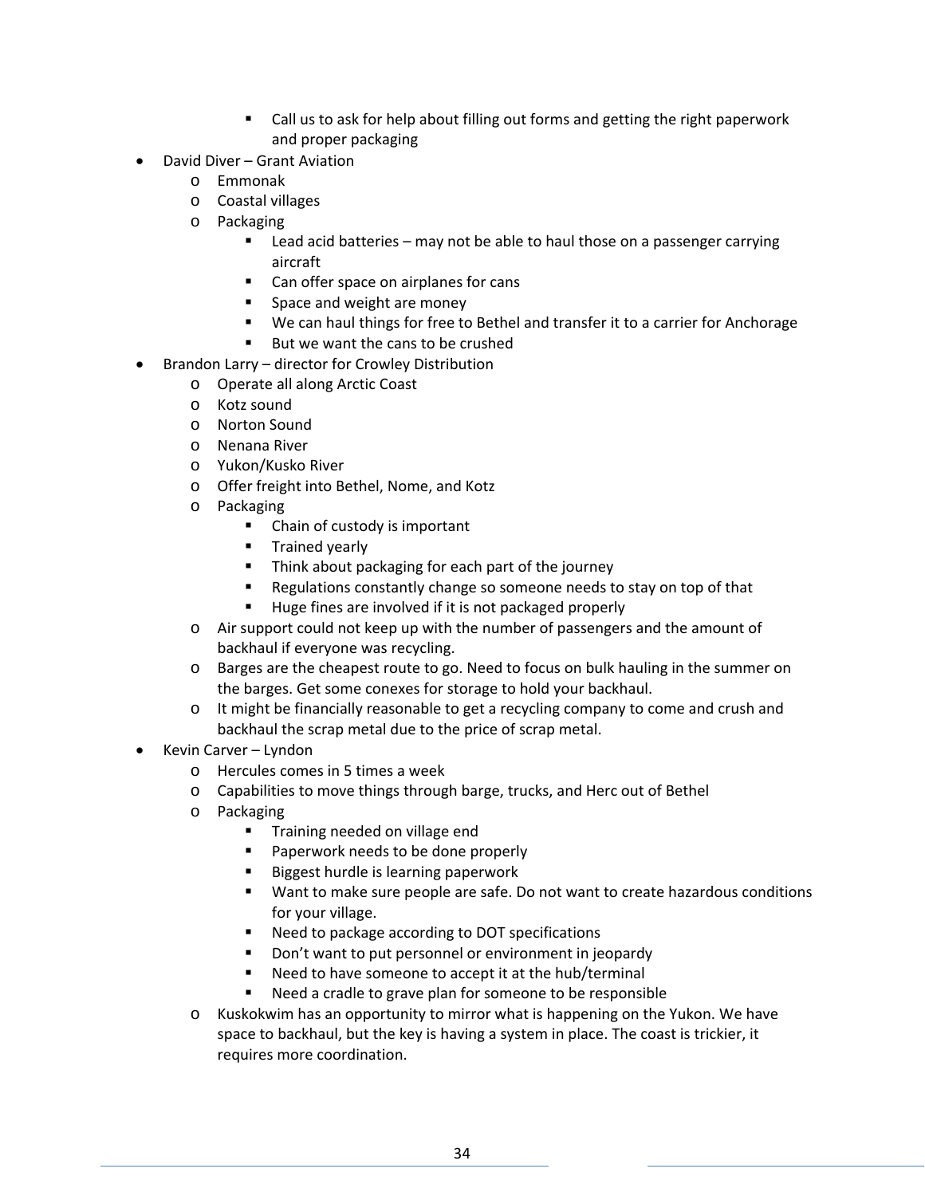- Call us to ask for help about filling out forms and getting the right paperwork and proper packaging
- David Diver – Grant Aviation
    - Emmonak
    - Coastal villages
    - Packaging
        - Lead acid batteries – may not be able to haul those on a passenger carrying aircraft
        - Can offer space on airplanes for cans
        - Space and weight are money
        - We can haul things for free to Bethel and transfer it to a carrier for Anchorage
        - But we want the cans to be crushed
- Brandon Larry – director for Crowley Distribution
    - Operate all along Arctic Coast
    - Kotz sound
    - Norton Sound
    - Nenana River
    - Yukon/Kusko River
    - Offer freight into Bethel, Nome, and Kotz
    - Packaging
        - Chain of custody is important
        - Trained yearly
        - Think about packaging for each part of the journey
        - Regulations constantly change so someone needs to stay on top of that
        - Huge fines are involved if it is not packaged properly
    - Air support could not keep up with the number of passengers and the amount of backhaul if everyone was recycling.
    - Barges are the cheapest route to go. Need to focus on bulk hauling in the summer on the barges. Get some conexes for storage to hold your backhaul.
    - It might be financially reasonable to get a recycling company to come and crush and backhaul the scrap metal due to the price of scrap metal.
- Kevin Carver – Lyndon
    - Hercules comes in 5 times a week
    - Capabilities to move things through barge, trucks, and Herc out of Bethel
    - Packaging
        - Training needed on village end
        - Paperwork needs to be done properly
        - Biggest hurdle is learning paperwork
        - Want to make sure people are safe. Do not want to create hazardous conditions for your village.
        - Need to package according to DOT specifications
        - Don't want to put personnel or environment in jeopardy
        - Need to have someone to accept it at the hub/terminal
        - Need a cradle to grave plan for someone to be responsible
    - Kuskokwim has an opportunity to mirror what is happening on the Yukon. We have space to backhaul, but the key is having a system in place. The coast is trickier, it requires more coordination.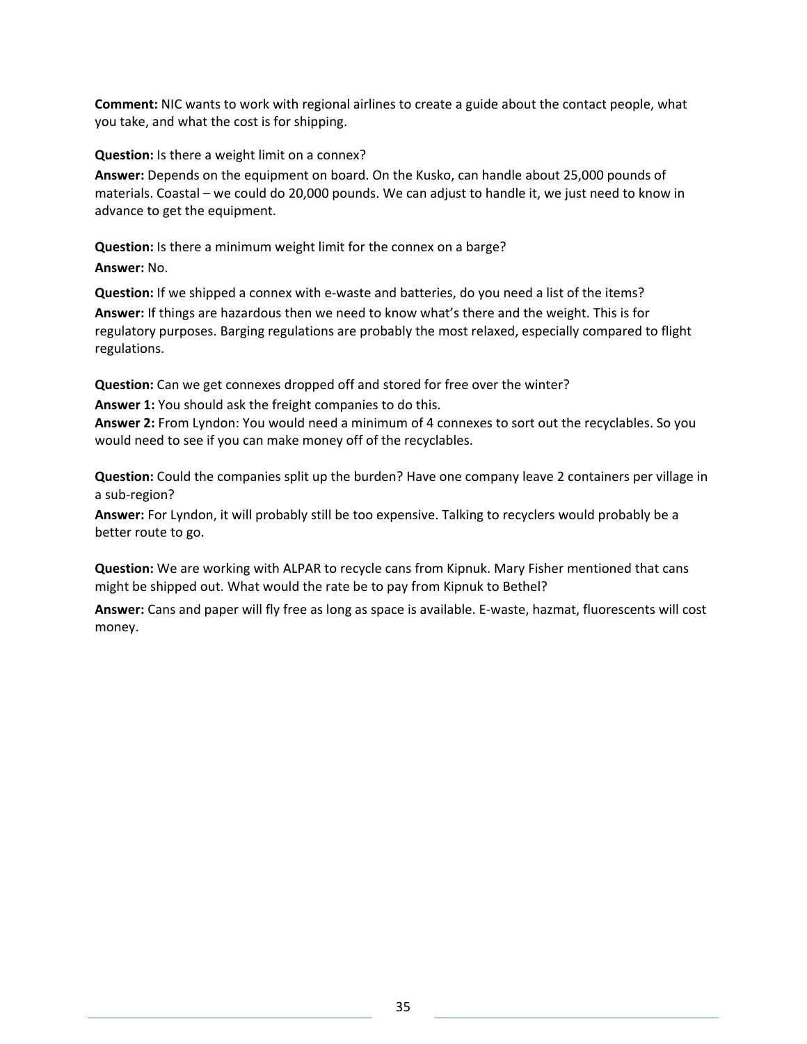**Comment:** NIC wants to work with regional airlines to create a guide about the contact people, what you take, and what the cost is for shipping.

**Question:** Is there a weight limit on a connex?

**Answer:** Depends on the equipment on board. On the Kusko, can handle about 25,000 pounds of materials. Coastal – we could do 20,000 pounds. We can adjust to handle it, we just need to know in advance to get the equipment.

**Question:** Is there a minimum weight limit for the connex on a barge?

**Answer:** No.

**Question:** If we shipped a connex with e-waste and batteries, do you need a list of the items?

**Answer:** If things are hazardous then we need to know what's there and the weight. This is for regulatory purposes. Barging regulations are probably the most relaxed, especially compared to flight regulations.

**Question:** Can we get connexes dropped off and stored for free over the winter?

**Answer 1:** You should ask the freight companies to do this.

**Answer 2:** From Lyndon: You would need a minimum of 4 connexes to sort out the recyclables. So you would need to see if you can make money off of the recyclables.

**Question:** Could the companies split up the burden? Have one company leave 2 containers per village in a sub-region?

**Answer:** For Lyndon, it will probably still be too expensive. Talking to recyclers would probably be a better route to go.

**Question:** We are working with ALPAR to recycle cans from Kipnuk. Mary Fisher mentioned that cans might be shipped out. What would the rate be to pay from Kipnuk to Bethel?

**Answer:** Cans and paper will fly free as long as space is available. E-waste, hazmat, fluorescents will cost money.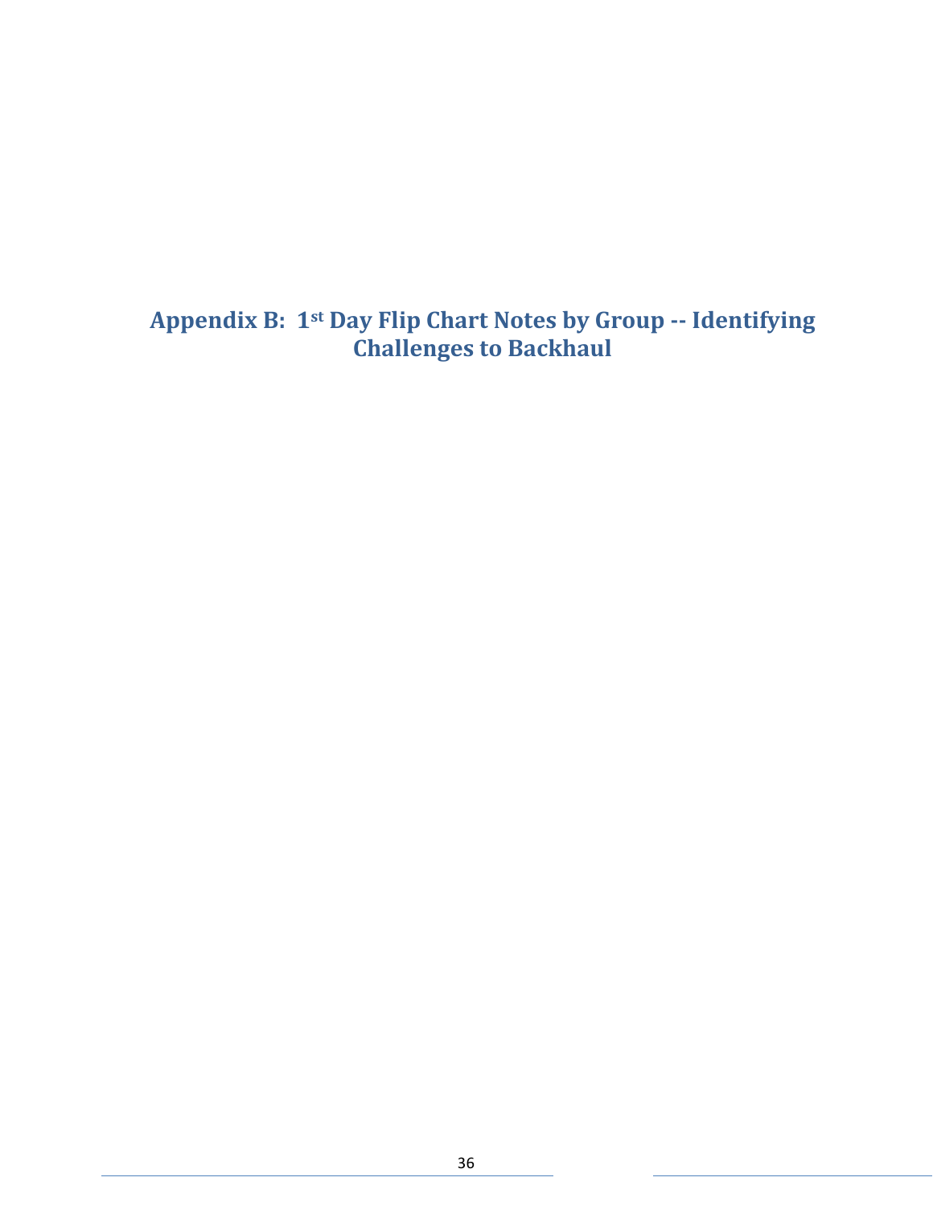# Appendix B: 1st Day Flip Chart Notes by Group -- Identifying Challenges to Backhaul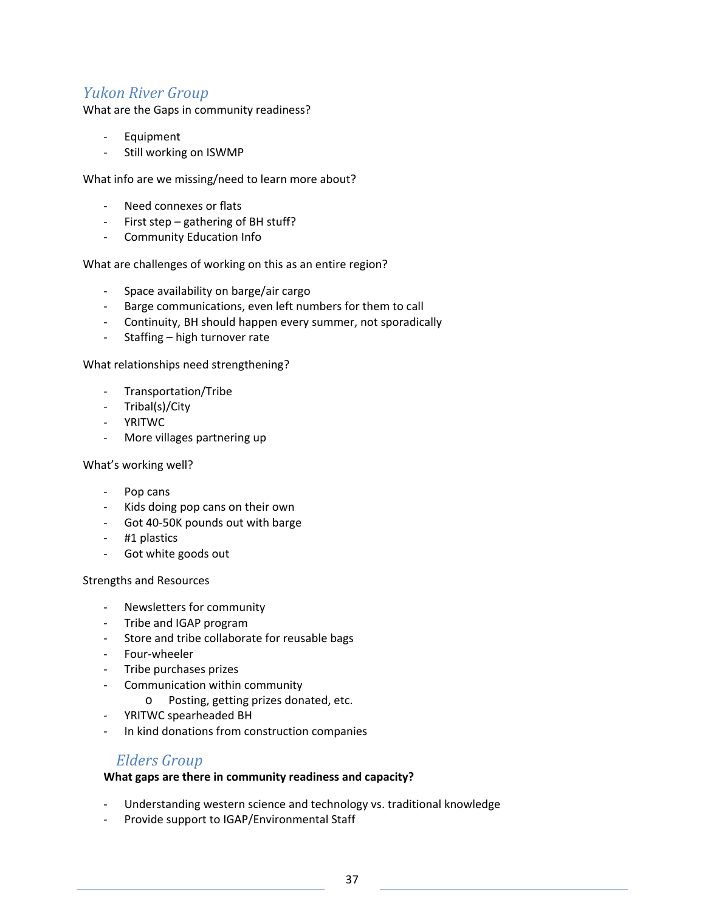## *Yukon River Group*

What are the Gaps in community readiness?

- Equipment
- Still working on ISWMP

What info are we missing/need to learn more about?

- Need connexes or flats
- First step – gathering of BH stuff?
- Community Education Info

What are challenges of working on this as an entire region?

- Space availability on barge/air cargo
- Barge communications, even left numbers for them to call
- Continuity, BH should happen every summer, not sporadically
- Staffing – high turnover rate

What relationships need strengthening?

- Transportation/Tribe
- Tribal(s)/City
- YRITWC
- More villages partnering up

What's working well?

- Pop cans
- Kids doing pop cans on their own
- Got 40-50K pounds out with barge
- #1 plastics
- Got white goods out

Strengths and Resources

- Newsletters for community
- Tribe and IGAP program
- Store and tribe collaborate for reusable bags
- Four-wheeler
- Tribe purchases prizes
- Communication within community
    - Posting, getting prizes donated, etc.
- YRITWC spearheaded BH
- In kind donations from construction companies

## *Elders Group*

**What gaps are there in community readiness and capacity?**

- Understanding western science and technology vs. traditional knowledge
- Provide support to IGAP/Environmental Staff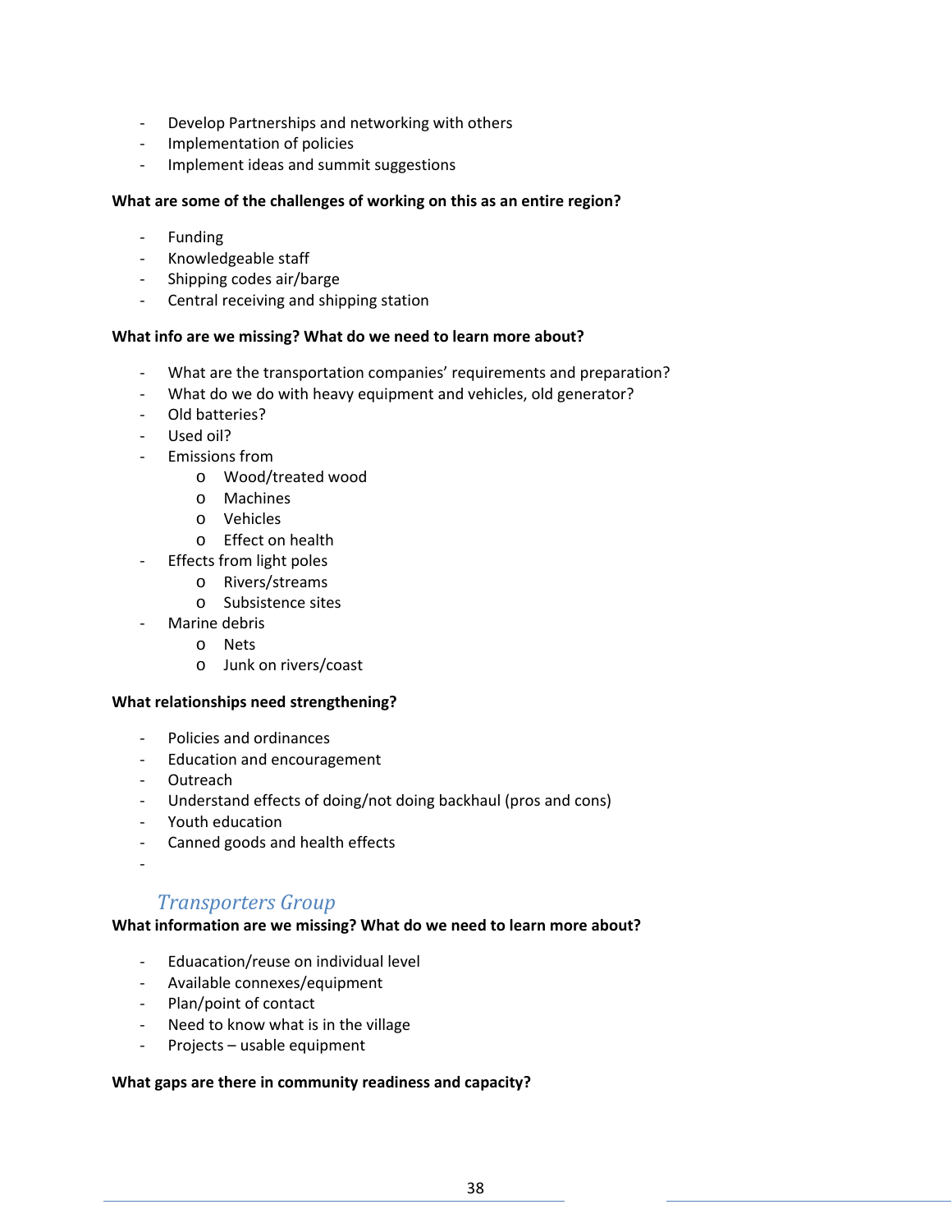- Develop Partnerships and networking with others
- Implementation of policies
- Implement ideas and summit suggestions

**What are some of the challenges of working on this as an entire region?**

- Funding
- Knowledgeable staff
- Shipping codes air/barge
- Central receiving and shipping station

**What info are we missing? What do we need to learn more about?**

- What are the transportation companies' requirements and preparation?
- What do we do with heavy equipment and vehicles, old generator?
- Old batteries?
- Used oil?
- Emissions from
  - Wood/treated wood
  - Machines
  - Vehicles
  - Effect on health
- Effects from light poles
  - Rivers/streams
  - Subsistence sites
- Marine debris
  - Nets
  - Junk on rivers/coast

**What relationships need strengthening?**

- Policies and ordinances
- Education and encouragement
- Outreach
- Understand effects of doing/not doing backhaul (pros and cons)
- Youth education
- Canned goods and health effects
-

### *Transporters Group*

**What information are we missing? What do we need to learn more about?**

- Eduacation/reuse on individual level
- Available connexes/equipment
- Plan/point of contact
- Need to know what is in the village
- Projects – usable equipment

**What gaps are there in community readiness and capacity?**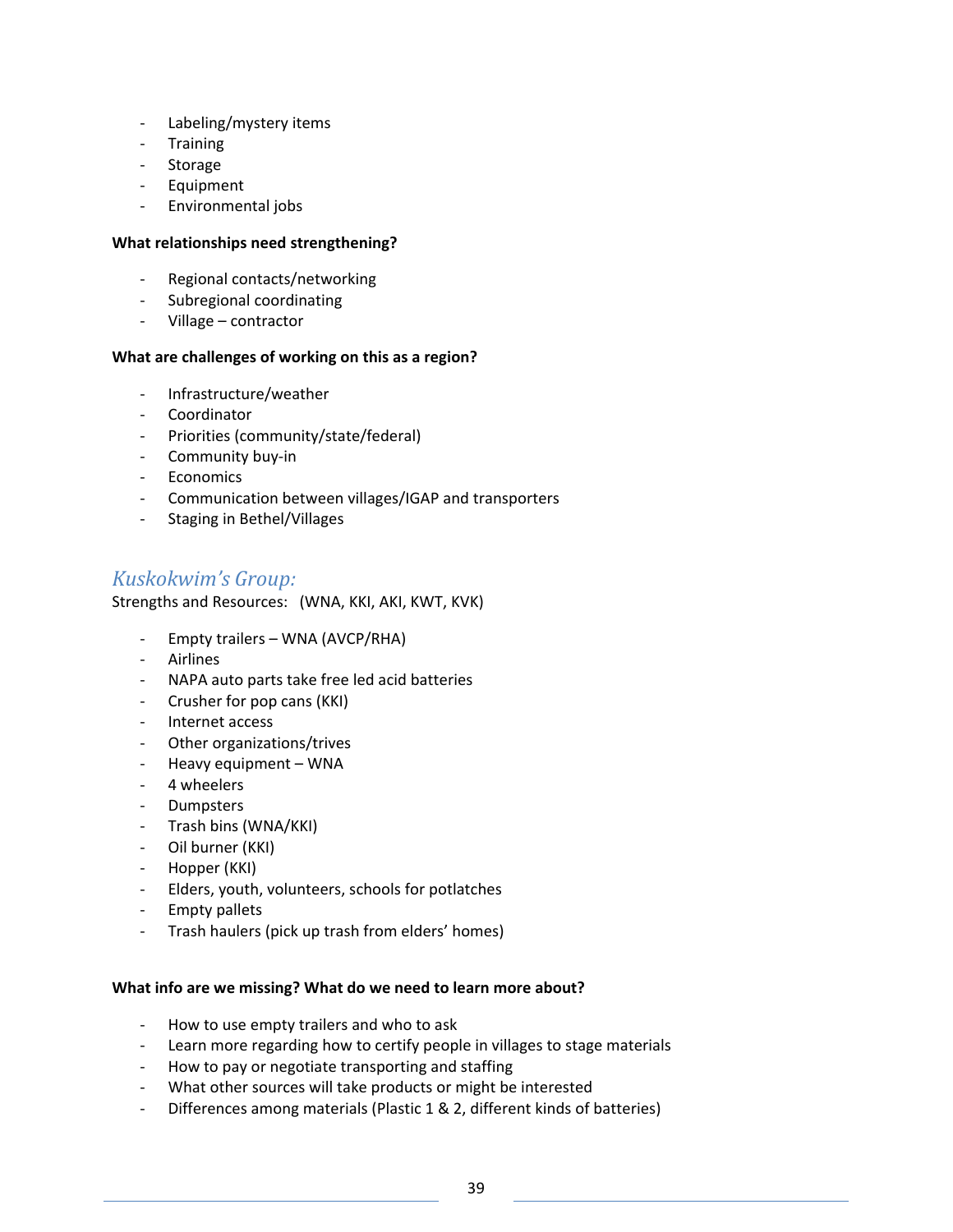- Labeling/mystery items
- Training
- Storage
- Equipment
- Environmental jobs

**What relationships need strengthening?**

- Regional contacts/networking
- Subregional coordinating
- Village – contractor

**What are challenges of working on this as a region?**

- Infrastructure/weather
- Coordinator
- Priorities (community/state/federal)
- Community buy-in
- Economics
- Communication between villages/IGAP and transporters
- Staging in Bethel/Villages

## *Kuskokwim's Group:*

Strengths and Resources: (WNA, KKI, AKI, KWT, KVK)

- Empty trailers – WNA (AVCP/RHA)
- Airlines
- NAPA auto parts take free led acid batteries
- Crusher for pop cans (KKI)
- Internet access
- Other organizations/trives
- Heavy equipment – WNA
- 4 wheelers
- Dumpsters
- Trash bins (WNA/KKI)
- Oil burner (KKI)
- Hopper (KKI)
- Elders, youth, volunteers, schools for potlatches
- Empty pallets
- Trash haulers (pick up trash from elders' homes)

**What info are we missing? What do we need to learn more about?**

- How to use empty trailers and who to ask
- Learn more regarding how to certify people in villages to stage materials
- How to pay or negotiate transporting and staffing
- What other sources will take products or might be interested
- Differences among materials (Plastic 1 & 2, different kinds of batteries)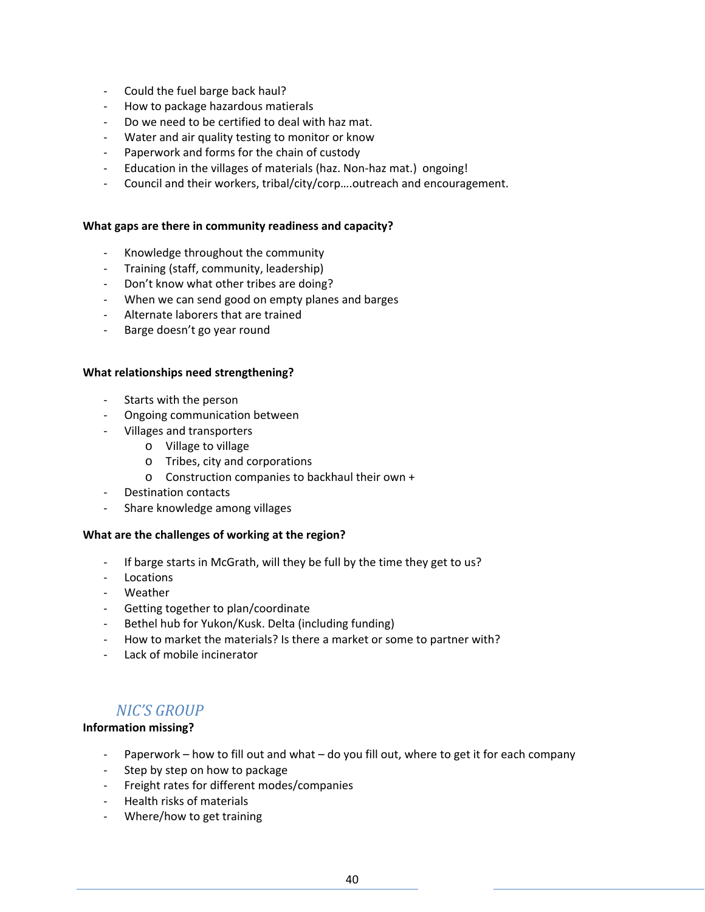- Could the fuel barge back haul?
- How to package hazardous matierals
- Do we need to be certified to deal with haz mat.
- Water and air quality testing to monitor or know
- Paperwork and forms for the chain of custody
- Education in the villages of materials (haz. Non-haz mat.) ongoing!
- Council and their workers, tribal/city/corp….outreach and encouragement.

**What gaps are there in community readiness and capacity?**

- Knowledge throughout the community
- Training (staff, community, leadership)
- Don't know what other tribes are doing?
- When we can send good on empty planes and barges
- Alternate laborers that are trained
- Barge doesn't go year round

**What relationships need strengthening?**

- Starts with the person
- Ongoing communication between
- Villages and transporters
    - Village to village
    - Tribes, city and corporations
    - Construction companies to backhaul their own +
- Destination contacts
- Share knowledge among villages

**What are the challenges of working at the region?**

- If barge starts in McGrath, will they be full by the time they get to us?
- Locations
- Weather
- Getting together to plan/coordinate
- Bethel hub for Yukon/Kusk. Delta (including funding)
- How to market the materials? Is there a market or some to partner with?
- Lack of mobile incinerator

## *NIC'S GROUP*

**Information missing?**

- Paperwork – how to fill out and what – do you fill out, where to get it for each company
- Step by step on how to package
- Freight rates for different modes/companies
- Health risks of materials
- Where/how to get training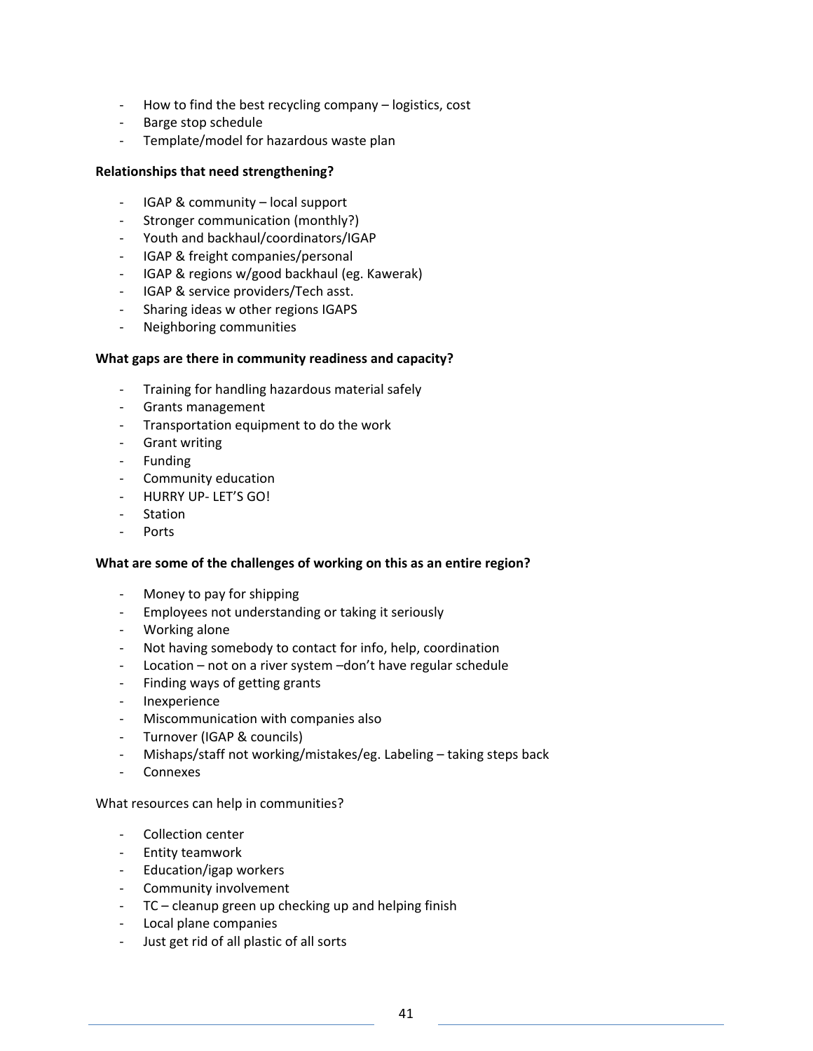- How to find the best recycling company – logistics, cost
- Barge stop schedule
- Template/model for hazardous waste plan

**Relationships that need strengthening?**

- IGAP & community – local support
- Stronger communication (monthly?)
- Youth and backhaul/coordinators/IGAP
- IGAP & freight companies/personal
- IGAP & regions w/good backhaul (eg. Kawerak)
- IGAP & service providers/Tech asst.
- Sharing ideas w other regions IGAPS
- Neighboring communities

**What gaps are there in community readiness and capacity?**

- Training for handling hazardous material safely
- Grants management
- Transportation equipment to do the work
- Grant writing
- Funding
- Community education
- HURRY UP- LET'S GO!
- Station
- Ports

**What are some of the challenges of working on this as an entire region?**

- Money to pay for shipping
- Employees not understanding or taking it seriously
- Working alone
- Not having somebody to contact for info, help, coordination
- Location – not on a river system –don't have regular schedule
- Finding ways of getting grants
- Inexperience
- Miscommunication with companies also
- Turnover (IGAP & councils)
- Mishaps/staff not working/mistakes/eg. Labeling – taking steps back
- Connexes

What resources can help in communities?

- Collection center
- Entity teamwork
- Education/igap workers
- Community involvement
- TC – cleanup green up checking up and helping finish
- Local plane companies
- Just get rid of all plastic of all sorts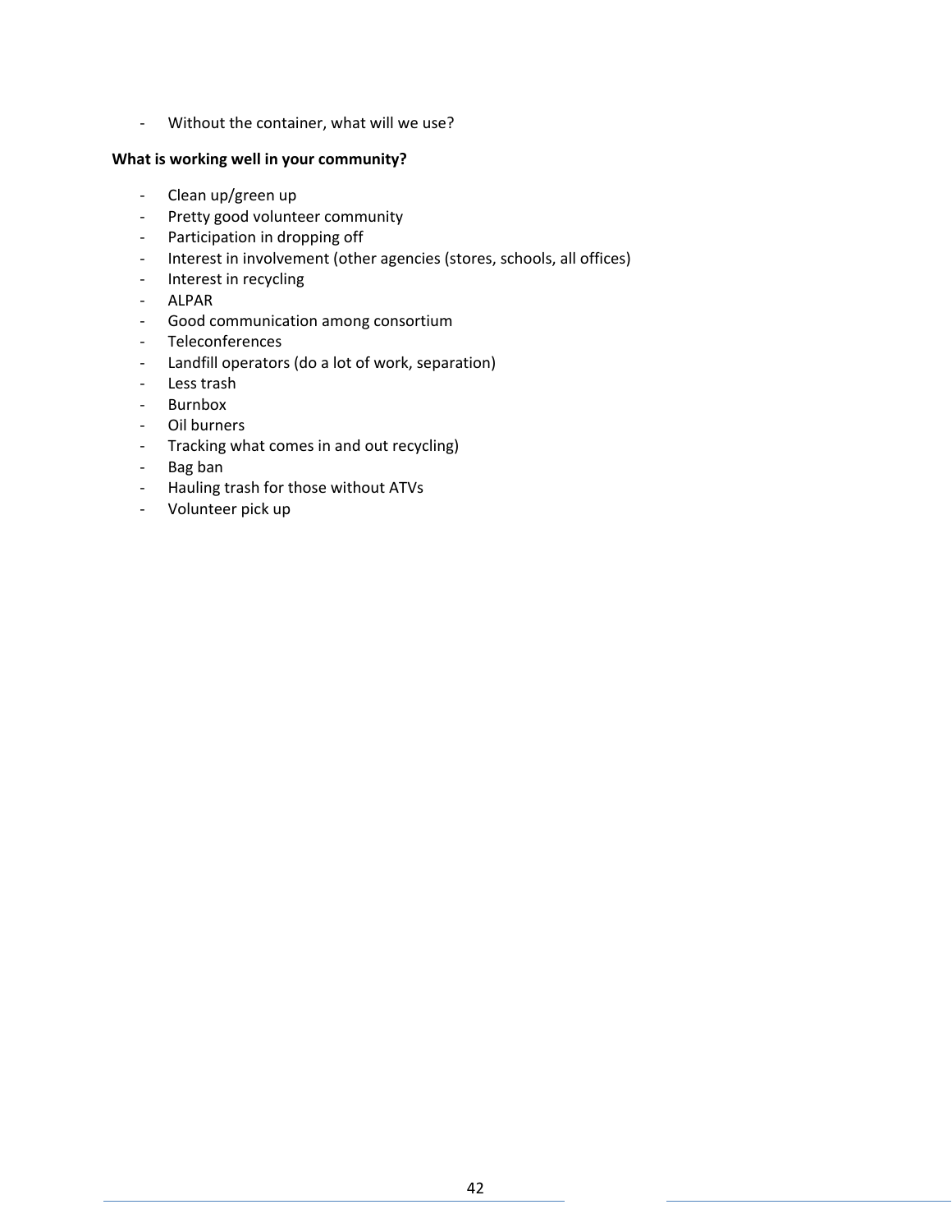- Without the container, what will we use?

**What is working well in your community?**

- Clean up/green up
- Pretty good volunteer community
- Participation in dropping off
- Interest in involvement (other agencies (stores, schools, all offices)
- Interest in recycling
- ALPAR
- Good communication among consortium
- Teleconferences
- Landfill operators (do a lot of work, separation)
- Less trash
- Burnbox
- Oil burners
- Tracking what comes in and out recycling)
- Bag ban
- Hauling trash for those without ATVs
- Volunteer pick up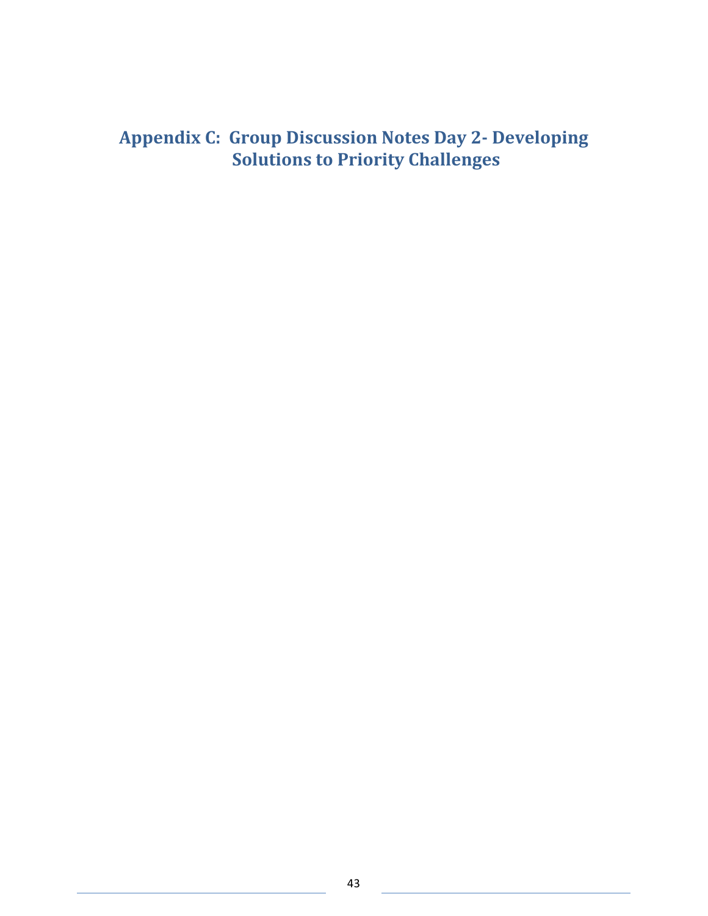# Appendix C: Group Discussion Notes Day 2- Developing Solutions to Priority Challenges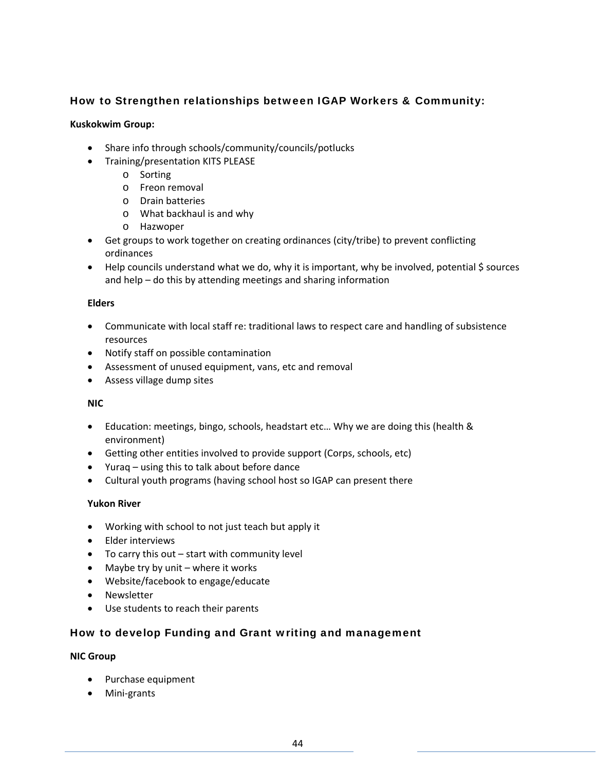## How to Strengthen relationships between IGAP Workers & Community:

**Kuskokwim Group:**

- Share info through schools/community/councils/potlucks
- Training/presentation KITS PLEASE
  - Sorting
  - Freon removal
  - Drain batteries
  - What backhaul is and why
  - Hazwoper
- Get groups to work together on creating ordinances (city/tribe) to prevent conflicting ordinances
- Help councils understand what we do, why it is important, why be involved, potential $ sources and help – do this by attending meetings and sharing information

**Elders**

- Communicate with local staff re: traditional laws to respect care and handling of subsistence resources
- Notify staff on possible contamination
- Assessment of unused equipment, vans, etc and removal
- Assess village dump sites

**NIC**

- Education: meetings, bingo, schools, headstart etc… Why we are doing this (health & environment)
- Getting other entities involved to provide support (Corps, schools, etc)
- Yuraq – using this to talk about before dance
- Cultural youth programs (having school host so IGAP can present there

**Yukon River**

- Working with school to not just teach but apply it
- Elder interviews
- To carry this out – start with community level
- Maybe try by unit – where it works
- Website/facebook to engage/educate
- Newsletter
- Use students to reach their parents

## How to develop Funding and Grant writing and management

**NIC Group**

- Purchase equipment
- Mini-grants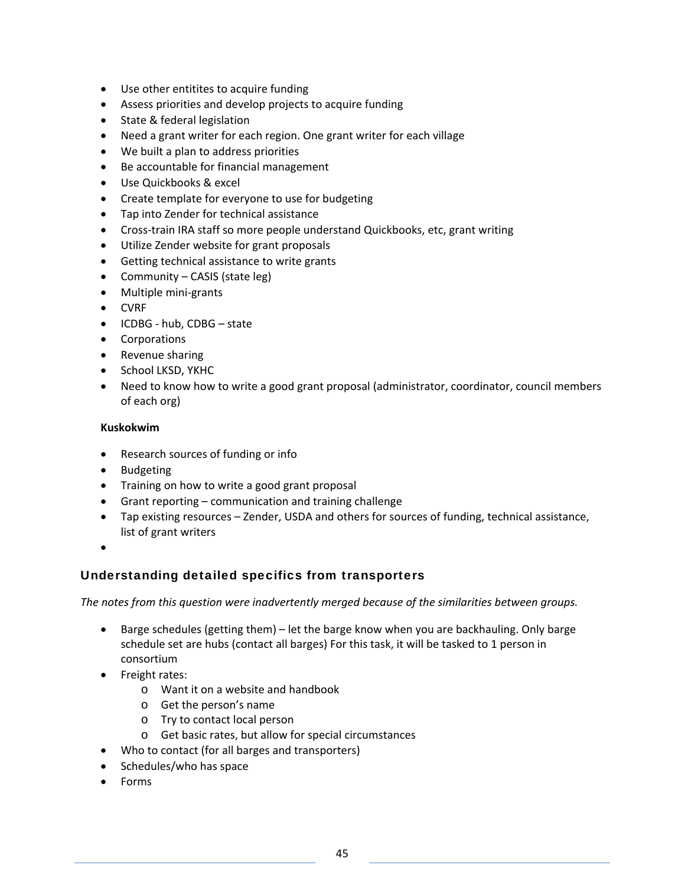- Use other entitites to acquire funding
- Assess priorities and develop projects to acquire funding
- State & federal legislation
- Need a grant writer for each region. One grant writer for each village
- We built a plan to address priorities
- Be accountable for financial management
- Use Quickbooks & excel
- Create template for everyone to use for budgeting
- Tap into Zender for technical assistance
- Cross-train IRA staff so more people understand Quickbooks, etc, grant writing
- Utilize Zender website for grant proposals
- Getting technical assistance to write grants
- Community – CASIS (state leg)
- Multiple mini-grants
- CVRF
- ICDBG - hub, CDBG – state
- Corporations
- Revenue sharing
- School LKSD, YKHC
- Need to know how to write a good grant proposal (administrator, coordinator, council members of each org)

**Kuskokwim**

- Research sources of funding or info
- Budgeting
- Training on how to write a good grant proposal
- Grant reporting – communication and training challenge
- Tap existing resources – Zender, USDA and others for sources of funding, technical assistance, list of grant writers

## Understanding detailed specifics from transporters

*The notes from this question were inadvertently merged because of the similarities between groups.*

- Barge schedules (getting them) – let the barge know when you are backhauling. Only barge schedule set are hubs (contact all barges) For this task, it will be tasked to 1 person in consortium
- Freight rates:
  - Want it on a website and handbook
  - Get the person's name
  - Try to contact local person
  - Get basic rates, but allow for special circumstances
- Who to contact (for all barges and transporters)
- Schedules/who has space
- Forms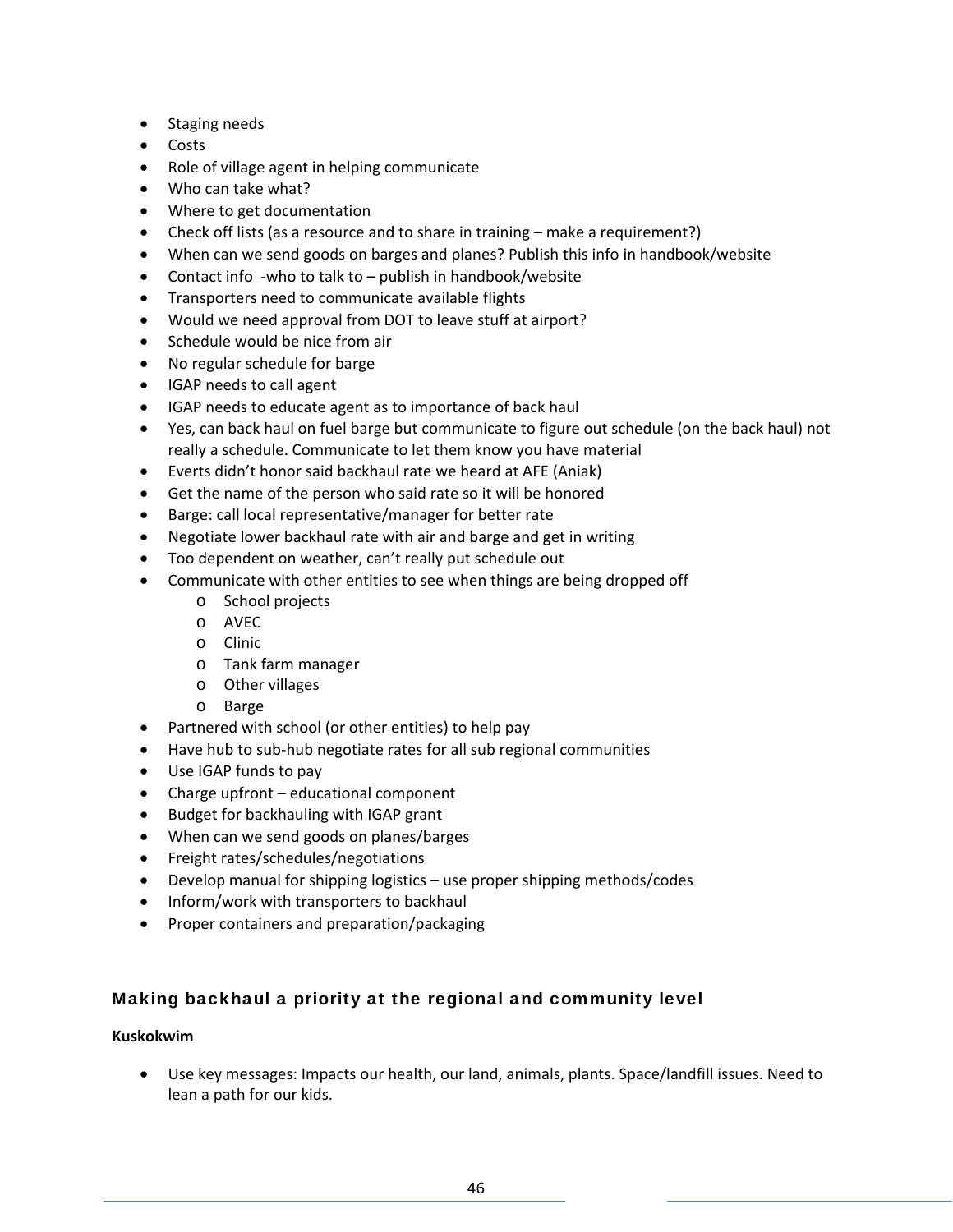- Staging needs
- Costs
- Role of village agent in helping communicate
- Who can take what?
- Where to get documentation
- Check off lists (as a resource and to share in training – make a requirement?)
- When can we send goods on barges and planes? Publish this info in handbook/website
- Contact info -who to talk to – publish in handbook/website
- Transporters need to communicate available flights
- Would we need approval from DOT to leave stuff at airport?
- Schedule would be nice from air
- No regular schedule for barge
- IGAP needs to call agent
- IGAP needs to educate agent as to importance of back haul
- Yes, can back haul on fuel barge but communicate to figure out schedule (on the back haul) not really a schedule. Communicate to let them know you have material
- Everts didn't honor said backhaul rate we heard at AFE (Aniak)
- Get the name of the person who said rate so it will be honored
- Barge: call local representative/manager for better rate
- Negotiate lower backhaul rate with air and barge and get in writing
- Too dependent on weather, can't really put schedule out
- Communicate with other entities to see when things are being dropped off
    - School projects
    - AVEC
    - Clinic
    - Tank farm manager
    - Other villages
    - Barge
- Partnered with school (or other entities) to help pay
- Have hub to sub-hub negotiate rates for all sub regional communities
- Use IGAP funds to pay
- Charge upfront – educational component
- Budget for backhauling with IGAP grant
- When can we send goods on planes/barges
- Freight rates/schedules/negotiations
- Develop manual for shipping logistics – use proper shipping methods/codes
- Inform/work with transporters to backhaul
- Proper containers and preparation/packaging

### Making backhaul a priority at the regional and community level

**Kuskokwim**

- Use key messages: Impacts our health, our land, animals, plants. Space/landfill issues. Need to lean a path for our kids.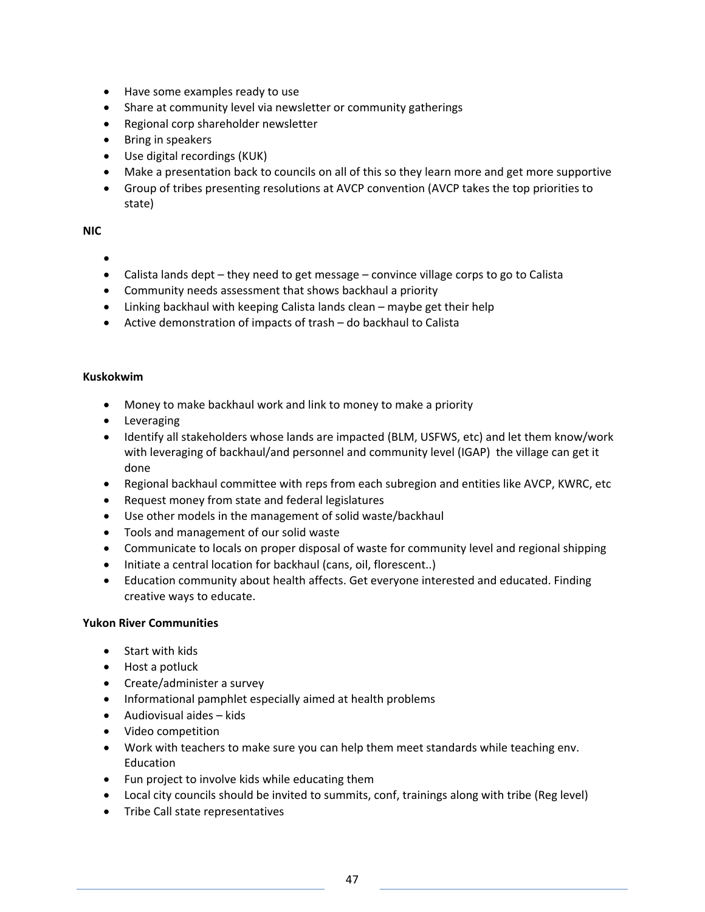- Have some examples ready to use
- Share at community level via newsletter or community gatherings
- Regional corp shareholder newsletter
- Bring in speakers
- Use digital recordings (KUK)
- Make a presentation back to councils on all of this so they learn more and get more supportive
- Group of tribes presenting resolutions at AVCP convention (AVCP takes the top priorities to state)

**NIC**

- 
- Calista lands dept – they need to get message – convince village corps to go to Calista
- Community needs assessment that shows backhaul a priority
- Linking backhaul with keeping Calista lands clean – maybe get their help
- Active demonstration of impacts of trash – do backhaul to Calista

**Kuskokwim**

- Money to make backhaul work and link to money to make a priority
- Leveraging
- Identify all stakeholders whose lands are impacted (BLM, USFWS, etc) and let them know/work with leveraging of backhaul/and personnel and community level (IGAP) the village can get it done
- Regional backhaul committee with reps from each subregion and entities like AVCP, KWRC, etc
- Request money from state and federal legislatures
- Use other models in the management of solid waste/backhaul
- Tools and management of our solid waste
- Communicate to locals on proper disposal of waste for community level and regional shipping
- Initiate a central location for backhaul (cans, oil, florescent..)
- Education community about health affects. Get everyone interested and educated. Finding creative ways to educate.

**Yukon River Communities**

- Start with kids
- Host a potluck
- Create/administer a survey
- Informational pamphlet especially aimed at health problems
- Audiovisual aides – kids
- Video competition
- Work with teachers to make sure you can help them meet standards while teaching env. Education
- Fun project to involve kids while educating them
- Local city councils should be invited to summits, conf, trainings along with tribe (Reg level)
- Tribe Call state representatives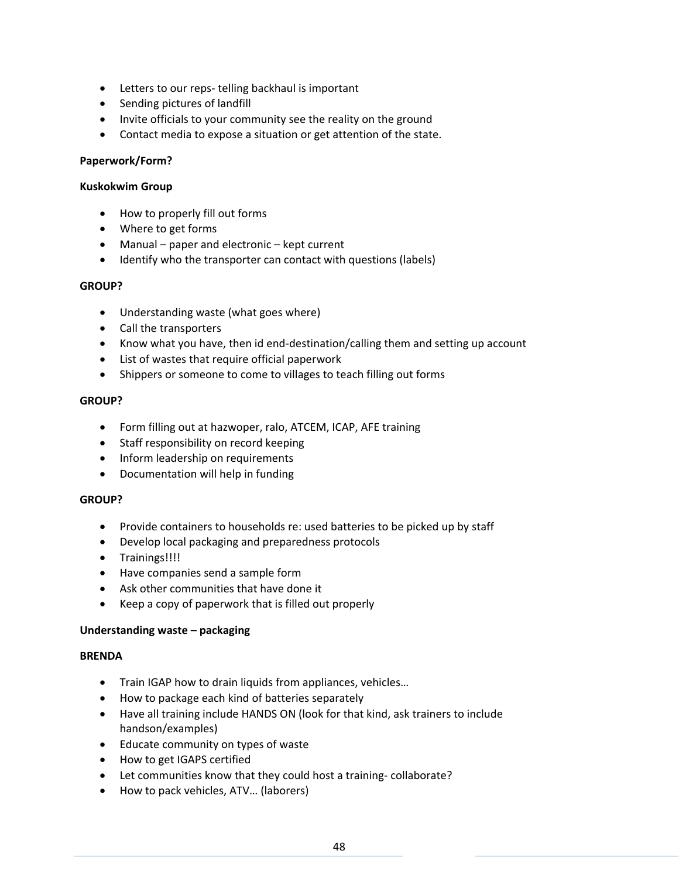- Letters to our reps- telling backhaul is important
- Sending pictures of landfill
- Invite officials to your community see the reality on the ground
- Contact media to expose a situation or get attention of the state.

**Paperwork/Form?**

**Kuskokwim Group**

- How to properly fill out forms
- Where to get forms
- Manual – paper and electronic – kept current
- Identify who the transporter can contact with questions (labels)

**GROUP?**

- Understanding waste (what goes where)
- Call the transporters
- Know what you have, then id end-destination/calling them and setting up account
- List of wastes that require official paperwork
- Shippers or someone to come to villages to teach filling out forms

**GROUP?**

- Form filling out at hazwoper, ralo, ATCEM, ICAP, AFE training
- Staff responsibility on record keeping
- Inform leadership on requirements
- Documentation will help in funding

**GROUP?**

- Provide containers to households re: used batteries to be picked up by staff
- Develop local packaging and preparedness protocols
- Trainings!!!!
- Have companies send a sample form
- Ask other communities that have done it
- Keep a copy of paperwork that is filled out properly

**Understanding waste – packaging**

**BRENDA**

- Train IGAP how to drain liquids from appliances, vehicles…
- How to package each kind of batteries separately
- Have all training include HANDS ON (look for that kind, ask trainers to include handson/examples)
- Educate community on types of waste
- How to get IGAPS certified
- Let communities know that they could host a training- collaborate?
- How to pack vehicles, ATV… (laborers)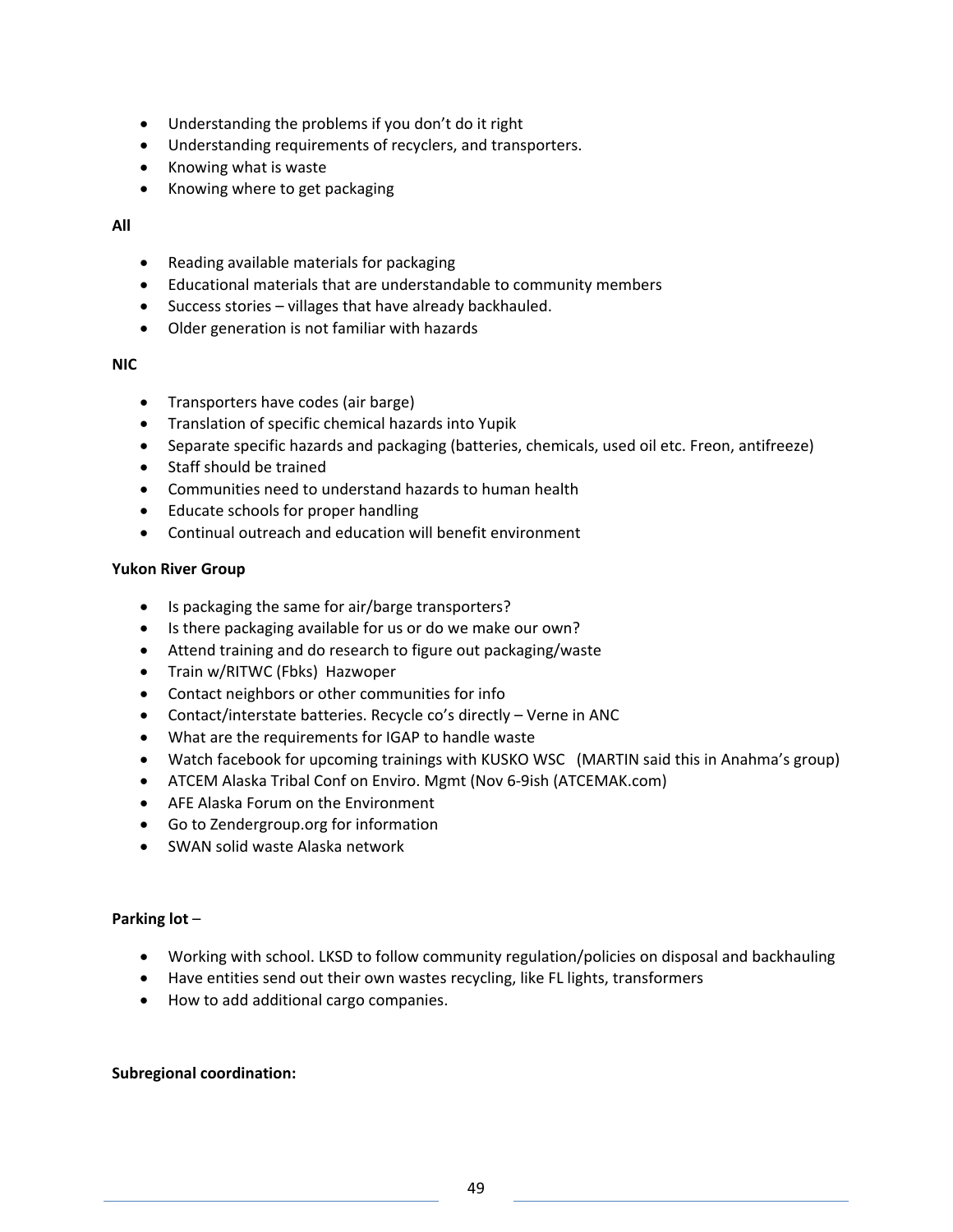- Understanding the problems if you don't do it right
- Understanding requirements of recyclers, and transporters.
- Knowing what is waste
- Knowing where to get packaging

**All**

- Reading available materials for packaging
- Educational materials that are understandable to community members
- Success stories – villages that have already backhauled.
- Older generation is not familiar with hazards

**NIC**

- Transporters have codes (air barge)
- Translation of specific chemical hazards into Yupik
- Separate specific hazards and packaging (batteries, chemicals, used oil etc. Freon, antifreeze)
- Staff should be trained
- Communities need to understand hazards to human health
- Educate schools for proper handling
- Continual outreach and education will benefit environment

**Yukon River Group**

- Is packaging the same for air/barge transporters?
- Is there packaging available for us or do we make our own?
- Attend training and do research to figure out packaging/waste
- Train w/RITWC (Fbks) Hazwoper
- Contact neighbors or other communities for info
- Contact/interstate batteries. Recycle co's directly – Verne in ANC
- What are the requirements for IGAP to handle waste
- Watch facebook for upcoming trainings with KUSKO WSC (MARTIN said this in Anahma's group)
- ATCEM Alaska Tribal Conf on Enviro. Mgmt (Nov 6-9ish (ATCEMAK.com)
- AFE Alaska Forum on the Environment
- Go to Zendergroup.org for information
- SWAN solid waste Alaska network

**Parking lot** –

- Working with school. LKSD to follow community regulation/policies on disposal and backhauling
- Have entities send out their own wastes recycling, like FL lights, transformers
- How to add additional cargo companies.

**Subregional coordination:**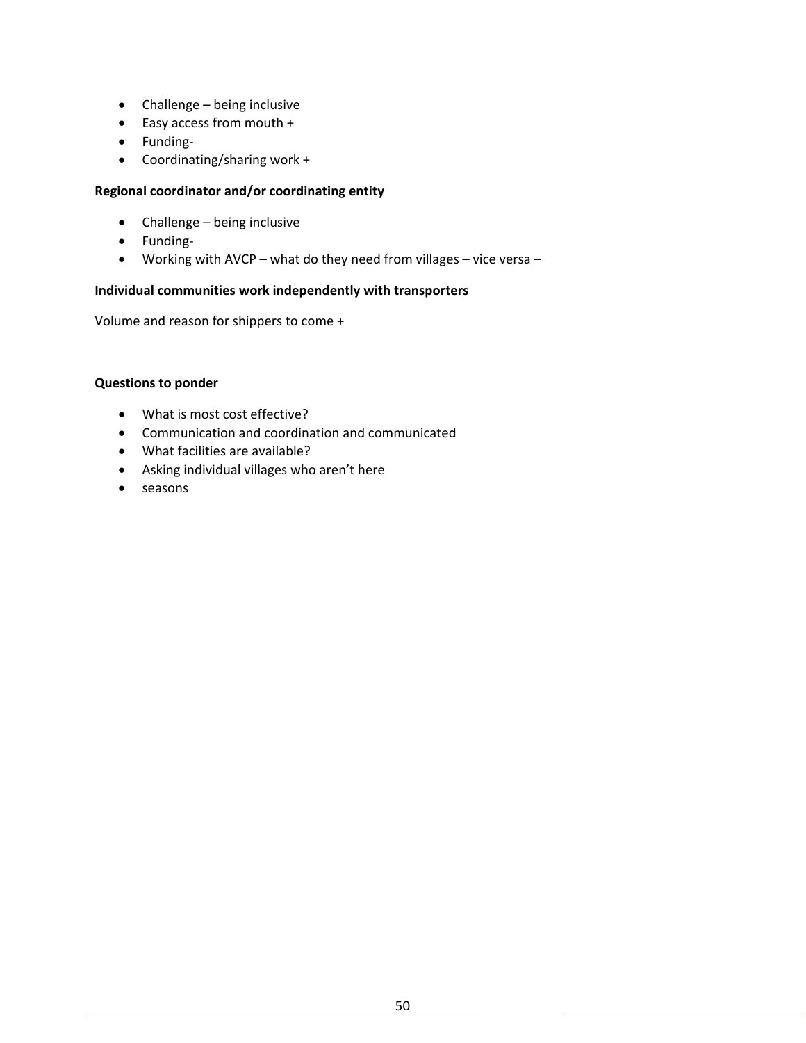- Challenge – being inclusive
- Easy access from mouth +
- Funding-
- Coordinating/sharing work +

**Regional coordinator and/or coordinating entity**

- Challenge – being inclusive
- Funding-
- Working with AVCP – what do they need from villages – vice versa –

**Individual communities work independently with transporters**

Volume and reason for shippers to come +

**Questions to ponder**

- What is most cost effective?
- Communication and coordination and communicated
- What facilities are available?
- Asking individual villages who aren't here
- seasons